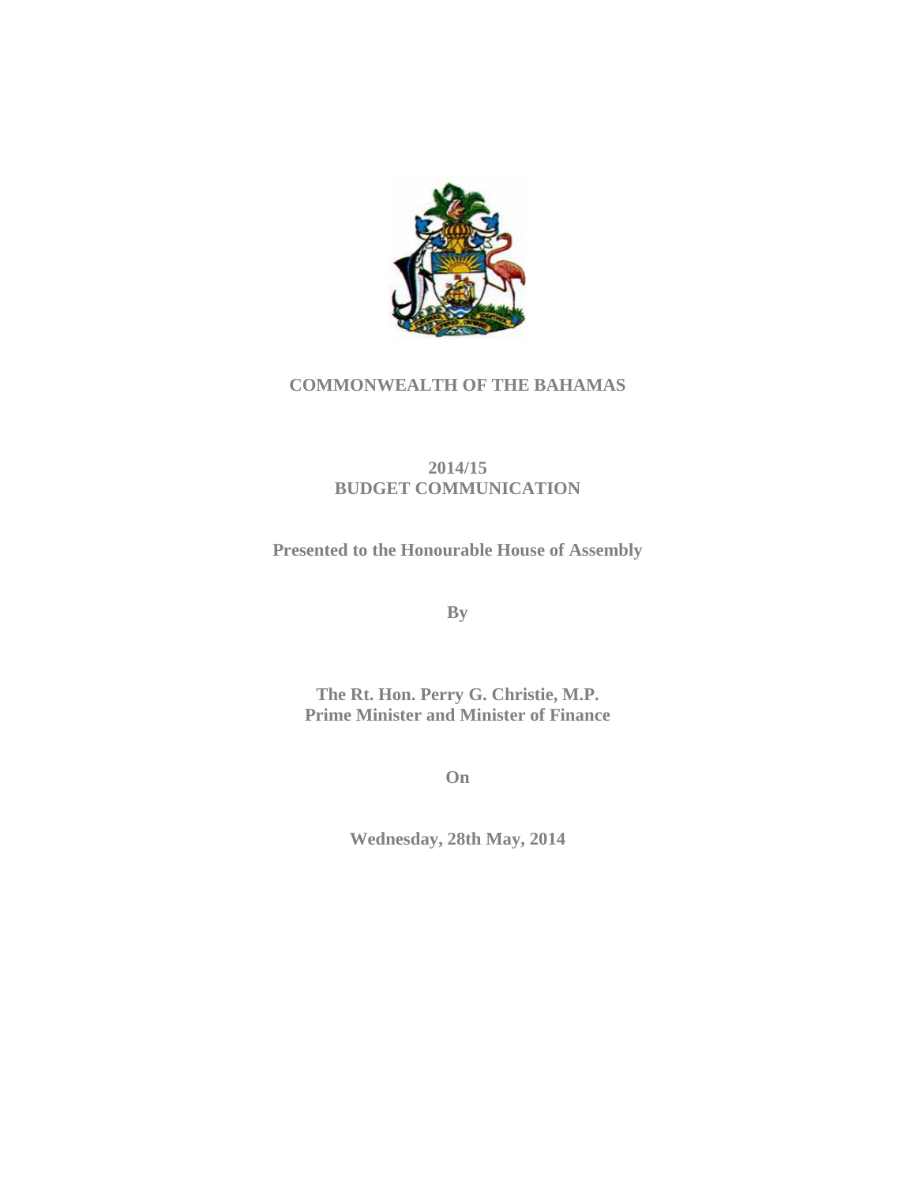# COMMONWEALTH OF THE BAHAMAS

## 2014/15
## BUDGET COMMUNICATION

**Presented to the Honourable House of Assembly**

**By**

**The Rt. Hon. Perry G. Christie, M.P.**
**Prime Minister and Minister of Finance**

**On**

**Wednesday, 28th May, 2014**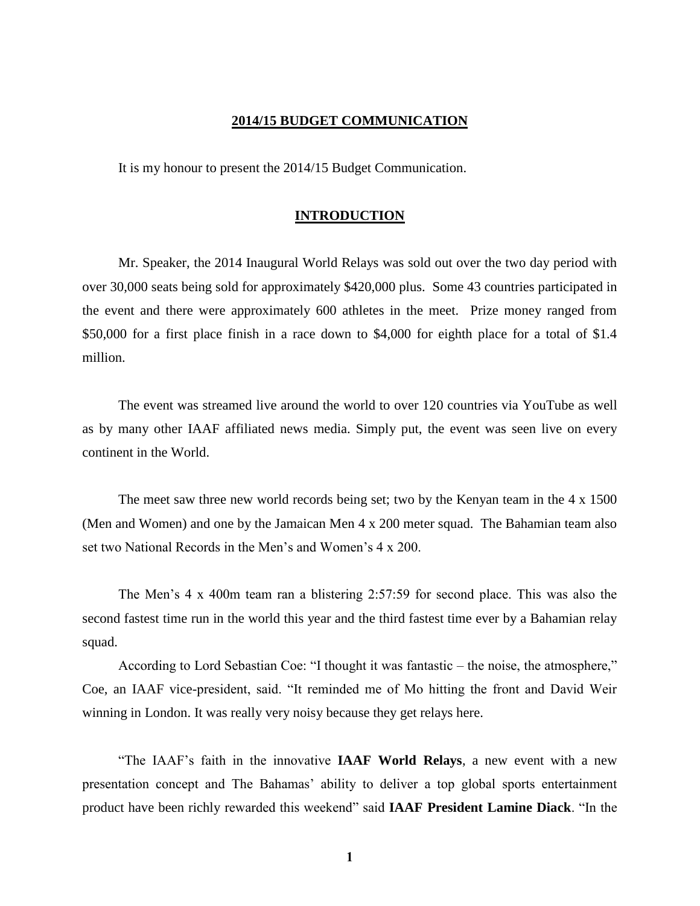**2014/15 BUDGET COMMUNICATION**

It is my honour to present the 2014/15 Budget Communication.

**INTRODUCTION**

Mr. Speaker, the 2014 Inaugural World Relays was sold out over the two day period with over 30,000 seats being sold for approximately $420,000 plus. Some 43 countries participated in the event and there were approximately 600 athletes in the meet. Prize money ranged from $50,000 for a first place finish in a race down to $4,000 for eighth place for a total of $1.4 million.

The event was streamed live around the world to over 120 countries via YouTube as well as by many other IAAF affiliated news media. Simply put, the event was seen live on every continent in the World.

The meet saw three new world records being set; two by the Kenyan team in the 4 x 1500 (Men and Women) and one by the Jamaican Men 4 x 200 meter squad. The Bahamian team also set two National Records in the Men's and Women's 4 x 200.

The Men's 4 x 400m team ran a blistering 2:57:59 for second place. This was also the second fastest time run in the world this year and the third fastest time ever by a Bahamian relay squad.

According to Lord Sebastian Coe: "I thought it was fantastic – the noise, the atmosphere," Coe, an IAAF vice-president, said. "It reminded me of Mo hitting the front and David Weir winning in London. It was really very noisy because they get relays here.

"The IAAF's faith in the innovative **IAAF World Relays**, a new event with a new presentation concept and The Bahamas' ability to deliver a top global sports entertainment product have been richly rewarded this weekend" said **IAAF President Lamine Diack**. "In the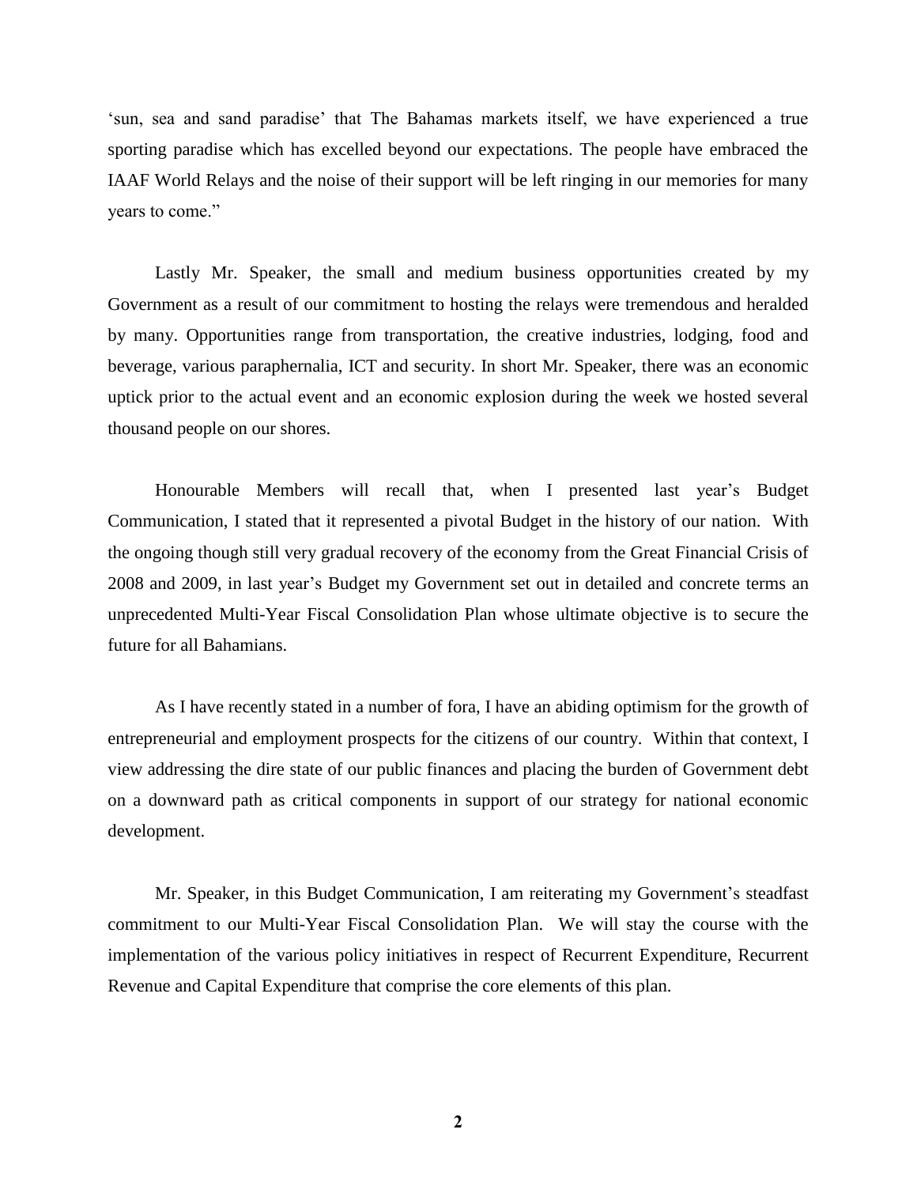'sun, sea and sand paradise' that The Bahamas markets itself, we have experienced a true sporting paradise which has excelled beyond our expectations. The people have embraced the IAAF World Relays and the noise of their support will be left ringing in our memories for many years to come."

Lastly Mr. Speaker, the small and medium business opportunities created by my Government as a result of our commitment to hosting the relays were tremendous and heralded by many. Opportunities range from transportation, the creative industries, lodging, food and beverage, various paraphernalia, ICT and security. In short Mr. Speaker, there was an economic uptick prior to the actual event and an economic explosion during the week we hosted several thousand people on our shores.

Honourable Members will recall that, when I presented last year's Budget Communication, I stated that it represented a pivotal Budget in the history of our nation. With the ongoing though still very gradual recovery of the economy from the Great Financial Crisis of 2008 and 2009, in last year's Budget my Government set out in detailed and concrete terms an unprecedented Multi-Year Fiscal Consolidation Plan whose ultimate objective is to secure the future for all Bahamians.

As I have recently stated in a number of fora, I have an abiding optimism for the growth of entrepreneurial and employment prospects for the citizens of our country. Within that context, I view addressing the dire state of our public finances and placing the burden of Government debt on a downward path as critical components in support of our strategy for national economic development.

Mr. Speaker, in this Budget Communication, I am reiterating my Government's steadfast commitment to our Multi-Year Fiscal Consolidation Plan. We will stay the course with the implementation of the various policy initiatives in respect of Recurrent Expenditure, Recurrent Revenue and Capital Expenditure that comprise the core elements of this plan.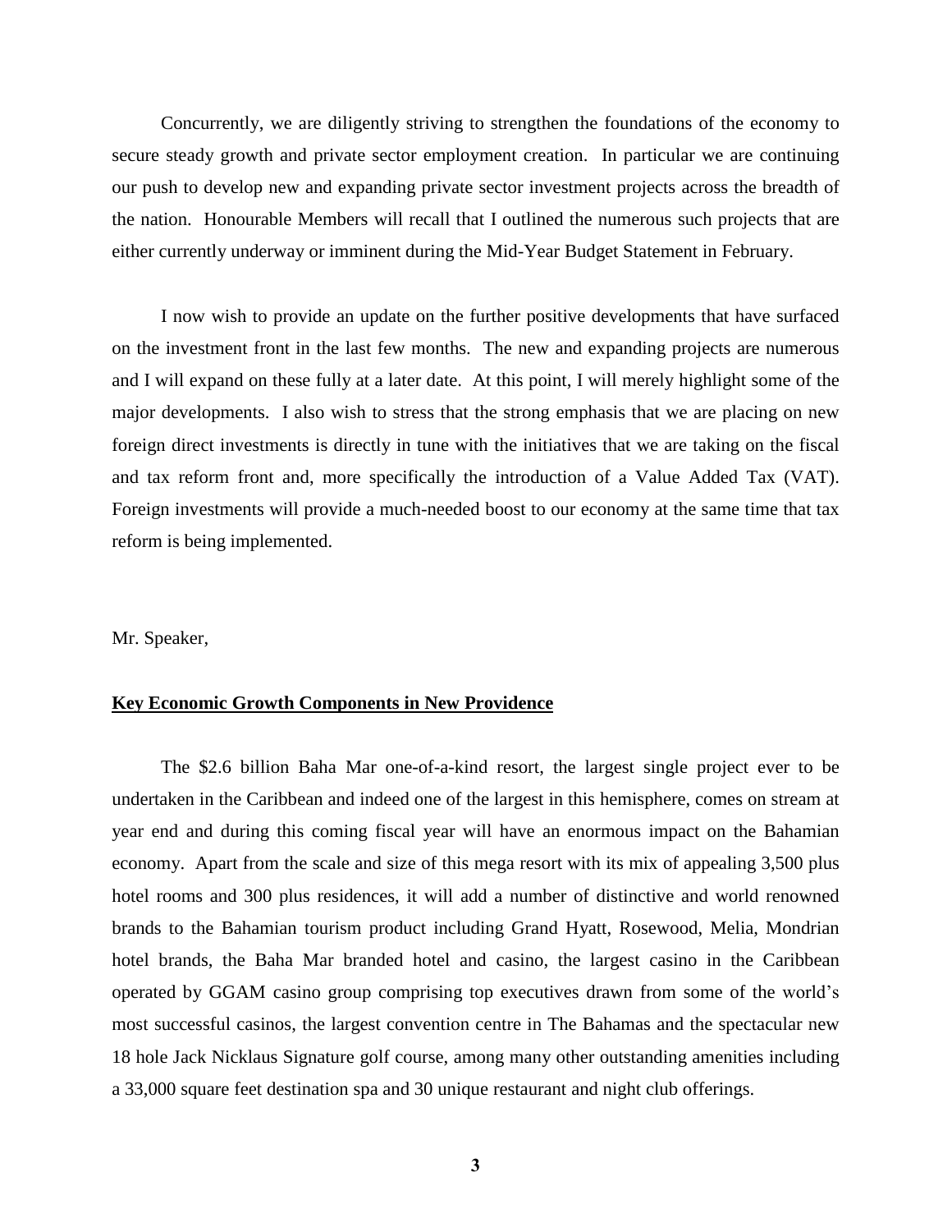Concurrently, we are diligently striving to strengthen the foundations of the economy to secure steady growth and private sector employment creation. In particular we are continuing our push to develop new and expanding private sector investment projects across the breadth of the nation. Honourable Members will recall that I outlined the numerous such projects that are either currently underway or imminent during the Mid-Year Budget Statement in February.

I now wish to provide an update on the further positive developments that have surfaced on the investment front in the last few months. The new and expanding projects are numerous and I will expand on these fully at a later date. At this point, I will merely highlight some of the major developments. I also wish to stress that the strong emphasis that we are placing on new foreign direct investments is directly in tune with the initiatives that we are taking on the fiscal and tax reform front and, more specifically the introduction of a Value Added Tax (VAT). Foreign investments will provide a much-needed boost to our economy at the same time that tax reform is being implemented.

Mr. Speaker,

**Key Economic Growth Components in New Providence**

The $2.6 billion Baha Mar one-of-a-kind resort, the largest single project ever to be undertaken in the Caribbean and indeed one of the largest in this hemisphere, comes on stream at year end and during this coming fiscal year will have an enormous impact on the Bahamian economy. Apart from the scale and size of this mega resort with its mix of appealing 3,500 plus hotel rooms and 300 plus residences, it will add a number of distinctive and world renowned brands to the Bahamian tourism product including Grand Hyatt, Rosewood, Melia, Mondrian hotel brands, the Baha Mar branded hotel and casino, the largest casino in the Caribbean operated by GGAM casino group comprising top executives drawn from some of the world's most successful casinos, the largest convention centre in The Bahamas and the spectacular new 18 hole Jack Nicklaus Signature golf course, among many other outstanding amenities including a 33,000 square feet destination spa and 30 unique restaurant and night club offerings.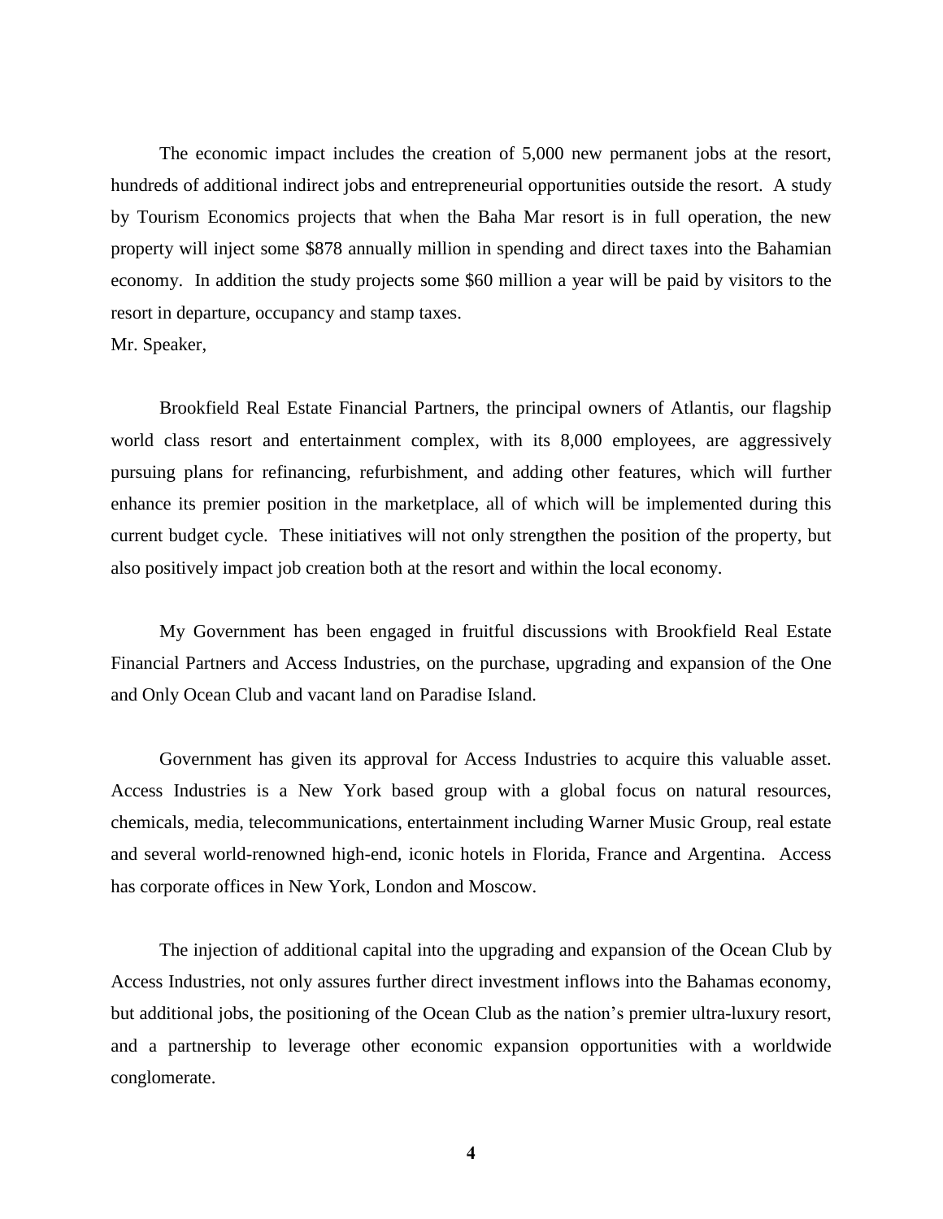The economic impact includes the creation of 5,000 new permanent jobs at the resort, hundreds of additional indirect jobs and entrepreneurial opportunities outside the resort. A study by Tourism Economics projects that when the Baha Mar resort is in full operation, the new property will inject some $878 annually million in spending and direct taxes into the Bahamian economy. In addition the study projects some $60 million a year will be paid by visitors to the resort in departure, occupancy and stamp taxes.

Mr. Speaker,

Brookfield Real Estate Financial Partners, the principal owners of Atlantis, our flagship world class resort and entertainment complex, with its 8,000 employees, are aggressively pursuing plans for refinancing, refurbishment, and adding other features, which will further enhance its premier position in the marketplace, all of which will be implemented during this current budget cycle. These initiatives will not only strengthen the position of the property, but also positively impact job creation both at the resort and within the local economy.

My Government has been engaged in fruitful discussions with Brookfield Real Estate Financial Partners and Access Industries, on the purchase, upgrading and expansion of the One and Only Ocean Club and vacant land on Paradise Island.

Government has given its approval for Access Industries to acquire this valuable asset. Access Industries is a New York based group with a global focus on natural resources, chemicals, media, telecommunications, entertainment including Warner Music Group, real estate and several world-renowned high-end, iconic hotels in Florida, France and Argentina. Access has corporate offices in New York, London and Moscow.

The injection of additional capital into the upgrading and expansion of the Ocean Club by Access Industries, not only assures further direct investment inflows into the Bahamas economy, but additional jobs, the positioning of the Ocean Club as the nation's premier ultra-luxury resort, and a partnership to leverage other economic expansion opportunities with a worldwide conglomerate.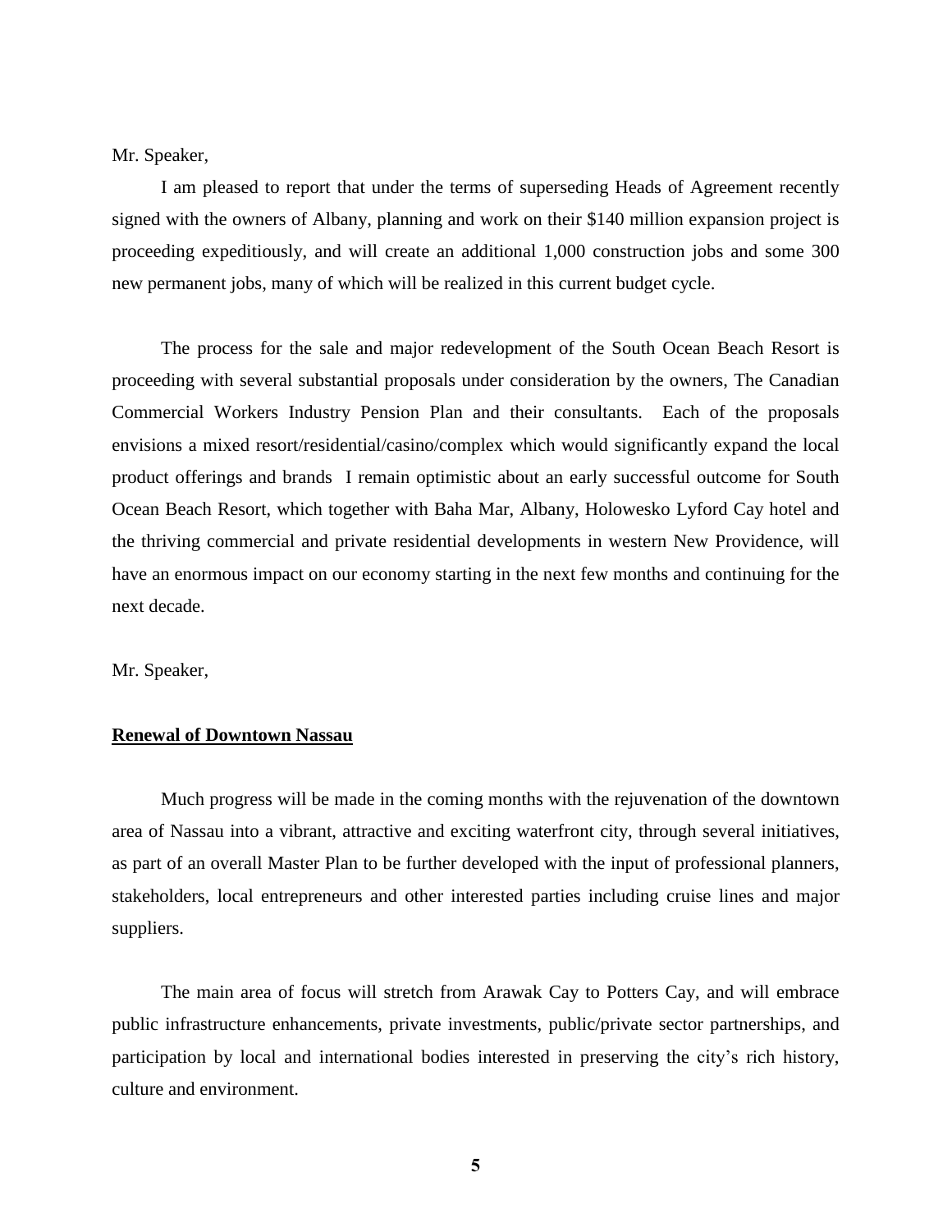Mr. Speaker,

I am pleased to report that under the terms of superseding Heads of Agreement recently signed with the owners of Albany, planning and work on their $140 million expansion project is proceeding expeditiously, and will create an additional 1,000 construction jobs and some 300 new permanent jobs, many of which will be realized in this current budget cycle.

The process for the sale and major redevelopment of the South Ocean Beach Resort is proceeding with several substantial proposals under consideration by the owners, The Canadian Commercial Workers Industry Pension Plan and their consultants. Each of the proposals envisions a mixed resort/residential/casino/complex which would significantly expand the local product offerings and brands I remain optimistic about an early successful outcome for South Ocean Beach Resort, which together with Baha Mar, Albany, Holowesko Lyford Cay hotel and the thriving commercial and private residential developments in western New Providence, will have an enormous impact on our economy starting in the next few months and continuing for the next decade.

Mr. Speaker,

**Renewal of Downtown Nassau**

Much progress will be made in the coming months with the rejuvenation of the downtown area of Nassau into a vibrant, attractive and exciting waterfront city, through several initiatives, as part of an overall Master Plan to be further developed with the input of professional planners, stakeholders, local entrepreneurs and other interested parties including cruise lines and major suppliers.

The main area of focus will stretch from Arawak Cay to Potters Cay, and will embrace public infrastructure enhancements, private investments, public/private sector partnerships, and participation by local and international bodies interested in preserving the city's rich history, culture and environment.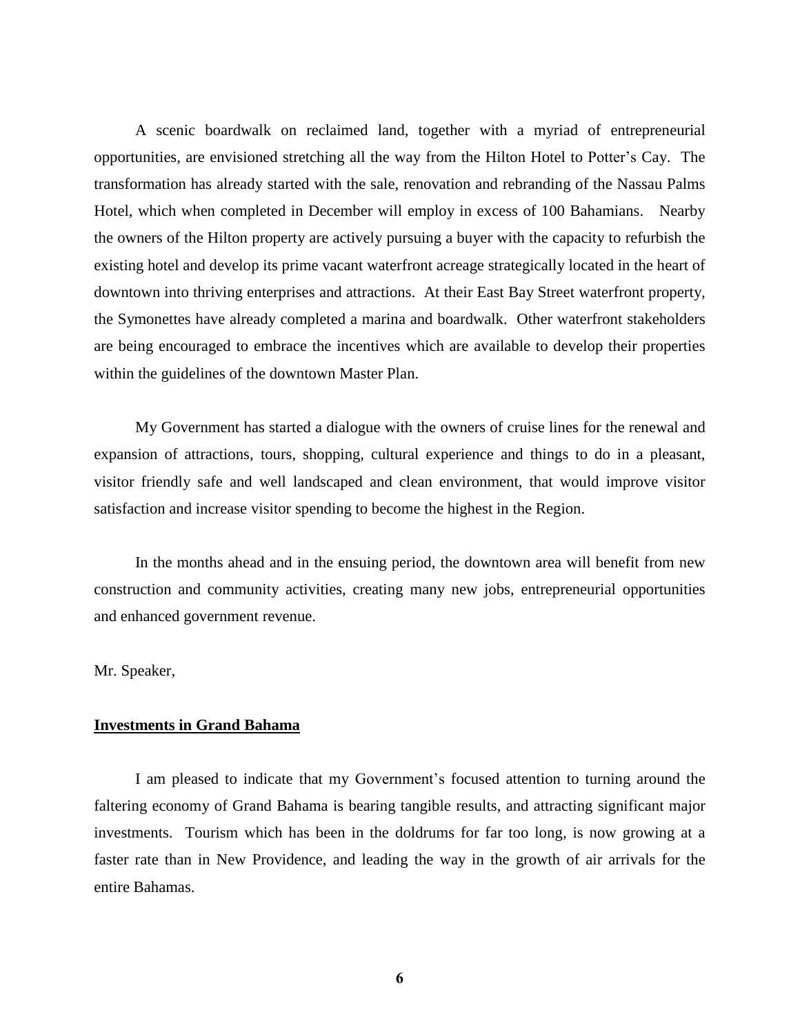A scenic boardwalk on reclaimed land, together with a myriad of entrepreneurial opportunities, are envisioned stretching all the way from the Hilton Hotel to Potter's Cay. The transformation has already started with the sale, renovation and rebranding of the Nassau Palms Hotel, which when completed in December will employ in excess of 100 Bahamians. Nearby the owners of the Hilton property are actively pursuing a buyer with the capacity to refurbish the existing hotel and develop its prime vacant waterfront acreage strategically located in the heart of downtown into thriving enterprises and attractions. At their East Bay Street waterfront property, the Symonettes have already completed a marina and boardwalk. Other waterfront stakeholders are being encouraged to embrace the incentives which are available to develop their properties within the guidelines of the downtown Master Plan.

My Government has started a dialogue with the owners of cruise lines for the renewal and expansion of attractions, tours, shopping, cultural experience and things to do in a pleasant, visitor friendly safe and well landscaped and clean environment, that would improve visitor satisfaction and increase visitor spending to become the highest in the Region.

In the months ahead and in the ensuing period, the downtown area will benefit from new construction and community activities, creating many new jobs, entrepreneurial opportunities and enhanced government revenue.

Mr. Speaker,

**Investments in Grand Bahama**

I am pleased to indicate that my Government's focused attention to turning around the faltering economy of Grand Bahama is bearing tangible results, and attracting significant major investments. Tourism which has been in the doldrums for far too long, is now growing at a faster rate than in New Providence, and leading the way in the growth of air arrivals for the entire Bahamas.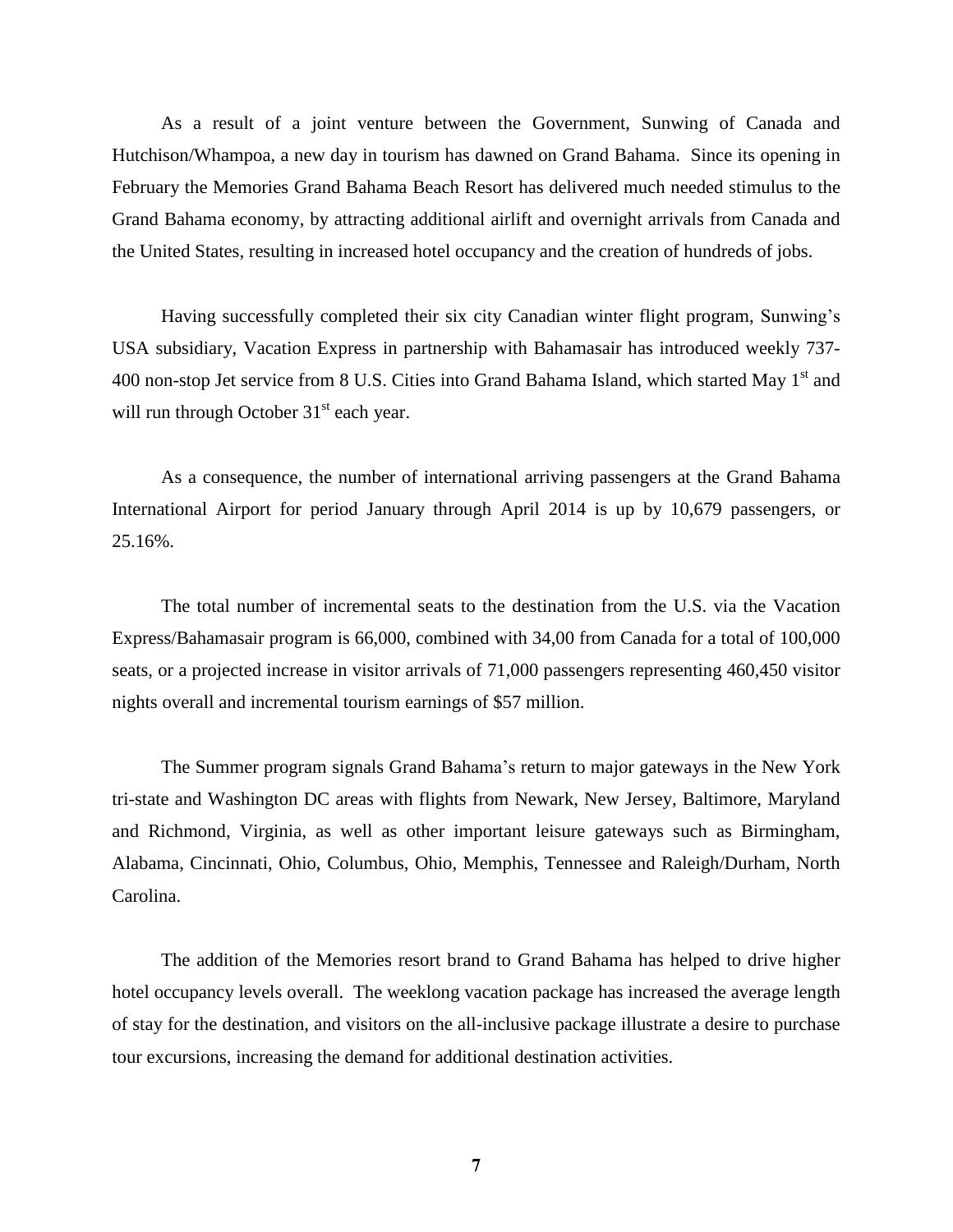As a result of a joint venture between the Government, Sunwing of Canada and Hutchison/Whampoa, a new day in tourism has dawned on Grand Bahama. Since its opening in February the Memories Grand Bahama Beach Resort has delivered much needed stimulus to the Grand Bahama economy, by attracting additional airlift and overnight arrivals from Canada and the United States, resulting in increased hotel occupancy and the creation of hundreds of jobs.

Having successfully completed their six city Canadian winter flight program, Sunwing's USA subsidiary, Vacation Express in partnership with Bahamasair has introduced weekly 737-400 non-stop Jet service from 8 U.S. Cities into Grand Bahama Island, which started May 1st and will run through October 31st each year.

As a consequence, the number of international arriving passengers at the Grand Bahama International Airport for period January through April 2014 is up by 10,679 passengers, or 25.16%.

The total number of incremental seats to the destination from the U.S. via the Vacation Express/Bahamasair program is 66,000, combined with 34,00 from Canada for a total of 100,000 seats, or a projected increase in visitor arrivals of 71,000 passengers representing 460,450 visitor nights overall and incremental tourism earnings of $57 million.

The Summer program signals Grand Bahama's return to major gateways in the New York tri-state and Washington DC areas with flights from Newark, New Jersey, Baltimore, Maryland and Richmond, Virginia, as well as other important leisure gateways such as Birmingham, Alabama, Cincinnati, Ohio, Columbus, Ohio, Memphis, Tennessee and Raleigh/Durham, North Carolina.

The addition of the Memories resort brand to Grand Bahama has helped to drive higher hotel occupancy levels overall. The weeklong vacation package has increased the average length of stay for the destination, and visitors on the all-inclusive package illustrate a desire to purchase tour excursions, increasing the demand for additional destination activities.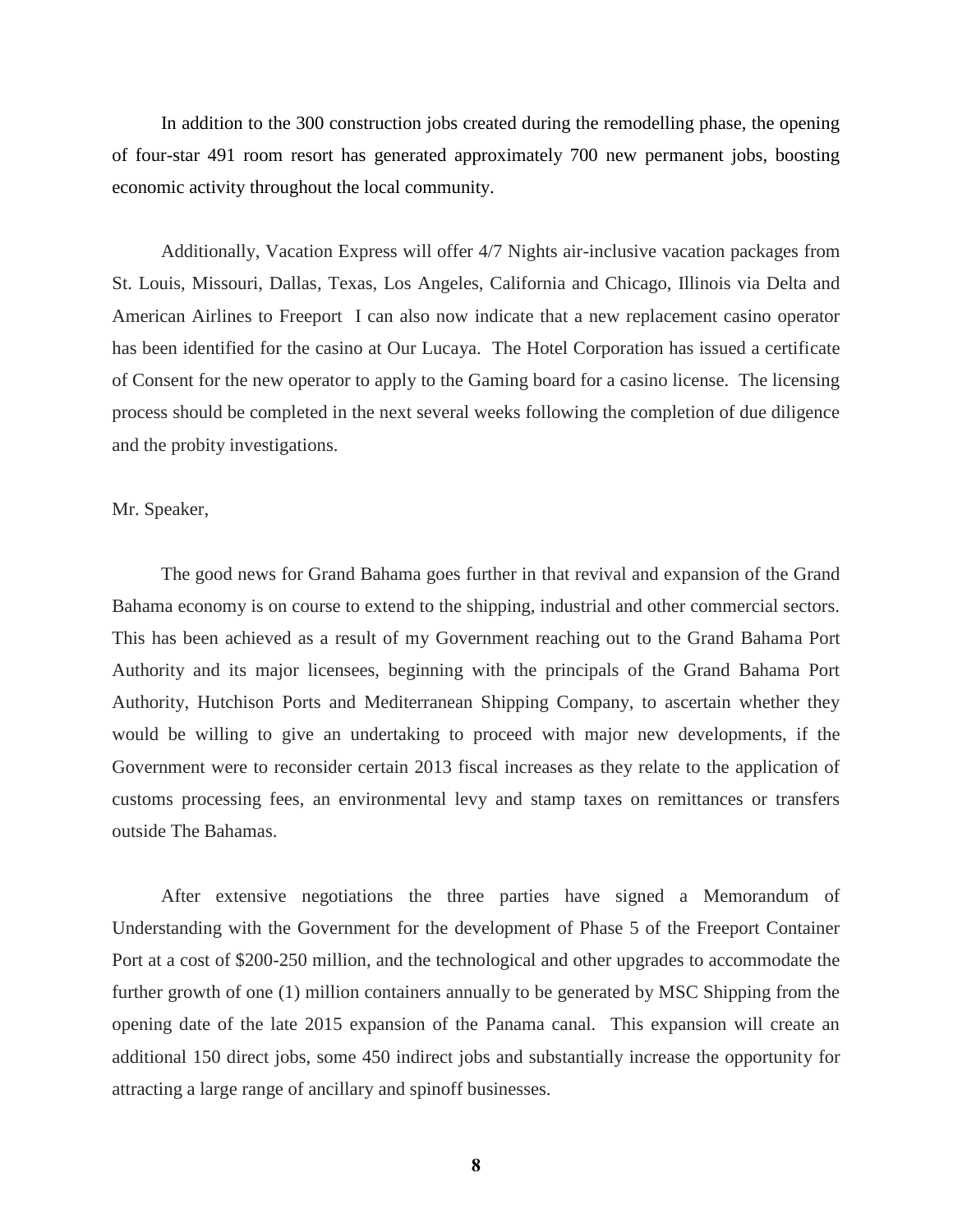In addition to the 300 construction jobs created during the remodelling phase, the opening of four-star 491 room resort has generated approximately 700 new permanent jobs, boosting economic activity throughout the local community.

Additionally, Vacation Express will offer 4/7 Nights air-inclusive vacation packages from St. Louis, Missouri, Dallas, Texas, Los Angeles, California and Chicago, Illinois via Delta and American Airlines to Freeport I can also now indicate that a new replacement casino operator has been identified for the casino at Our Lucaya. The Hotel Corporation has issued a certificate of Consent for the new operator to apply to the Gaming board for a casino license. The licensing process should be completed in the next several weeks following the completion of due diligence and the probity investigations.

Mr. Speaker,

The good news for Grand Bahama goes further in that revival and expansion of the Grand Bahama economy is on course to extend to the shipping, industrial and other commercial sectors. This has been achieved as a result of my Government reaching out to the Grand Bahama Port Authority and its major licensees, beginning with the principals of the Grand Bahama Port Authority, Hutchison Ports and Mediterranean Shipping Company, to ascertain whether they would be willing to give an undertaking to proceed with major new developments, if the Government were to reconsider certain 2013 fiscal increases as they relate to the application of customs processing fees, an environmental levy and stamp taxes on remittances or transfers outside The Bahamas.

After extensive negotiations the three parties have signed a Memorandum of Understanding with the Government for the development of Phase 5 of the Freeport Container Port at a cost of $200-250 million, and the technological and other upgrades to accommodate the further growth of one (1) million containers annually to be generated by MSC Shipping from the opening date of the late 2015 expansion of the Panama canal. This expansion will create an additional 150 direct jobs, some 450 indirect jobs and substantially increase the opportunity for attracting a large range of ancillary and spinoff businesses.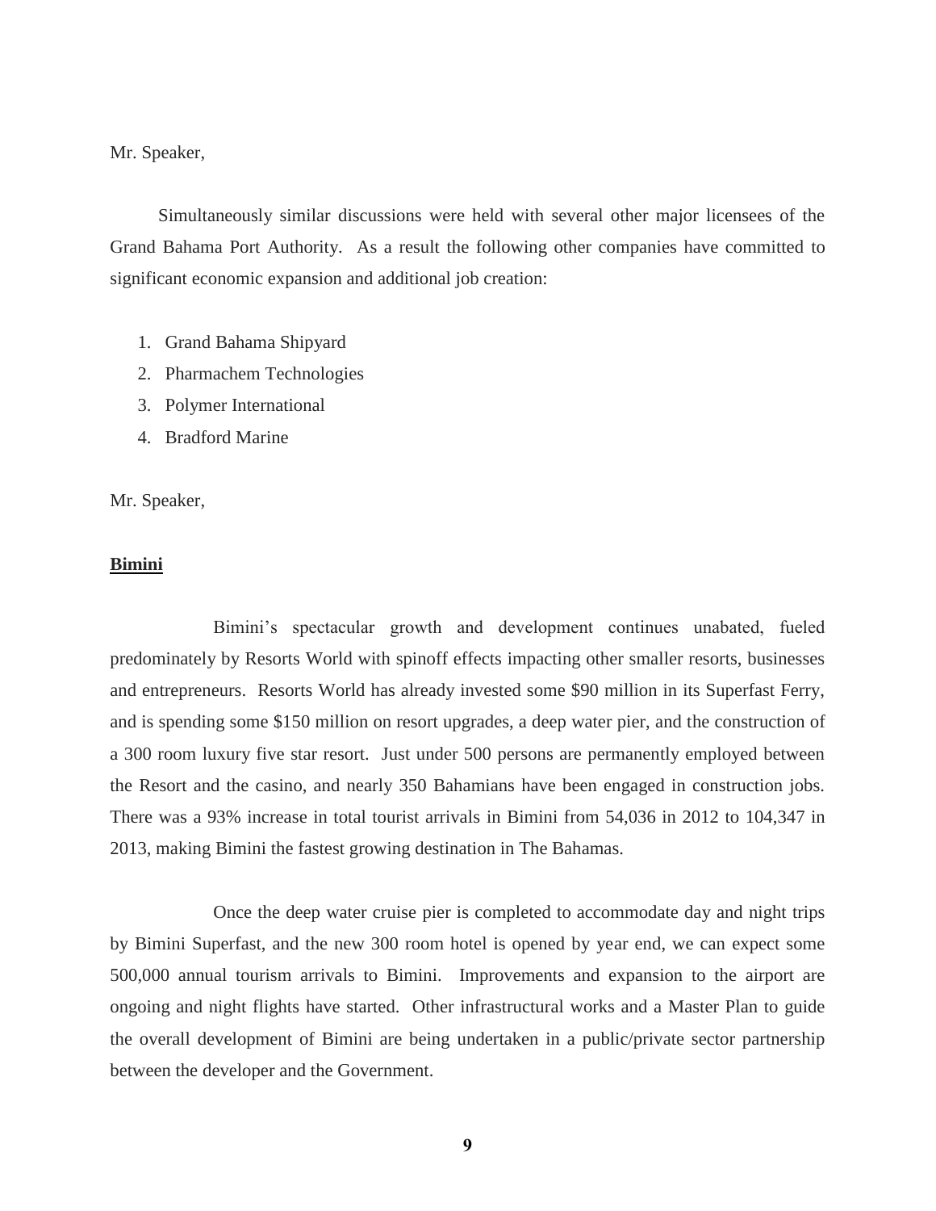Mr. Speaker,

Simultaneously similar discussions were held with several other major licensees of the Grand Bahama Port Authority. As a result the following other companies have committed to significant economic expansion and additional job creation:

1. Grand Bahama Shipyard
2. Pharmachem Technologies
3. Polymer International
4. Bradford Marine

Mr. Speaker,

**Bimini**

Bimini's spectacular growth and development continues unabated, fueled predominately by Resorts World with spinoff effects impacting other smaller resorts, businesses and entrepreneurs. Resorts World has already invested some $90 million in its Superfast Ferry, and is spending some $150 million on resort upgrades, a deep water pier, and the construction of a 300 room luxury five star resort. Just under 500 persons are permanently employed between the Resort and the casino, and nearly 350 Bahamians have been engaged in construction jobs. There was a 93% increase in total tourist arrivals in Bimini from 54,036 in 2012 to 104,347 in 2013, making Bimini the fastest growing destination in The Bahamas.

Once the deep water cruise pier is completed to accommodate day and night trips by Bimini Superfast, and the new 300 room hotel is opened by year end, we can expect some 500,000 annual tourism arrivals to Bimini. Improvements and expansion to the airport are ongoing and night flights have started. Other infrastructural works and a Master Plan to guide the overall development of Bimini are being undertaken in a public/private sector partnership between the developer and the Government.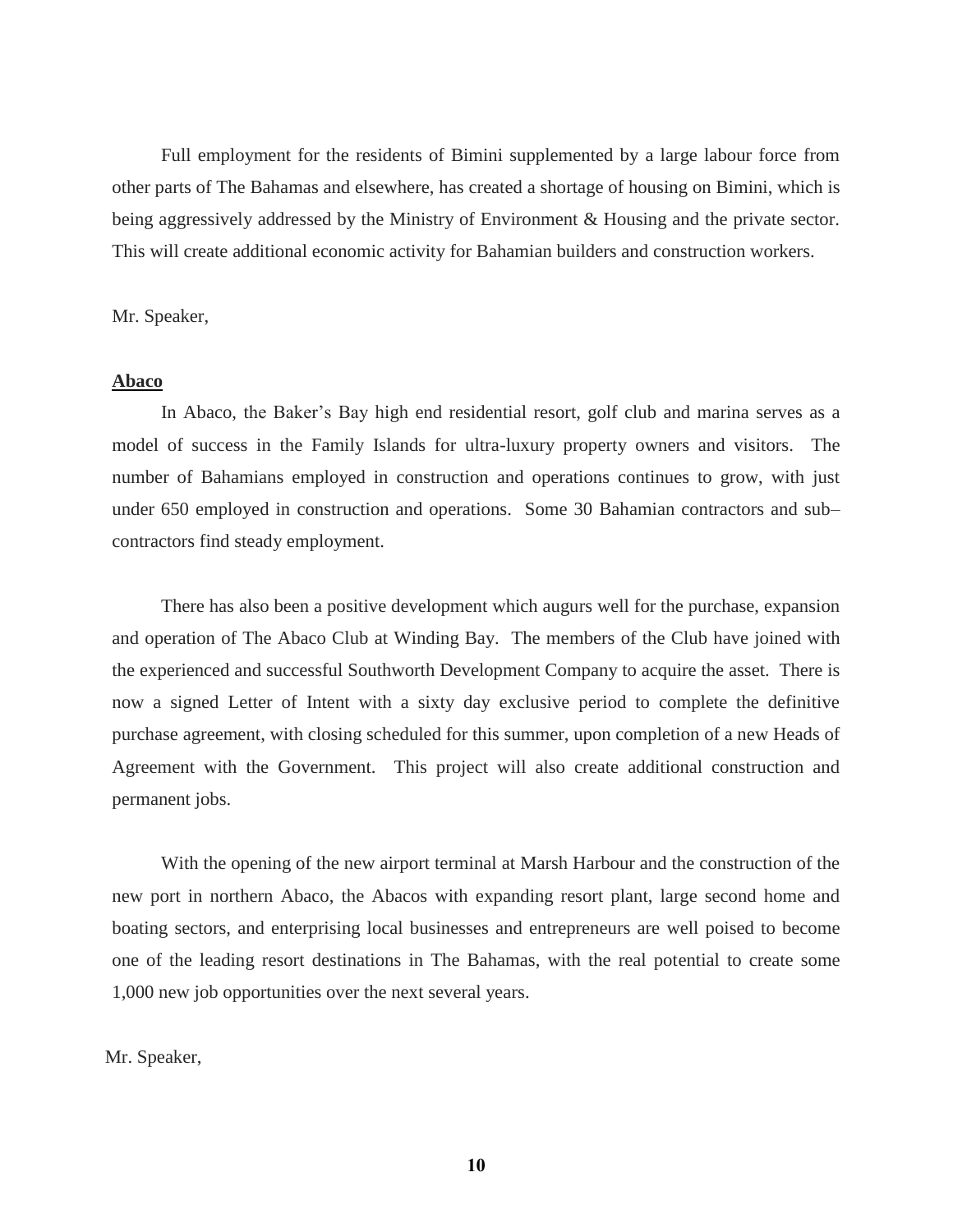Full employment for the residents of Bimini supplemented by a large labour force from other parts of The Bahamas and elsewhere, has created a shortage of housing on Bimini, which is being aggressively addressed by the Ministry of Environment & Housing and the private sector. This will create additional economic activity for Bahamian builders and construction workers.

Mr. Speaker,

**Abaco**

In Abaco, the Baker's Bay high end residential resort, golf club and marina serves as a model of success in the Family Islands for ultra-luxury property owners and visitors. The number of Bahamians employed in construction and operations continues to grow, with just under 650 employed in construction and operations. Some 30 Bahamian contractors and sub–contractors find steady employment.

There has also been a positive development which augurs well for the purchase, expansion and operation of The Abaco Club at Winding Bay. The members of the Club have joined with the experienced and successful Southworth Development Company to acquire the asset. There is now a signed Letter of Intent with a sixty day exclusive period to complete the definitive purchase agreement, with closing scheduled for this summer, upon completion of a new Heads of Agreement with the Government. This project will also create additional construction and permanent jobs.

With the opening of the new airport terminal at Marsh Harbour and the construction of the new port in northern Abaco, the Abacos with expanding resort plant, large second home and boating sectors, and enterprising local businesses and entrepreneurs are well poised to become one of the leading resort destinations in The Bahamas, with the real potential to create some 1,000 new job opportunities over the next several years.

Mr. Speaker,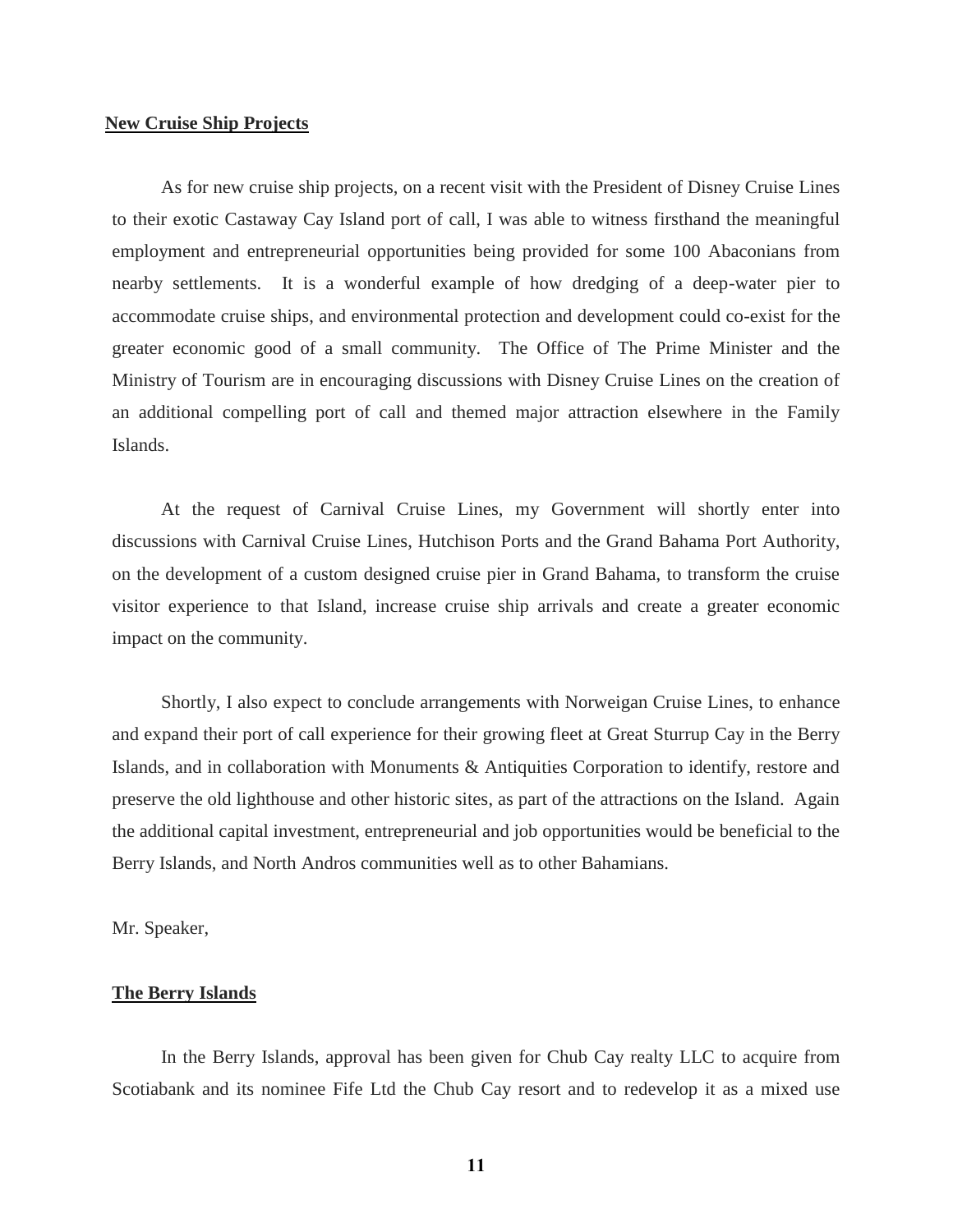**New Cruise Ship Projects**

As for new cruise ship projects, on a recent visit with the President of Disney Cruise Lines to their exotic Castaway Cay Island port of call, I was able to witness firsthand the meaningful employment and entrepreneurial opportunities being provided for some 100 Abaconians from nearby settlements. It is a wonderful example of how dredging of a deep-water pier to accommodate cruise ships, and environmental protection and development could co-exist for the greater economic good of a small community. The Office of The Prime Minister and the Ministry of Tourism are in encouraging discussions with Disney Cruise Lines on the creation of an additional compelling port of call and themed major attraction elsewhere in the Family Islands.

At the request of Carnival Cruise Lines, my Government will shortly enter into discussions with Carnival Cruise Lines, Hutchison Ports and the Grand Bahama Port Authority, on the development of a custom designed cruise pier in Grand Bahama, to transform the cruise visitor experience to that Island, increase cruise ship arrivals and create a greater economic impact on the community.

Shortly, I also expect to conclude arrangements with Norweigan Cruise Lines, to enhance and expand their port of call experience for their growing fleet at Great Sturrup Cay in the Berry Islands, and in collaboration with Monuments & Antiquities Corporation to identify, restore and preserve the old lighthouse and other historic sites, as part of the attractions on the Island. Again the additional capital investment, entrepreneurial and job opportunities would be beneficial to the Berry Islands, and North Andros communities well as to other Bahamians.

Mr. Speaker,

**The Berry Islands**

In the Berry Islands, approval has been given for Chub Cay realty LLC to acquire from Scotiabank and its nominee Fife Ltd the Chub Cay resort and to redevelop it as a mixed use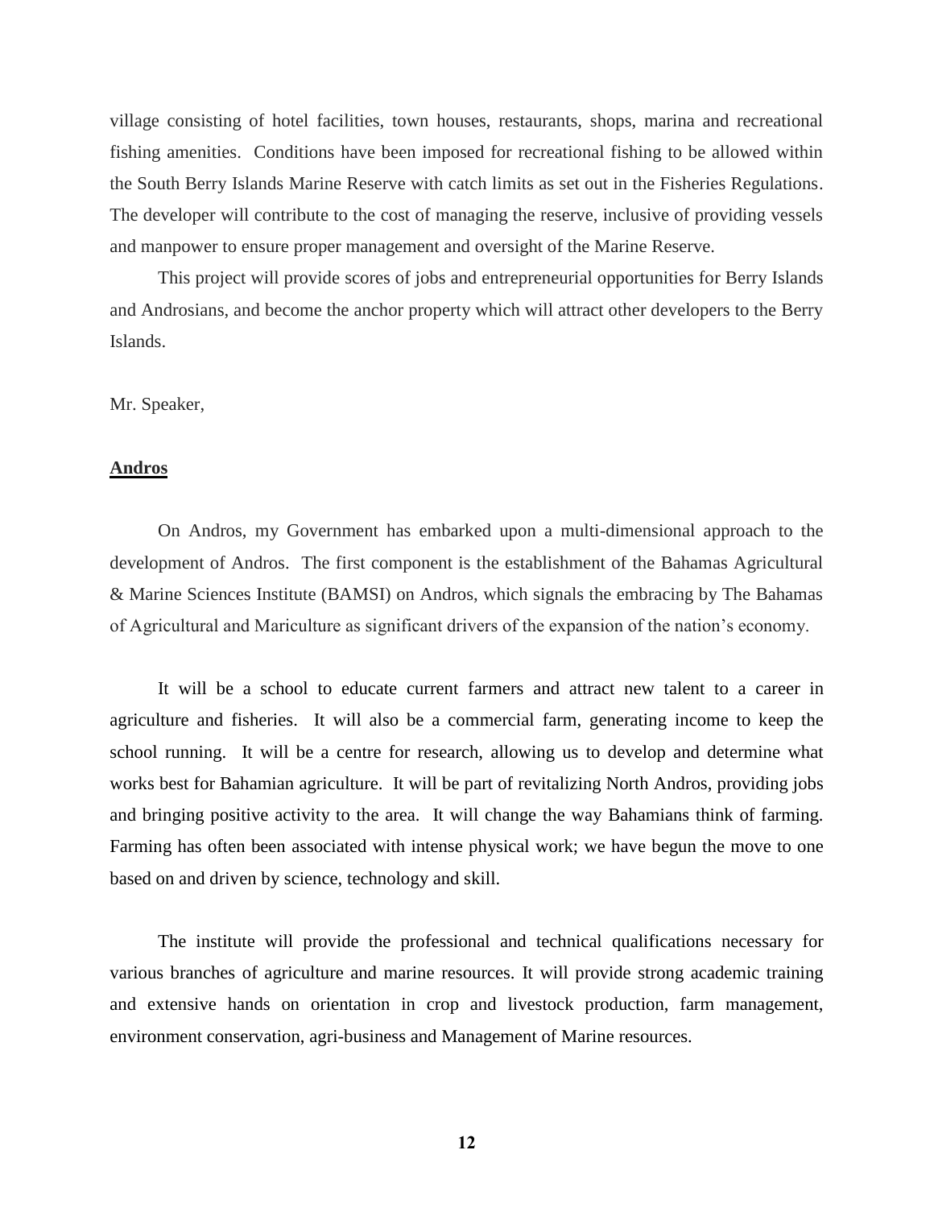village consisting of hotel facilities, town houses, restaurants, shops, marina and recreational fishing amenities. Conditions have been imposed for recreational fishing to be allowed within the South Berry Islands Marine Reserve with catch limits as set out in the Fisheries Regulations. The developer will contribute to the cost of managing the reserve, inclusive of providing vessels and manpower to ensure proper management and oversight of the Marine Reserve.

This project will provide scores of jobs and entrepreneurial opportunities for Berry Islands and Androsians, and become the anchor property which will attract other developers to the Berry Islands.

Mr. Speaker,

## Andros

On Andros, my Government has embarked upon a multi-dimensional approach to the development of Andros. The first component is the establishment of the Bahamas Agricultural & Marine Sciences Institute (BAMSI) on Andros, which signals the embracing by The Bahamas of Agricultural and Mariculture as significant drivers of the expansion of the nation's economy.

It will be a school to educate current farmers and attract new talent to a career in agriculture and fisheries. It will also be a commercial farm, generating income to keep the school running. It will be a centre for research, allowing us to develop and determine what works best for Bahamian agriculture. It will be part of revitalizing North Andros, providing jobs and bringing positive activity to the area. It will change the way Bahamians think of farming. Farming has often been associated with intense physical work; we have begun the move to one based on and driven by science, technology and skill.

The institute will provide the professional and technical qualifications necessary for various branches of agriculture and marine resources. It will provide strong academic training and extensive hands on orientation in crop and livestock production, farm management, environment conservation, agri-business and Management of Marine resources.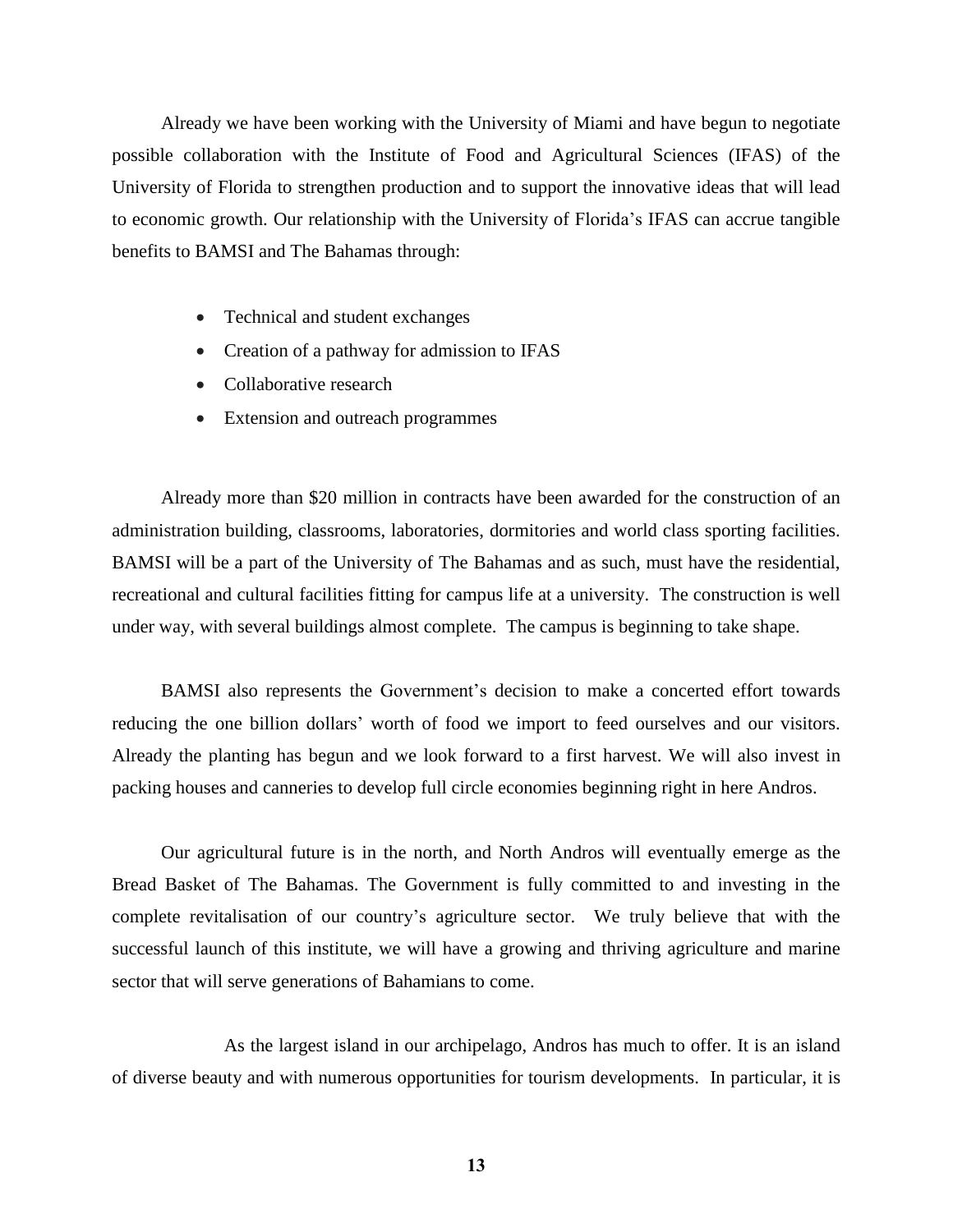Already we have been working with the University of Miami and have begun to negotiate possible collaboration with the Institute of Food and Agricultural Sciences (IFAS) of the University of Florida to strengthen production and to support the innovative ideas that will lead to economic growth. Our relationship with the University of Florida's IFAS can accrue tangible benefits to BAMSI and The Bahamas through:

- Technical and student exchanges
- Creation of a pathway for admission to IFAS
- Collaborative research
- Extension and outreach programmes

Already more than $20 million in contracts have been awarded for the construction of an administration building, classrooms, laboratories, dormitories and world class sporting facilities. BAMSI will be a part of the University of The Bahamas and as such, must have the residential, recreational and cultural facilities fitting for campus life at a university. The construction is well under way, with several buildings almost complete. The campus is beginning to take shape.

BAMSI also represents the Government's decision to make a concerted effort towards reducing the one billion dollars' worth of food we import to feed ourselves and our visitors. Already the planting has begun and we look forward to a first harvest. We will also invest in packing houses and canneries to develop full circle economies beginning right in here Andros.

Our agricultural future is in the north, and North Andros will eventually emerge as the Bread Basket of The Bahamas. The Government is fully committed to and investing in the complete revitalisation of our country's agriculture sector. We truly believe that with the successful launch of this institute, we will have a growing and thriving agriculture and marine sector that will serve generations of Bahamians to come.

As the largest island in our archipelago, Andros has much to offer. It is an island of diverse beauty and with numerous opportunities for tourism developments. In particular, it is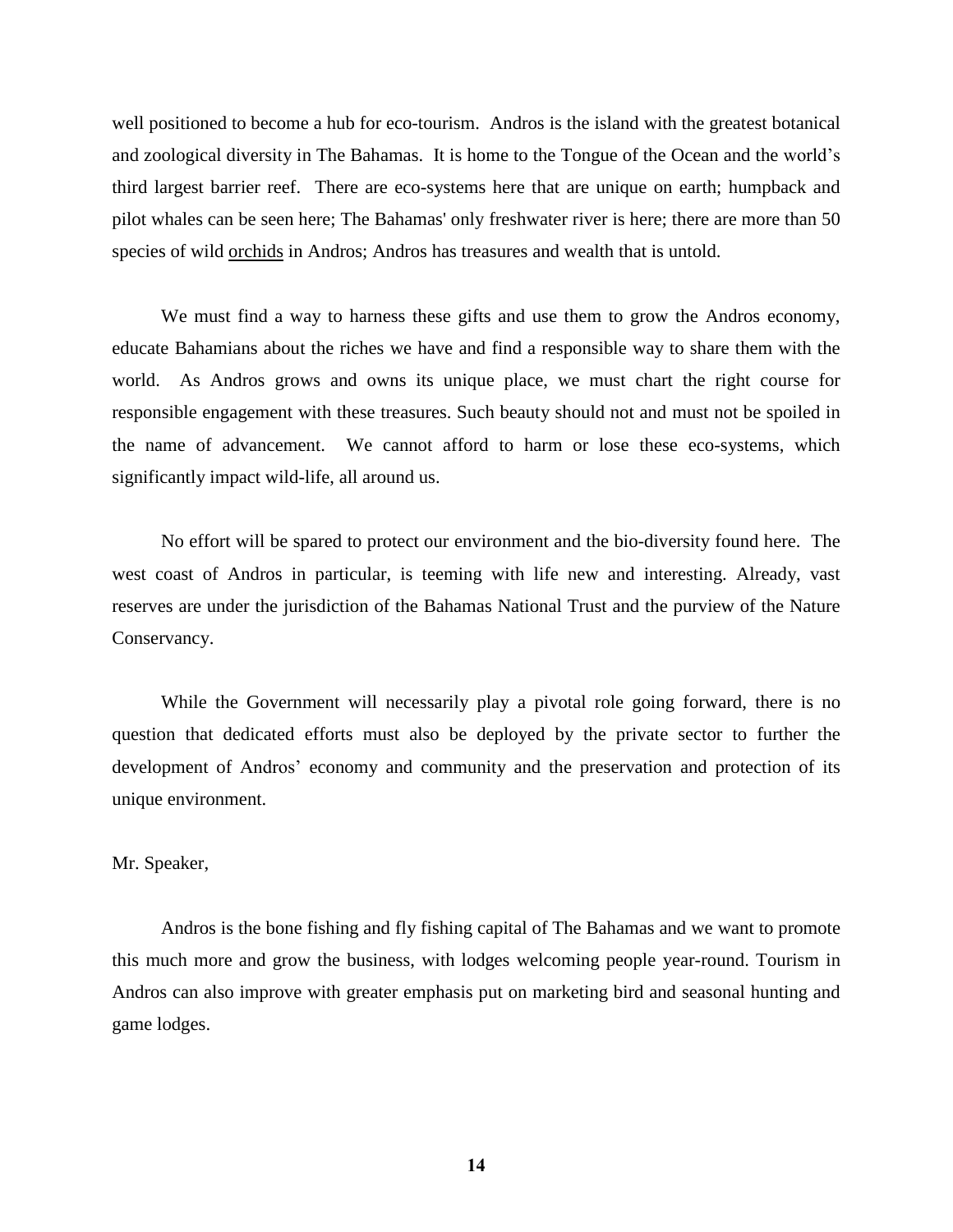well positioned to become a hub for eco-tourism. Andros is the island with the greatest botanical and zoological diversity in The Bahamas. It is home to the Tongue of the Ocean and the world's third largest barrier reef. There are eco-systems here that are unique on earth; humpback and pilot whales can be seen here; The Bahamas' only freshwater river is here; there are more than 50 species of wild orchids in Andros; Andros has treasures and wealth that is untold.

We must find a way to harness these gifts and use them to grow the Andros economy, educate Bahamians about the riches we have and find a responsible way to share them with the world. As Andros grows and owns its unique place, we must chart the right course for responsible engagement with these treasures. Such beauty should not and must not be spoiled in the name of advancement. We cannot afford to harm or lose these eco-systems, which significantly impact wild-life, all around us.

No effort will be spared to protect our environment and the bio-diversity found here. The west coast of Andros in particular, is teeming with life new and interesting. Already, vast reserves are under the jurisdiction of the Bahamas National Trust and the purview of the Nature Conservancy.

While the Government will necessarily play a pivotal role going forward, there is no question that dedicated efforts must also be deployed by the private sector to further the development of Andros' economy and community and the preservation and protection of its unique environment.

Mr. Speaker,

Andros is the bone fishing and fly fishing capital of The Bahamas and we want to promote this much more and grow the business, with lodges welcoming people year-round. Tourism in Andros can also improve with greater emphasis put on marketing bird and seasonal hunting and game lodges.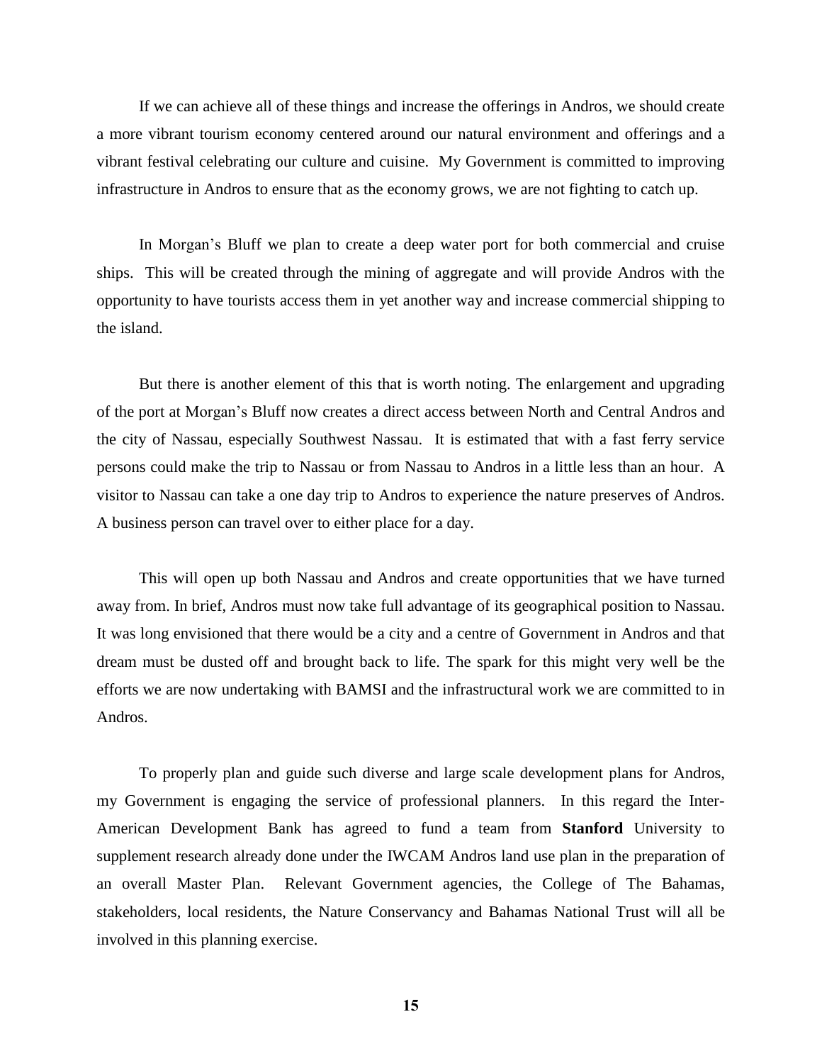If we can achieve all of these things and increase the offerings in Andros, we should create a more vibrant tourism economy centered around our natural environment and offerings and a vibrant festival celebrating our culture and cuisine. My Government is committed to improving infrastructure in Andros to ensure that as the economy grows, we are not fighting to catch up.

In Morgan's Bluff we plan to create a deep water port for both commercial and cruise ships. This will be created through the mining of aggregate and will provide Andros with the opportunity to have tourists access them in yet another way and increase commercial shipping to the island.

But there is another element of this that is worth noting. The enlargement and upgrading of the port at Morgan's Bluff now creates a direct access between North and Central Andros and the city of Nassau, especially Southwest Nassau. It is estimated that with a fast ferry service persons could make the trip to Nassau or from Nassau to Andros in a little less than an hour. A visitor to Nassau can take a one day trip to Andros to experience the nature preserves of Andros. A business person can travel over to either place for a day.

This will open up both Nassau and Andros and create opportunities that we have turned away from. In brief, Andros must now take full advantage of its geographical position to Nassau. It was long envisioned that there would be a city and a centre of Government in Andros and that dream must be dusted off and brought back to life. The spark for this might very well be the efforts we are now undertaking with BAMSI and the infrastructural work we are committed to in Andros.

To properly plan and guide such diverse and large scale development plans for Andros, my Government is engaging the service of professional planners. In this regard the Inter-American Development Bank has agreed to fund a team from **Stanford** University to supplement research already done under the IWCAM Andros land use plan in the preparation of an overall Master Plan. Relevant Government agencies, the College of The Bahamas, stakeholders, local residents, the Nature Conservancy and Bahamas National Trust will all be involved in this planning exercise.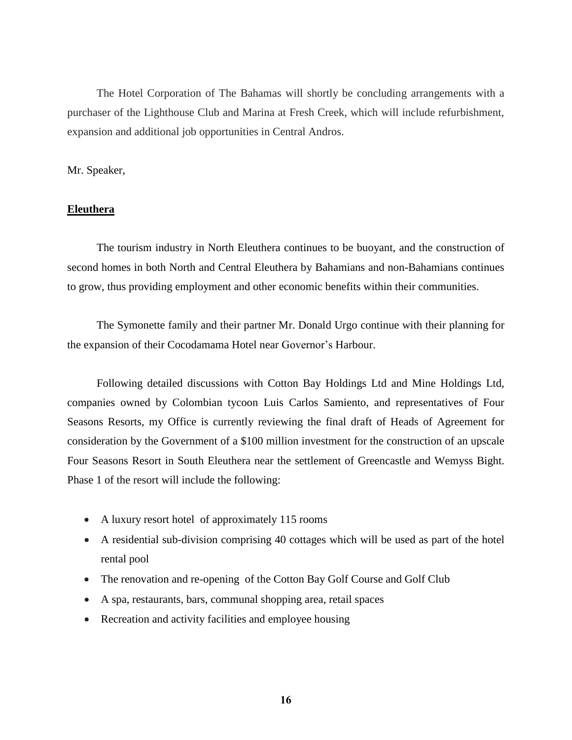The Hotel Corporation of The Bahamas will shortly be concluding arrangements with a purchaser of the Lighthouse Club and Marina at Fresh Creek, which will include refurbishment, expansion and additional job opportunities in Central Andros.

Mr. Speaker,

## **Eleuthera**

The tourism industry in North Eleuthera continues to be buoyant, and the construction of second homes in both North and Central Eleuthera by Bahamians and non-Bahamians continues to grow, thus providing employment and other economic benefits within their communities.

The Symonette family and their partner Mr. Donald Urgo continue with their planning for the expansion of their Cocodamama Hotel near Governor's Harbour.

Following detailed discussions with Cotton Bay Holdings Ltd and Mine Holdings Ltd, companies owned by Colombian tycoon Luis Carlos Samiento, and representatives of Four Seasons Resorts, my Office is currently reviewing the final draft of Heads of Agreement for consideration by the Government of a $100 million investment for the construction of an upscale Four Seasons Resort in South Eleuthera near the settlement of Greencastle and Wemyss Bight. Phase 1 of the resort will include the following:

- A luxury resort hotel of approximately 115 rooms
- A residential sub-division comprising 40 cottages which will be used as part of the hotel rental pool
- The renovation and re-opening of the Cotton Bay Golf Course and Golf Club
- A spa, restaurants, bars, communal shopping area, retail spaces
- Recreation and activity facilities and employee housing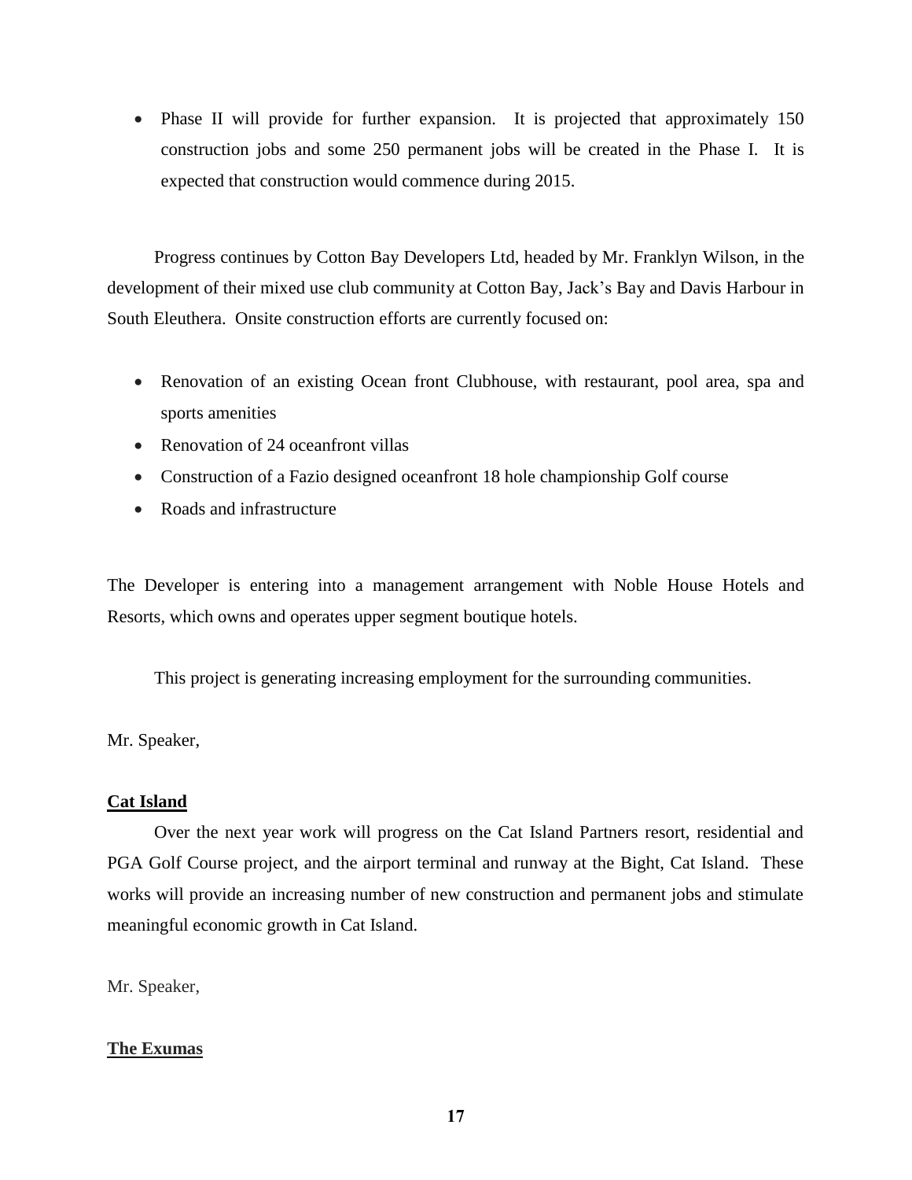- Phase II will provide for further expansion. It is projected that approximately 150 construction jobs and some 250 permanent jobs will be created in the Phase I. It is expected that construction would commence during 2015.

Progress continues by Cotton Bay Developers Ltd, headed by Mr. Franklyn Wilson, in the development of their mixed use club community at Cotton Bay, Jack's Bay and Davis Harbour in South Eleuthera. Onsite construction efforts are currently focused on:

- Renovation of an existing Ocean front Clubhouse, with restaurant, pool area, spa and sports amenities
- Renovation of 24 oceanfront villas
- Construction of a Fazio designed oceanfront 18 hole championship Golf course
- Roads and infrastructure

The Developer is entering into a management arrangement with Noble House Hotels and Resorts, which owns and operates upper segment boutique hotels.

This project is generating increasing employment for the surrounding communities.

Mr. Speaker,

**Cat Island**

Over the next year work will progress on the Cat Island Partners resort, residential and PGA Golf Course project, and the airport terminal and runway at the Bight, Cat Island. These works will provide an increasing number of new construction and permanent jobs and stimulate meaningful economic growth in Cat Island.

Mr. Speaker,

**The Exumas**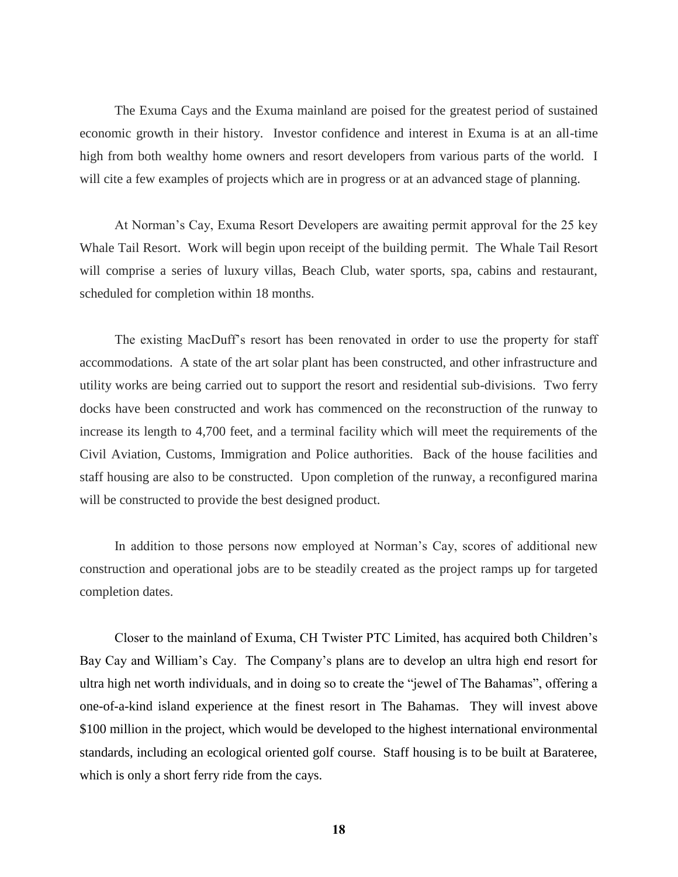The Exuma Cays and the Exuma mainland are poised for the greatest period of sustained economic growth in their history. Investor confidence and interest in Exuma is at an all-time high from both wealthy home owners and resort developers from various parts of the world. I will cite a few examples of projects which are in progress or at an advanced stage of planning.

At Norman's Cay, Exuma Resort Developers are awaiting permit approval for the 25 key Whale Tail Resort. Work will begin upon receipt of the building permit. The Whale Tail Resort will comprise a series of luxury villas, Beach Club, water sports, spa, cabins and restaurant, scheduled for completion within 18 months.

The existing MacDuff's resort has been renovated in order to use the property for staff accommodations. A state of the art solar plant has been constructed, and other infrastructure and utility works are being carried out to support the resort and residential sub-divisions. Two ferry docks have been constructed and work has commenced on the reconstruction of the runway to increase its length to 4,700 feet, and a terminal facility which will meet the requirements of the Civil Aviation, Customs, Immigration and Police authorities. Back of the house facilities and staff housing are also to be constructed. Upon completion of the runway, a reconfigured marina will be constructed to provide the best designed product.

In addition to those persons now employed at Norman's Cay, scores of additional new construction and operational jobs are to be steadily created as the project ramps up for targeted completion dates.

Closer to the mainland of Exuma, CH Twister PTC Limited, has acquired both Children's Bay Cay and William's Cay. The Company's plans are to develop an ultra high end resort for ultra high net worth individuals, and in doing so to create the "jewel of The Bahamas", offering a one-of-a-kind island experience at the finest resort in The Bahamas. They will invest above $100 million in the project, which would be developed to the highest international environmental standards, including an ecological oriented golf course. Staff housing is to be built at Barateree, which is only a short ferry ride from the cays.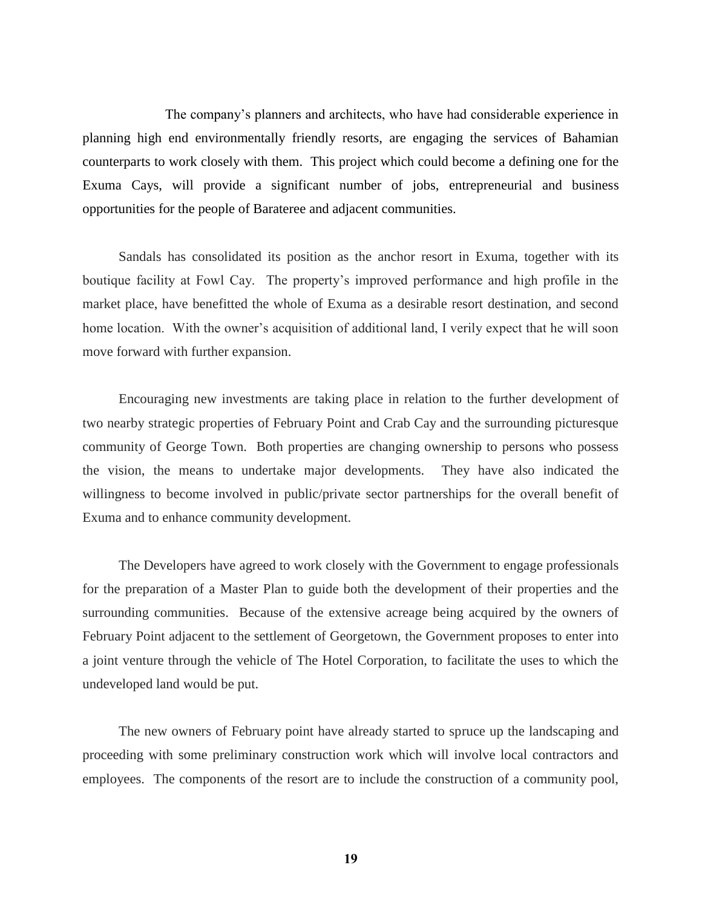The company's planners and architects, who have had considerable experience in planning high end environmentally friendly resorts, are engaging the services of Bahamian counterparts to work closely with them. This project which could become a defining one for the Exuma Cays, will provide a significant number of jobs, entrepreneurial and business opportunities for the people of Barateree and adjacent communities.

Sandals has consolidated its position as the anchor resort in Exuma, together with its boutique facility at Fowl Cay. The property's improved performance and high profile in the market place, have benefitted the whole of Exuma as a desirable resort destination, and second home location. With the owner's acquisition of additional land, I verily expect that he will soon move forward with further expansion.

Encouraging new investments are taking place in relation to the further development of two nearby strategic properties of February Point and Crab Cay and the surrounding picturesque community of George Town. Both properties are changing ownership to persons who possess the vision, the means to undertake major developments. They have also indicated the willingness to become involved in public/private sector partnerships for the overall benefit of Exuma and to enhance community development.

The Developers have agreed to work closely with the Government to engage professionals for the preparation of a Master Plan to guide both the development of their properties and the surrounding communities. Because of the extensive acreage being acquired by the owners of February Point adjacent to the settlement of Georgetown, the Government proposes to enter into a joint venture through the vehicle of The Hotel Corporation, to facilitate the uses to which the undeveloped land would be put.

The new owners of February point have already started to spruce up the landscaping and proceeding with some preliminary construction work which will involve local contractors and employees. The components of the resort are to include the construction of a community pool,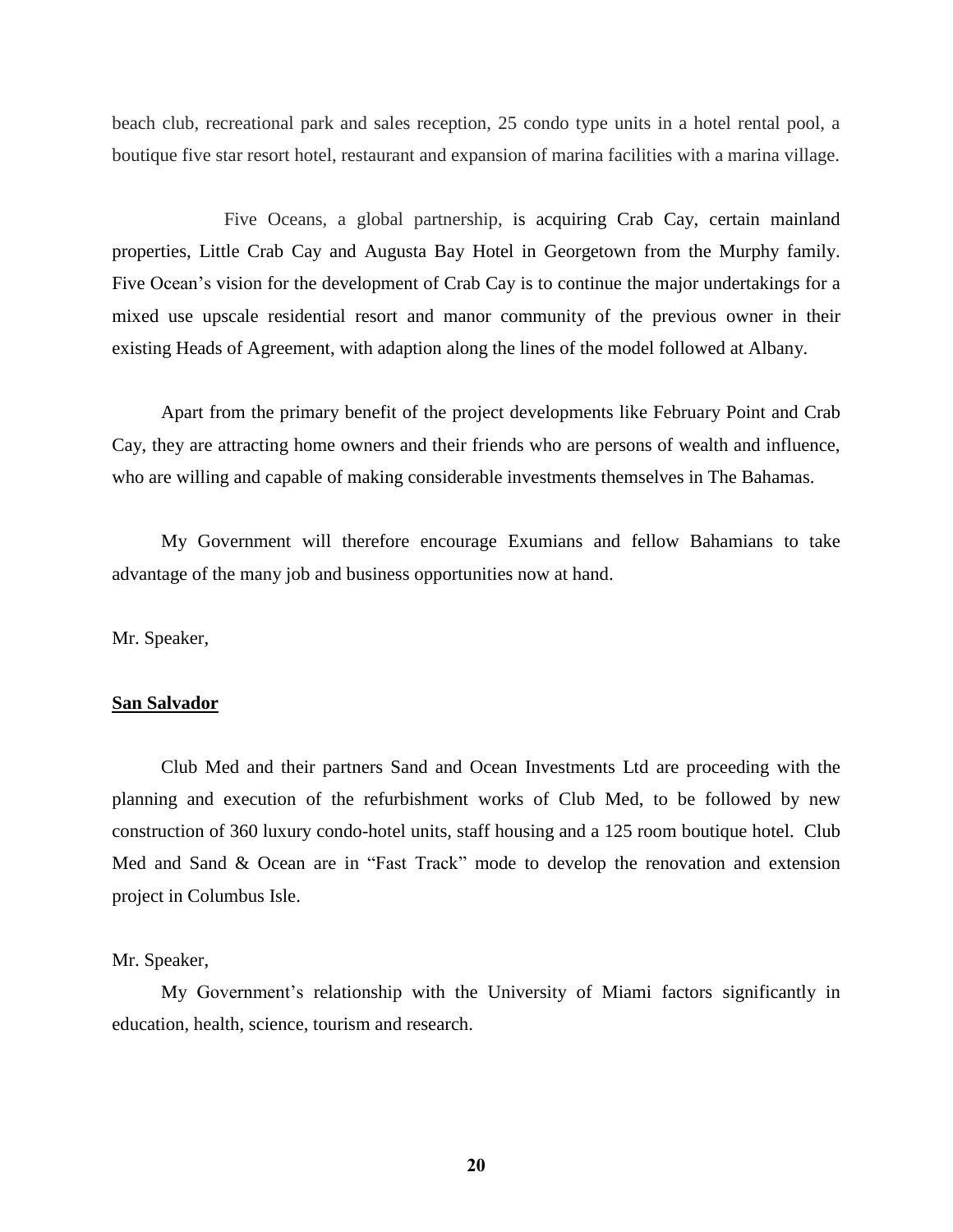beach club, recreational park and sales reception, 25 condo type units in a hotel rental pool, a boutique five star resort hotel, restaurant and expansion of marina facilities with a marina village.

Five Oceans, a global partnership, is acquiring Crab Cay, certain mainland properties, Little Crab Cay and Augusta Bay Hotel in Georgetown from the Murphy family. Five Ocean's vision for the development of Crab Cay is to continue the major undertakings for a mixed use upscale residential resort and manor community of the previous owner in their existing Heads of Agreement, with adaption along the lines of the model followed at Albany.

Apart from the primary benefit of the project developments like February Point and Crab Cay, they are attracting home owners and their friends who are persons of wealth and influence, who are willing and capable of making considerable investments themselves in The Bahamas.

My Government will therefore encourage Exumians and fellow Bahamians to take advantage of the many job and business opportunities now at hand.

Mr. Speaker,

**San Salvador**

Club Med and their partners Sand and Ocean Investments Ltd are proceeding with the planning and execution of the refurbishment works of Club Med, to be followed by new construction of 360 luxury condo-hotel units, staff housing and a 125 room boutique hotel. Club Med and Sand & Ocean are in "Fast Track" mode to develop the renovation and extension project in Columbus Isle.

Mr. Speaker,

My Government's relationship with the University of Miami factors significantly in education, health, science, tourism and research.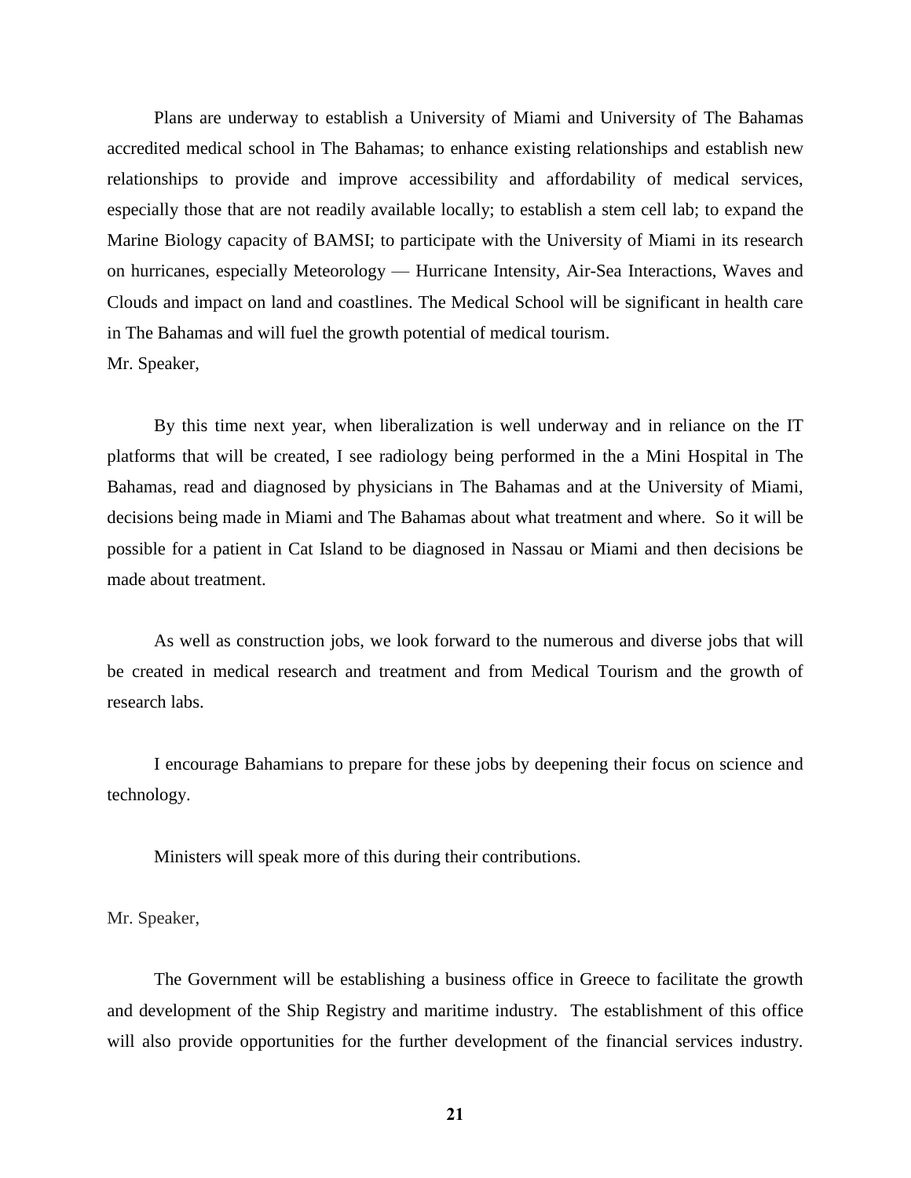Plans are underway to establish a University of Miami and University of The Bahamas accredited medical school in The Bahamas; to enhance existing relationships and establish new relationships to provide and improve accessibility and affordability of medical services, especially those that are not readily available locally; to establish a stem cell lab; to expand the Marine Biology capacity of BAMSI; to participate with the University of Miami in its research on hurricanes, especially Meteorology — Hurricane Intensity, Air-Sea Interactions, Waves and Clouds and impact on land and coastlines. The Medical School will be significant in health care in The Bahamas and will fuel the growth potential of medical tourism.

Mr. Speaker,

By this time next year, when liberalization is well underway and in reliance on the IT platforms that will be created, I see radiology being performed in the a Mini Hospital in The Bahamas, read and diagnosed by physicians in The Bahamas and at the University of Miami, decisions being made in Miami and The Bahamas about what treatment and where. So it will be possible for a patient in Cat Island to be diagnosed in Nassau or Miami and then decisions be made about treatment.

As well as construction jobs, we look forward to the numerous and diverse jobs that will be created in medical research and treatment and from Medical Tourism and the growth of research labs.

I encourage Bahamians to prepare for these jobs by deepening their focus on science and technology.

Ministers will speak more of this during their contributions.

Mr. Speaker,

The Government will be establishing a business office in Greece to facilitate the growth and development of the Ship Registry and maritime industry. The establishment of this office will also provide opportunities for the further development of the financial services industry.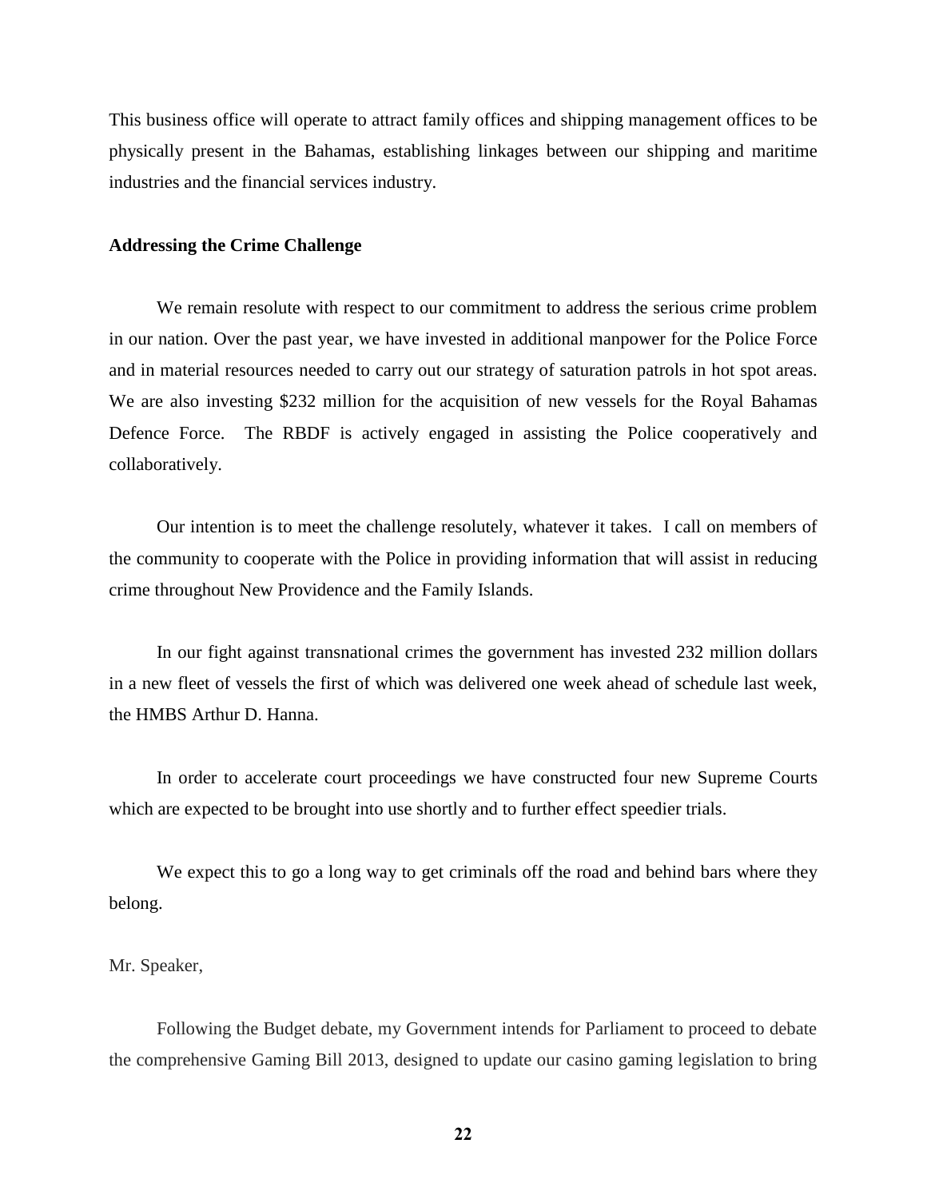This business office will operate to attract family offices and shipping management offices to be physically present in the Bahamas, establishing linkages between our shipping and maritime industries and the financial services industry.

**Addressing the Crime Challenge**

We remain resolute with respect to our commitment to address the serious crime problem in our nation. Over the past year, we have invested in additional manpower for the Police Force and in material resources needed to carry out our strategy of saturation patrols in hot spot areas. We are also investing $232 million for the acquisition of new vessels for the Royal Bahamas Defence Force. The RBDF is actively engaged in assisting the Police cooperatively and collaboratively.

Our intention is to meet the challenge resolutely, whatever it takes. I call on members of the community to cooperate with the Police in providing information that will assist in reducing crime throughout New Providence and the Family Islands.

In our fight against transnational crimes the government has invested 232 million dollars in a new fleet of vessels the first of which was delivered one week ahead of schedule last week, the HMBS Arthur D. Hanna.

In order to accelerate court proceedings we have constructed four new Supreme Courts which are expected to be brought into use shortly and to further effect speedier trials.

We expect this to go a long way to get criminals off the road and behind bars where they belong.

Mr. Speaker,

Following the Budget debate, my Government intends for Parliament to proceed to debate the comprehensive Gaming Bill 2013, designed to update our casino gaming legislation to bring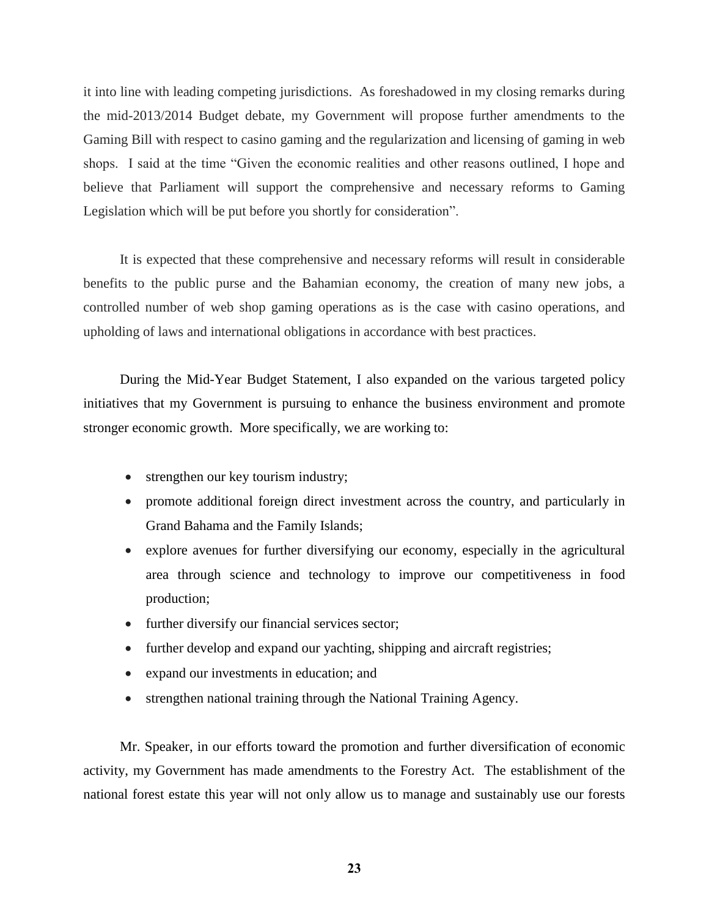it into line with leading competing jurisdictions. As foreshadowed in my closing remarks during the mid-2013/2014 Budget debate, my Government will propose further amendments to the Gaming Bill with respect to casino gaming and the regularization and licensing of gaming in web shops. I said at the time "Given the economic realities and other reasons outlined, I hope and believe that Parliament will support the comprehensive and necessary reforms to Gaming Legislation which will be put before you shortly for consideration".

It is expected that these comprehensive and necessary reforms will result in considerable benefits to the public purse and the Bahamian economy, the creation of many new jobs, a controlled number of web shop gaming operations as is the case with casino operations, and upholding of laws and international obligations in accordance with best practices.

During the Mid-Year Budget Statement, I also expanded on the various targeted policy initiatives that my Government is pursuing to enhance the business environment and promote stronger economic growth. More specifically, we are working to:

- strengthen our key tourism industry;
- promote additional foreign direct investment across the country, and particularly in Grand Bahama and the Family Islands;
- explore avenues for further diversifying our economy, especially in the agricultural area through science and technology to improve our competitiveness in food production;
- further diversify our financial services sector;
- further develop and expand our yachting, shipping and aircraft registries;
- expand our investments in education; and
- strengthen national training through the National Training Agency.

Mr. Speaker, in our efforts toward the promotion and further diversification of economic activity, my Government has made amendments to the Forestry Act. The establishment of the national forest estate this year will not only allow us to manage and sustainably use our forests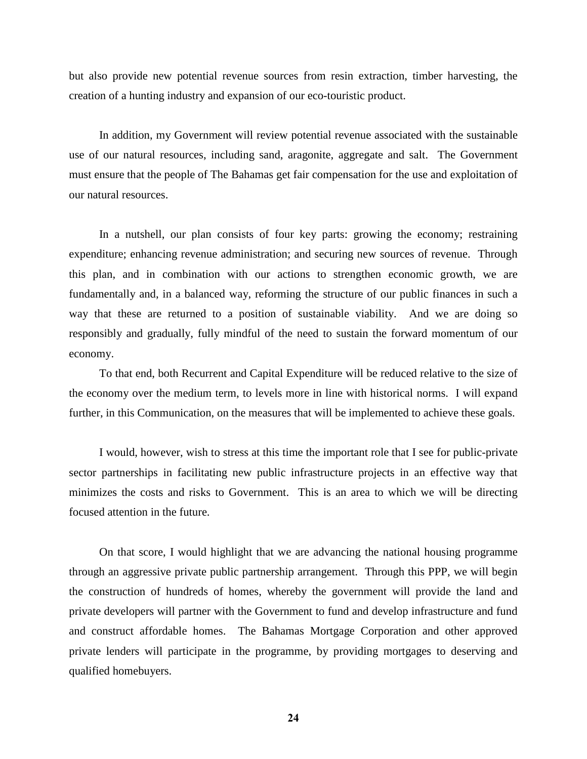but also provide new potential revenue sources from resin extraction, timber harvesting, the creation of a hunting industry and expansion of our eco-touristic product.

In addition, my Government will review potential revenue associated with the sustainable use of our natural resources, including sand, aragonite, aggregate and salt. The Government must ensure that the people of The Bahamas get fair compensation for the use and exploitation of our natural resources.

In a nutshell, our plan consists of four key parts: growing the economy; restraining expenditure; enhancing revenue administration; and securing new sources of revenue. Through this plan, and in combination with our actions to strengthen economic growth, we are fundamentally and, in a balanced way, reforming the structure of our public finances in such a way that these are returned to a position of sustainable viability. And we are doing so responsibly and gradually, fully mindful of the need to sustain the forward momentum of our economy.

To that end, both Recurrent and Capital Expenditure will be reduced relative to the size of the economy over the medium term, to levels more in line with historical norms. I will expand further, in this Communication, on the measures that will be implemented to achieve these goals.

I would, however, wish to stress at this time the important role that I see for public-private sector partnerships in facilitating new public infrastructure projects in an effective way that minimizes the costs and risks to Government. This is an area to which we will be directing focused attention in the future.

On that score, I would highlight that we are advancing the national housing programme through an aggressive private public partnership arrangement. Through this PPP, we will begin the construction of hundreds of homes, whereby the government will provide the land and private developers will partner with the Government to fund and develop infrastructure and fund and construct affordable homes. The Bahamas Mortgage Corporation and other approved private lenders will participate in the programme, by providing mortgages to deserving and qualified homebuyers.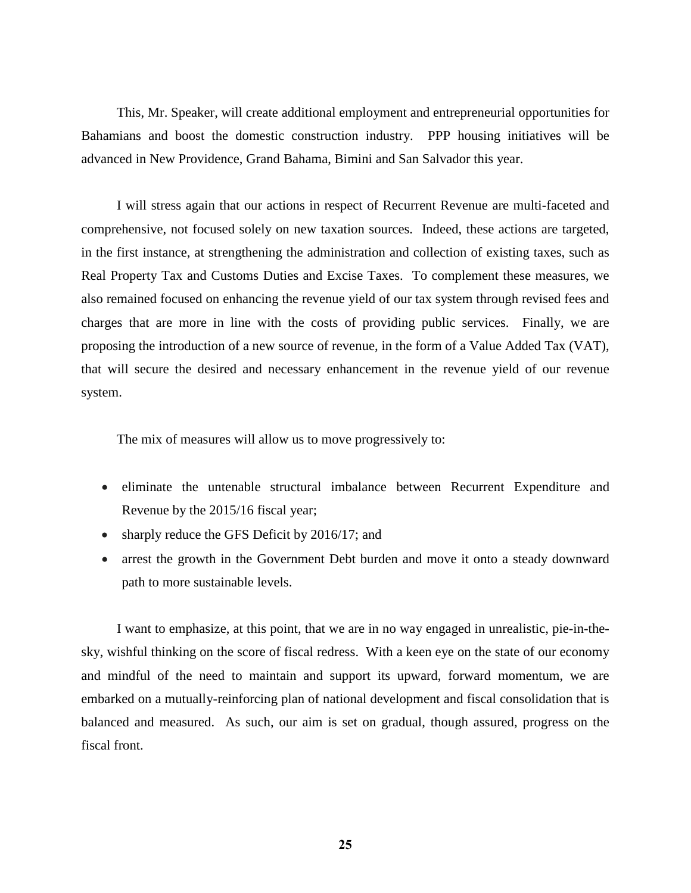This, Mr. Speaker, will create additional employment and entrepreneurial opportunities for Bahamians and boost the domestic construction industry. PPP housing initiatives will be advanced in New Providence, Grand Bahama, Bimini and San Salvador this year.

I will stress again that our actions in respect of Recurrent Revenue are multi-faceted and comprehensive, not focused solely on new taxation sources. Indeed, these actions are targeted, in the first instance, at strengthening the administration and collection of existing taxes, such as Real Property Tax and Customs Duties and Excise Taxes. To complement these measures, we also remained focused on enhancing the revenue yield of our tax system through revised fees and charges that are more in line with the costs of providing public services. Finally, we are proposing the introduction of a new source of revenue, in the form of a Value Added Tax (VAT), that will secure the desired and necessary enhancement in the revenue yield of our revenue system.

The mix of measures will allow us to move progressively to:

- eliminate the untenable structural imbalance between Recurrent Expenditure and Revenue by the 2015/16 fiscal year;
- sharply reduce the GFS Deficit by 2016/17; and
- arrest the growth in the Government Debt burden and move it onto a steady downward path to more sustainable levels.

I want to emphasize, at this point, that we are in no way engaged in unrealistic, pie-in-the-sky, wishful thinking on the score of fiscal redress. With a keen eye on the state of our economy and mindful of the need to maintain and support its upward, forward momentum, we are embarked on a mutually-reinforcing plan of national development and fiscal consolidation that is balanced and measured. As such, our aim is set on gradual, though assured, progress on the fiscal front.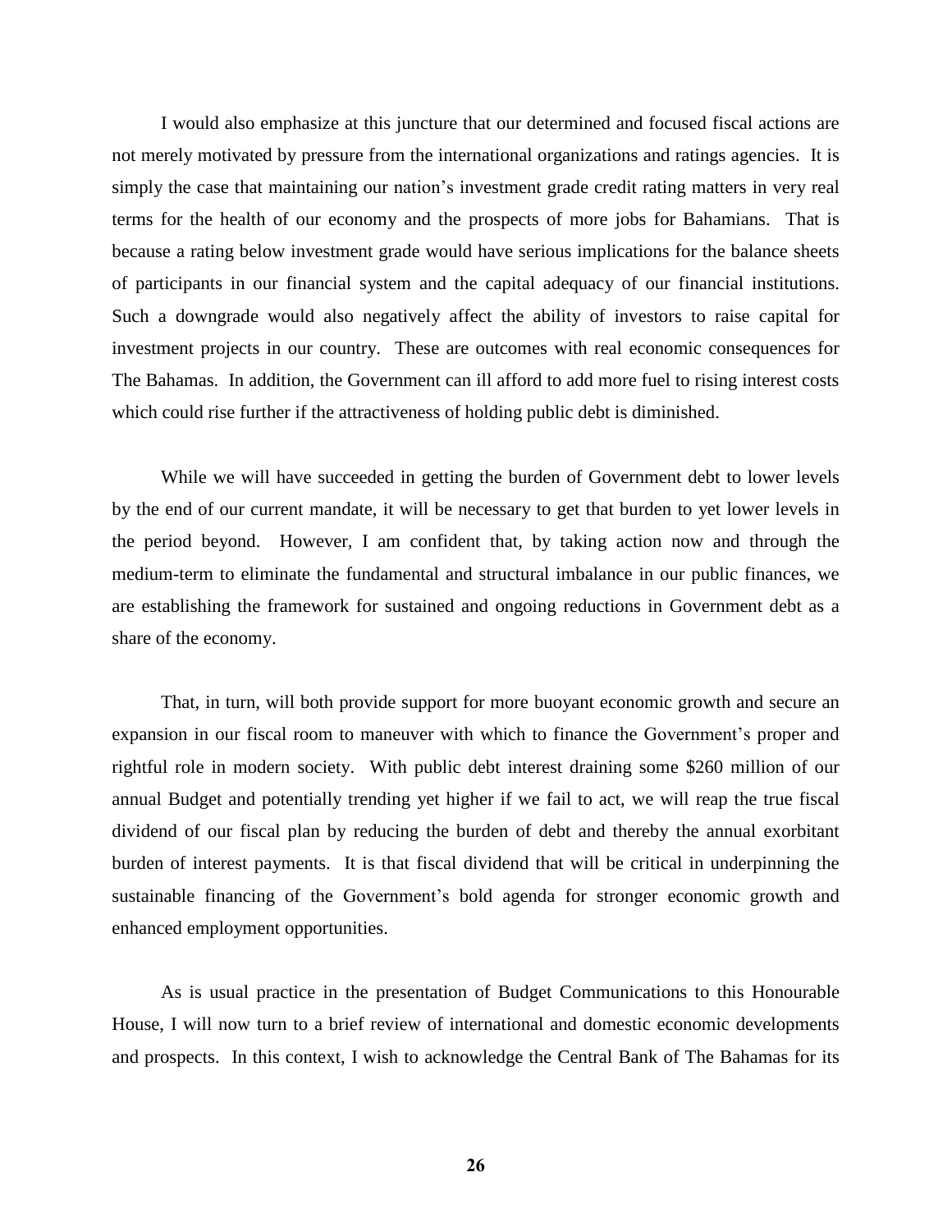I would also emphasize at this juncture that our determined and focused fiscal actions are not merely motivated by pressure from the international organizations and ratings agencies. It is simply the case that maintaining our nation's investment grade credit rating matters in very real terms for the health of our economy and the prospects of more jobs for Bahamians. That is because a rating below investment grade would have serious implications for the balance sheets of participants in our financial system and the capital adequacy of our financial institutions. Such a downgrade would also negatively affect the ability of investors to raise capital for investment projects in our country. These are outcomes with real economic consequences for The Bahamas. In addition, the Government can ill afford to add more fuel to rising interest costs which could rise further if the attractiveness of holding public debt is diminished.

While we will have succeeded in getting the burden of Government debt to lower levels by the end of our current mandate, it will be necessary to get that burden to yet lower levels in the period beyond. However, I am confident that, by taking action now and through the medium-term to eliminate the fundamental and structural imbalance in our public finances, we are establishing the framework for sustained and ongoing reductions in Government debt as a share of the economy.

That, in turn, will both provide support for more buoyant economic growth and secure an expansion in our fiscal room to maneuver with which to finance the Government's proper and rightful role in modern society. With public debt interest draining some $260 million of our annual Budget and potentially trending yet higher if we fail to act, we will reap the true fiscal dividend of our fiscal plan by reducing the burden of debt and thereby the annual exorbitant burden of interest payments. It is that fiscal dividend that will be critical in underpinning the sustainable financing of the Government's bold agenda for stronger economic growth and enhanced employment opportunities.

As is usual practice in the presentation of Budget Communications to this Honourable House, I will now turn to a brief review of international and domestic economic developments and prospects. In this context, I wish to acknowledge the Central Bank of The Bahamas for its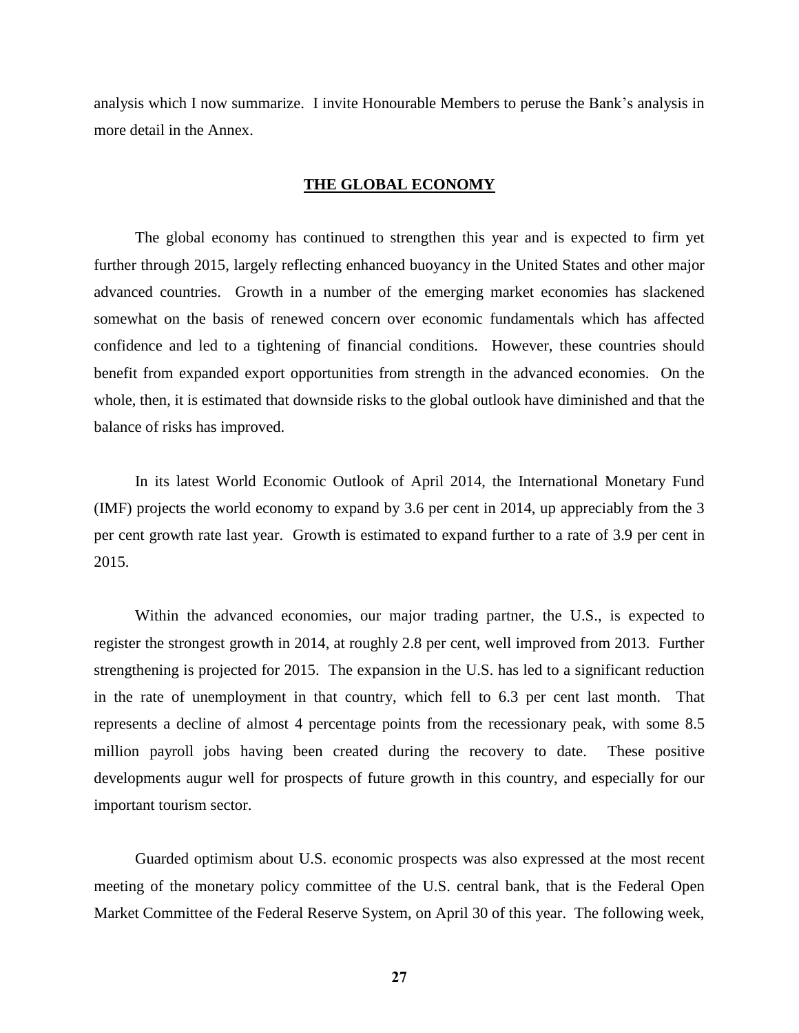analysis which I now summarize. I invite Honourable Members to peruse the Bank's analysis in more detail in the Annex.

## **THE GLOBAL ECONOMY**

The global economy has continued to strengthen this year and is expected to firm yet further through 2015, largely reflecting enhanced buoyancy in the United States and other major advanced countries. Growth in a number of the emerging market economies has slackened somewhat on the basis of renewed concern over economic fundamentals which has affected confidence and led to a tightening of financial conditions. However, these countries should benefit from expanded export opportunities from strength in the advanced economies. On the whole, then, it is estimated that downside risks to the global outlook have diminished and that the balance of risks has improved.

In its latest World Economic Outlook of April 2014, the International Monetary Fund (IMF) projects the world economy to expand by 3.6 per cent in 2014, up appreciably from the 3 per cent growth rate last year. Growth is estimated to expand further to a rate of 3.9 per cent in 2015.

Within the advanced economies, our major trading partner, the U.S., is expected to register the strongest growth in 2014, at roughly 2.8 per cent, well improved from 2013. Further strengthening is projected for 2015. The expansion in the U.S. has led to a significant reduction in the rate of unemployment in that country, which fell to 6.3 per cent last month. That represents a decline of almost 4 percentage points from the recessionary peak, with some 8.5 million payroll jobs having been created during the recovery to date. These positive developments augur well for prospects of future growth in this country, and especially for our important tourism sector.

Guarded optimism about U.S. economic prospects was also expressed at the most recent meeting of the monetary policy committee of the U.S. central bank, that is the Federal Open Market Committee of the Federal Reserve System, on April 30 of this year. The following week,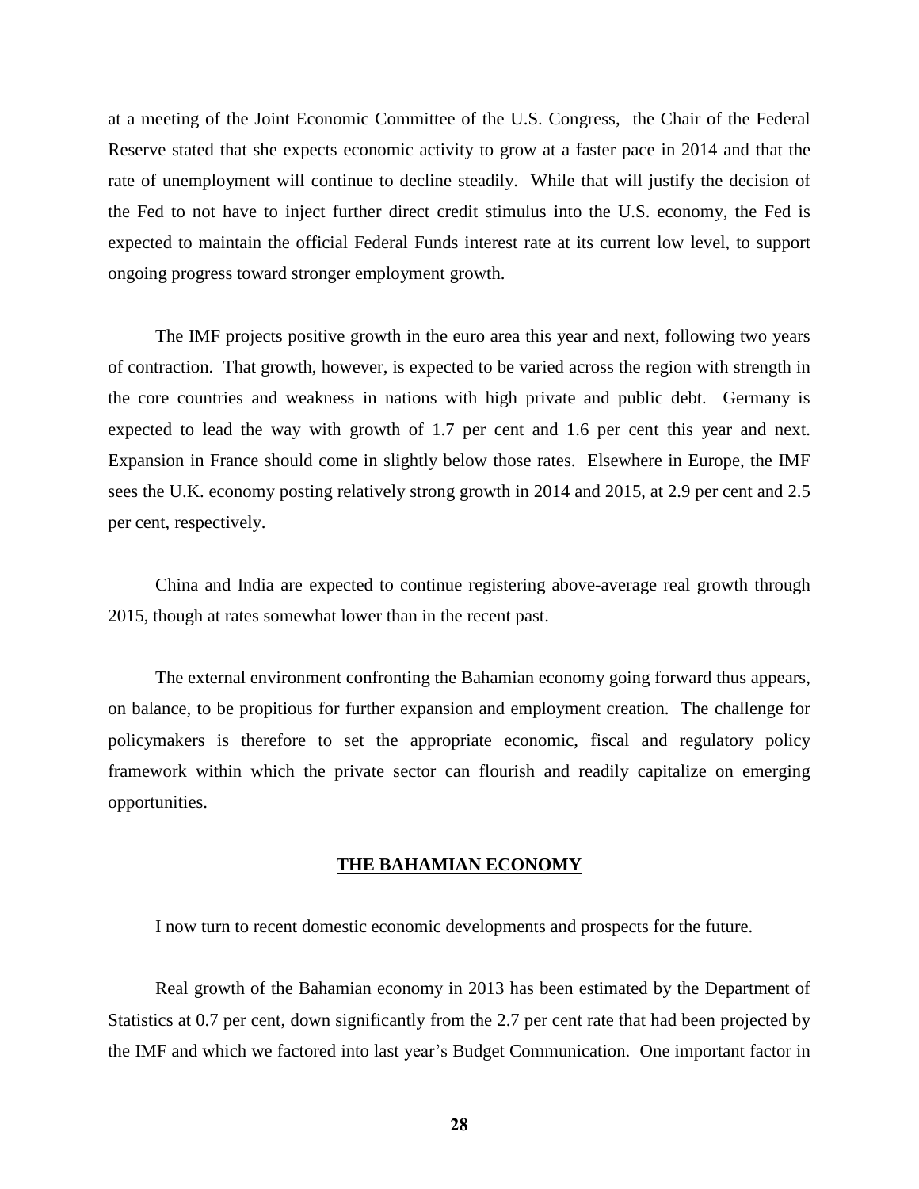at a meeting of the Joint Economic Committee of the U.S. Congress, the Chair of the Federal Reserve stated that she expects economic activity to grow at a faster pace in 2014 and that the rate of unemployment will continue to decline steadily. While that will justify the decision of the Fed to not have to inject further direct credit stimulus into the U.S. economy, the Fed is expected to maintain the official Federal Funds interest rate at its current low level, to support ongoing progress toward stronger employment growth.

The IMF projects positive growth in the euro area this year and next, following two years of contraction. That growth, however, is expected to be varied across the region with strength in the core countries and weakness in nations with high private and public debt. Germany is expected to lead the way with growth of 1.7 per cent and 1.6 per cent this year and next. Expansion in France should come in slightly below those rates. Elsewhere in Europe, the IMF sees the U.K. economy posting relatively strong growth in 2014 and 2015, at 2.9 per cent and 2.5 per cent, respectively.

China and India are expected to continue registering above-average real growth through 2015, though at rates somewhat lower than in the recent past.

The external environment confronting the Bahamian economy going forward thus appears, on balance, to be propitious for further expansion and employment creation. The challenge for policymakers is therefore to set the appropriate economic, fiscal and regulatory policy framework within which the private sector can flourish and readily capitalize on emerging opportunities.

## THE BAHAMIAN ECONOMY

I now turn to recent domestic economic developments and prospects for the future.

Real growth of the Bahamian economy in 2013 has been estimated by the Department of Statistics at 0.7 per cent, down significantly from the 2.7 per cent rate that had been projected by the IMF and which we factored into last year's Budget Communication. One important factor in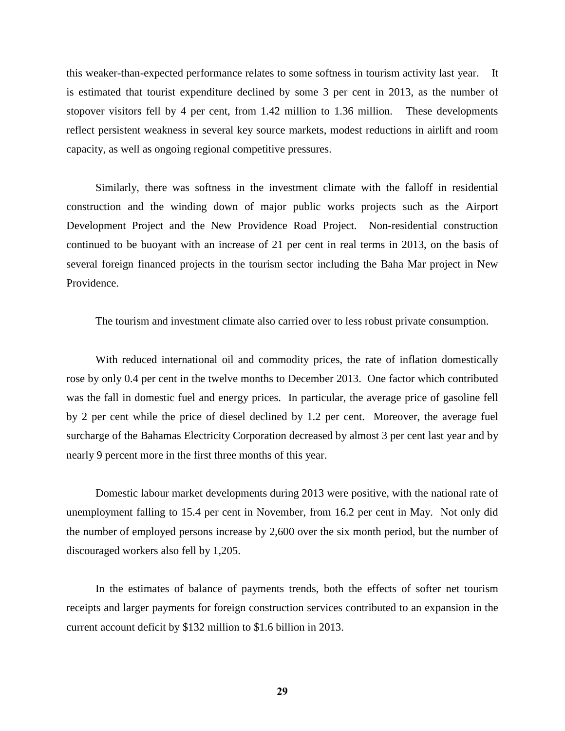this weaker-than-expected performance relates to some softness in tourism activity last year. It is estimated that tourist expenditure declined by some 3 per cent in 2013, as the number of stopover visitors fell by 4 per cent, from 1.42 million to 1.36 million. These developments reflect persistent weakness in several key source markets, modest reductions in airlift and room capacity, as well as ongoing regional competitive pressures.

Similarly, there was softness in the investment climate with the falloff in residential construction and the winding down of major public works projects such as the Airport Development Project and the New Providence Road Project. Non-residential construction continued to be buoyant with an increase of 21 per cent in real terms in 2013, on the basis of several foreign financed projects in the tourism sector including the Baha Mar project in New Providence.

The tourism and investment climate also carried over to less robust private consumption.

With reduced international oil and commodity prices, the rate of inflation domestically rose by only 0.4 per cent in the twelve months to December 2013. One factor which contributed was the fall in domestic fuel and energy prices. In particular, the average price of gasoline fell by 2 per cent while the price of diesel declined by 1.2 per cent. Moreover, the average fuel surcharge of the Bahamas Electricity Corporation decreased by almost 3 per cent last year and by nearly 9 percent more in the first three months of this year.

Domestic labour market developments during 2013 were positive, with the national rate of unemployment falling to 15.4 per cent in November, from 16.2 per cent in May. Not only did the number of employed persons increase by 2,600 over the six month period, but the number of discouraged workers also fell by 1,205.

In the estimates of balance of payments trends, both the effects of softer net tourism receipts and larger payments for foreign construction services contributed to an expansion in the current account deficit by $132 million to $1.6 billion in 2013.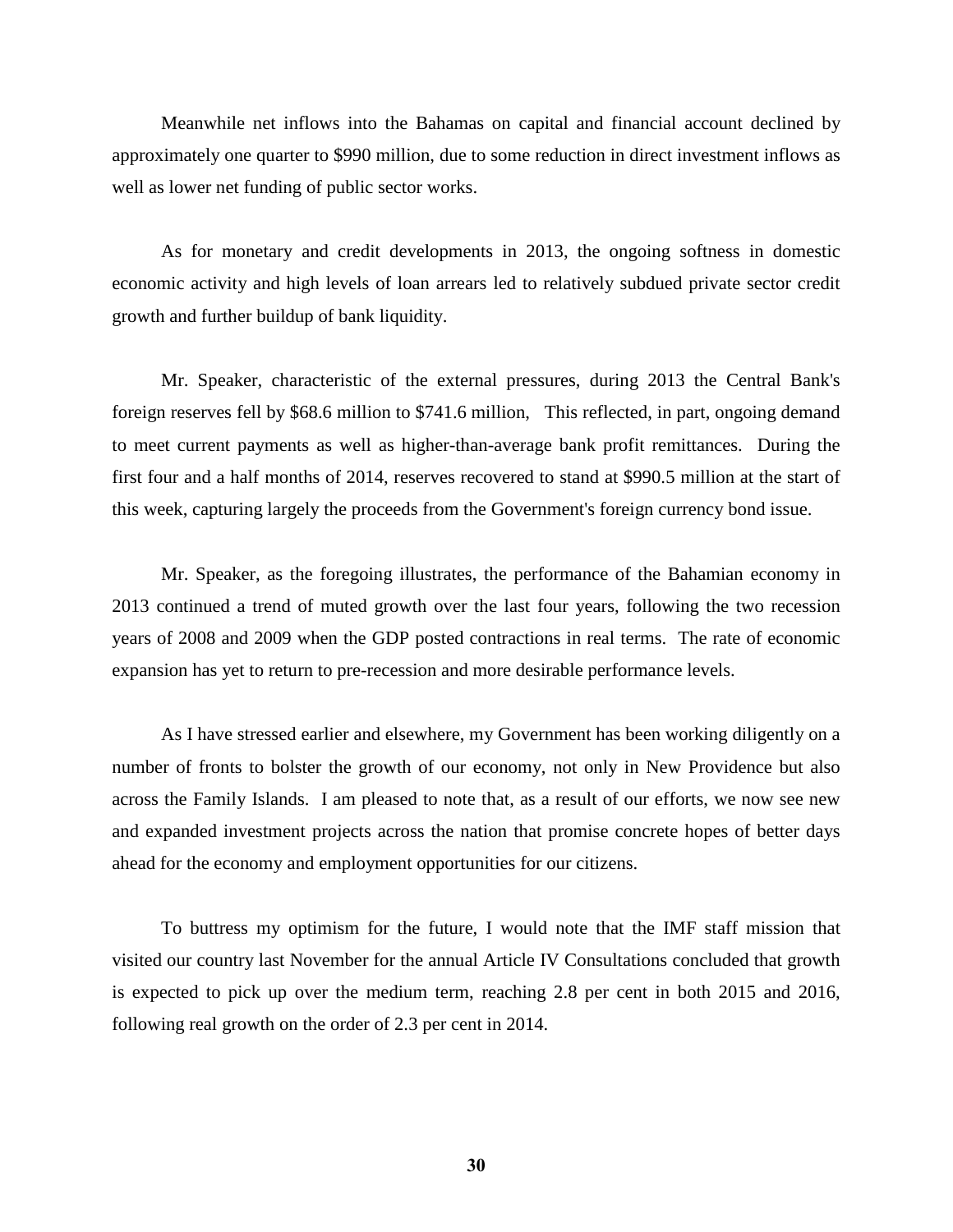Meanwhile net inflows into the Bahamas on capital and financial account declined by approximately one quarter to $990 million, due to some reduction in direct investment inflows as well as lower net funding of public sector works.

As for monetary and credit developments in 2013, the ongoing softness in domestic economic activity and high levels of loan arrears led to relatively subdued private sector credit growth and further buildup of bank liquidity.

Mr. Speaker, characteristic of the external pressures, during 2013 the Central Bank's foreign reserves fell by $68.6 million to $741.6 million, This reflected, in part, ongoing demand to meet current payments as well as higher-than-average bank profit remittances. During the first four and a half months of 2014, reserves recovered to stand at $990.5 million at the start of this week, capturing largely the proceeds from the Government's foreign currency bond issue.

Mr. Speaker, as the foregoing illustrates, the performance of the Bahamian economy in 2013 continued a trend of muted growth over the last four years, following the two recession years of 2008 and 2009 when the GDP posted contractions in real terms. The rate of economic expansion has yet to return to pre-recession and more desirable performance levels.

As I have stressed earlier and elsewhere, my Government has been working diligently on a number of fronts to bolster the growth of our economy, not only in New Providence but also across the Family Islands. I am pleased to note that, as a result of our efforts, we now see new and expanded investment projects across the nation that promise concrete hopes of better days ahead for the economy and employment opportunities for our citizens.

To buttress my optimism for the future, I would note that the IMF staff mission that visited our country last November for the annual Article IV Consultations concluded that growth is expected to pick up over the medium term, reaching 2.8 per cent in both 2015 and 2016, following real growth on the order of 2.3 per cent in 2014.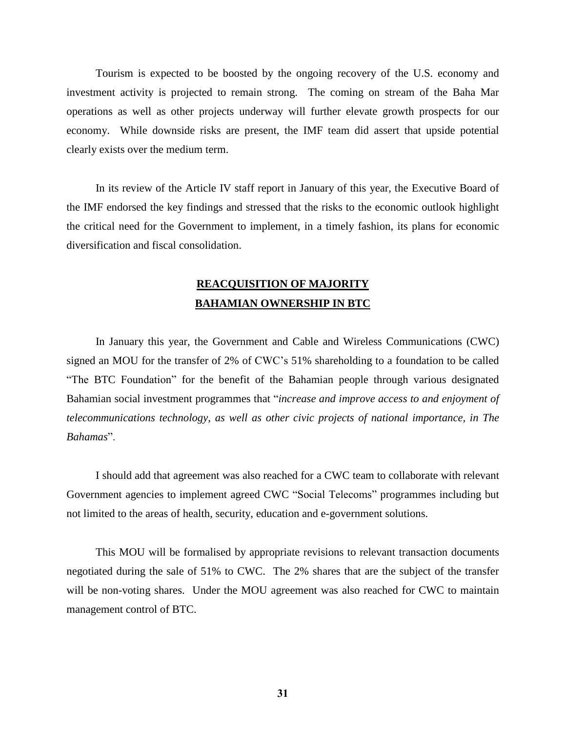Tourism is expected to be boosted by the ongoing recovery of the U.S. economy and investment activity is projected to remain strong. The coming on stream of the Baha Mar operations as well as other projects underway will further elevate growth prospects for our economy. While downside risks are present, the IMF team did assert that upside potential clearly exists over the medium term.

In its review of the Article IV staff report in January of this year, the Executive Board of the IMF endorsed the key findings and stressed that the risks to the economic outlook highlight the critical need for the Government to implement, in a timely fashion, its plans for economic diversification and fiscal consolidation.

## REACQUISITION OF MAJORITY BAHAMIAN OWNERSHIP IN BTC

In January this year, the Government and Cable and Wireless Communications (CWC) signed an MOU for the transfer of 2% of CWC's 51% shareholding to a foundation to be called "The BTC Foundation" for the benefit of the Bahamian people through various designated Bahamian social investment programmes that "*increase and improve access to and enjoyment of telecommunications technology, as well as other civic projects of national importance, in The Bahamas*".

I should add that agreement was also reached for a CWC team to collaborate with relevant Government agencies to implement agreed CWC "Social Telecoms" programmes including but not limited to the areas of health, security, education and e-government solutions.

This MOU will be formalised by appropriate revisions to relevant transaction documents negotiated during the sale of 51% to CWC. The 2% shares that are the subject of the transfer will be non-voting shares. Under the MOU agreement was also reached for CWC to maintain management control of BTC.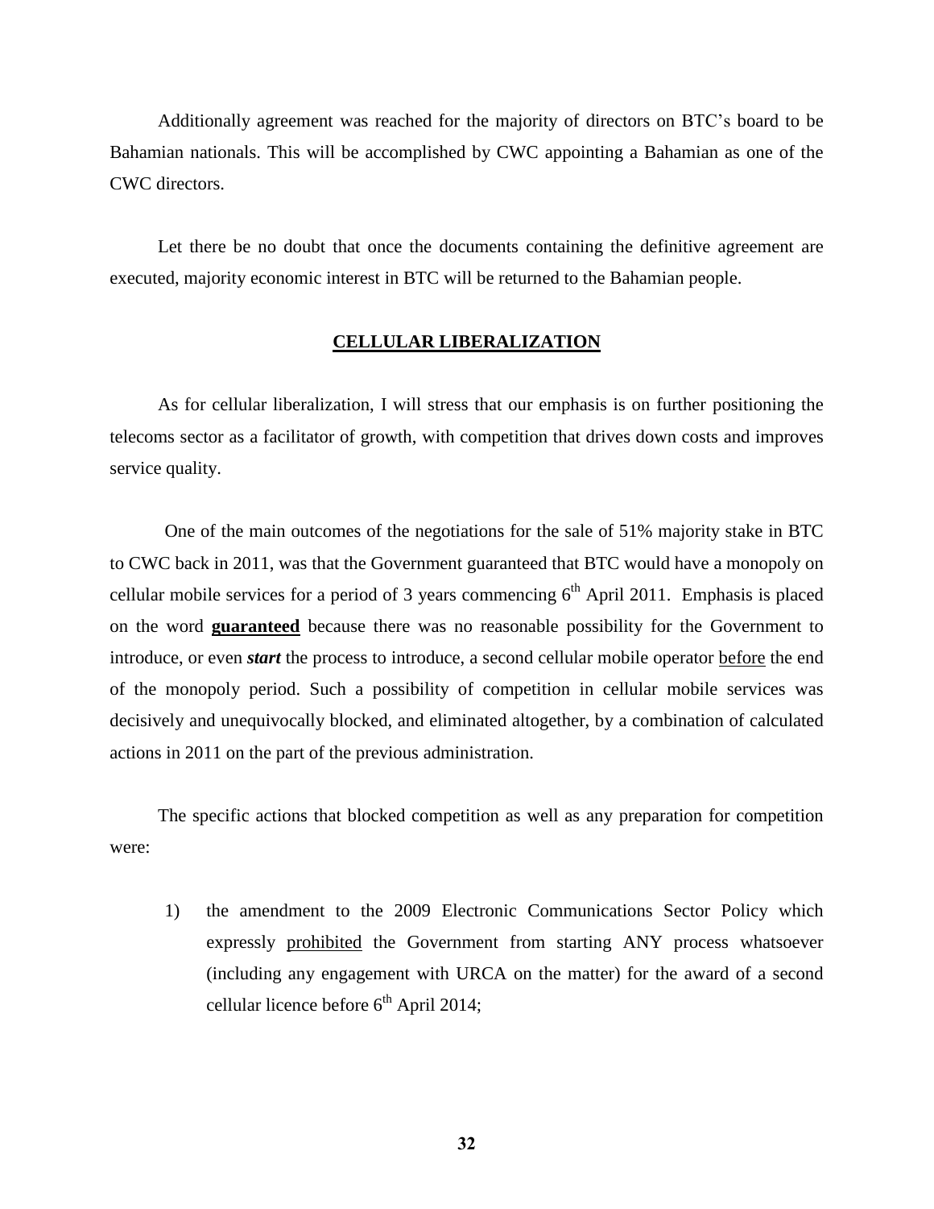Additionally agreement was reached for the majority of directors on BTC's board to be Bahamian nationals. This will be accomplished by CWC appointing a Bahamian as one of the CWC directors.

Let there be no doubt that once the documents containing the definitive agreement are executed, majority economic interest in BTC will be returned to the Bahamian people.

## CELLULAR LIBERALIZATION

As for cellular liberalization, I will stress that our emphasis is on further positioning the telecoms sector as a facilitator of growth, with competition that drives down costs and improves service quality.

One of the main outcomes of the negotiations for the sale of 51% majority stake in BTC to CWC back in 2011, was that the Government guaranteed that BTC would have a monopoly on cellular mobile services for a period of 3 years commencing 6th April 2011. Emphasis is placed on the word **guaranteed** because there was no reasonable possibility for the Government to introduce, or even ***start*** the process to introduce, a second cellular mobile operator before the end of the monopoly period. Such a possibility of competition in cellular mobile services was decisively and unequivocally blocked, and eliminated altogether, by a combination of calculated actions in 2011 on the part of the previous administration.

The specific actions that blocked competition as well as any preparation for competition were:

1) the amendment to the 2009 Electronic Communications Sector Policy which expressly prohibited the Government from starting ANY process whatsoever (including any engagement with URCA on the matter) for the award of a second cellular licence before 6th April 2014;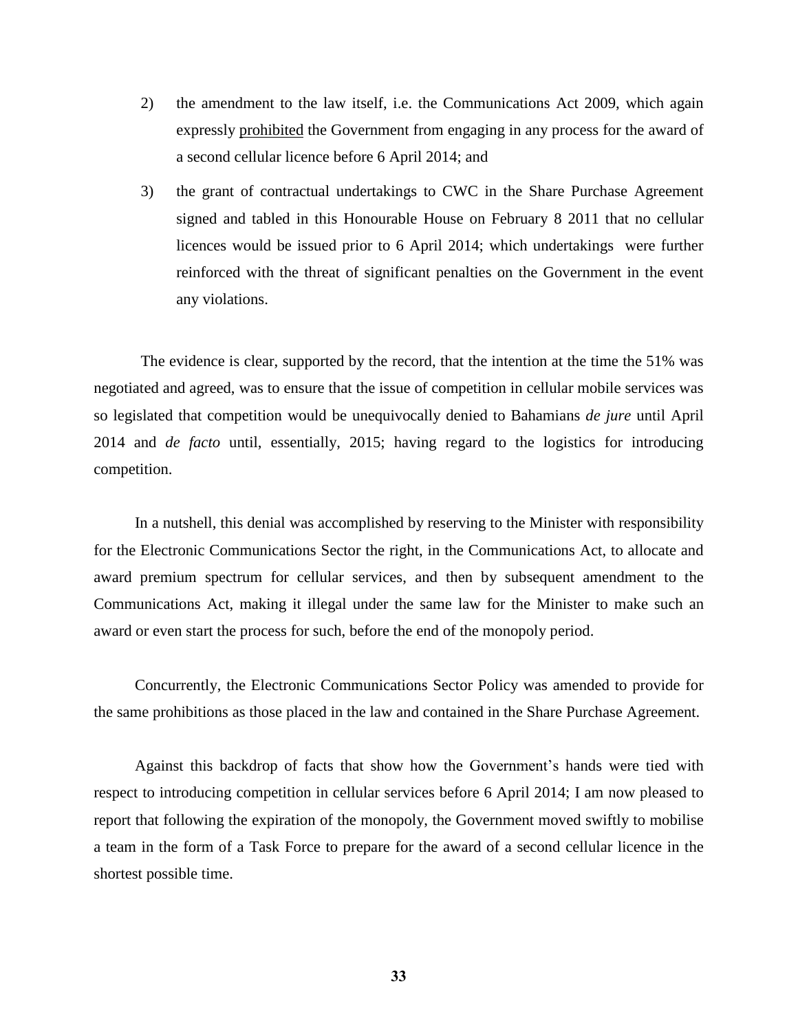2) the amendment to the law itself, i.e. the Communications Act 2009, which again expressly prohibited the Government from engaging in any process for the award of a second cellular licence before 6 April 2014; and

3) the grant of contractual undertakings to CWC in the Share Purchase Agreement signed and tabled in this Honourable House on February 8 2011 that no cellular licences would be issued prior to 6 April 2014; which undertakings were further reinforced with the threat of significant penalties on the Government in the event any violations.

The evidence is clear, supported by the record, that the intention at the time the 51% was negotiated and agreed, was to ensure that the issue of competition in cellular mobile services was so legislated that competition would be unequivocally denied to Bahamians *de jure* until April 2014 and *de facto* until, essentially, 2015; having regard to the logistics for introducing competition.

In a nutshell, this denial was accomplished by reserving to the Minister with responsibility for the Electronic Communications Sector the right, in the Communications Act, to allocate and award premium spectrum for cellular services, and then by subsequent amendment to the Communications Act, making it illegal under the same law for the Minister to make such an award or even start the process for such, before the end of the monopoly period.

Concurrently, the Electronic Communications Sector Policy was amended to provide for the same prohibitions as those placed in the law and contained in the Share Purchase Agreement.

Against this backdrop of facts that show how the Government's hands were tied with respect to introducing competition in cellular services before 6 April 2014; I am now pleased to report that following the expiration of the monopoly, the Government moved swiftly to mobilise a team in the form of a Task Force to prepare for the award of a second cellular licence in the shortest possible time.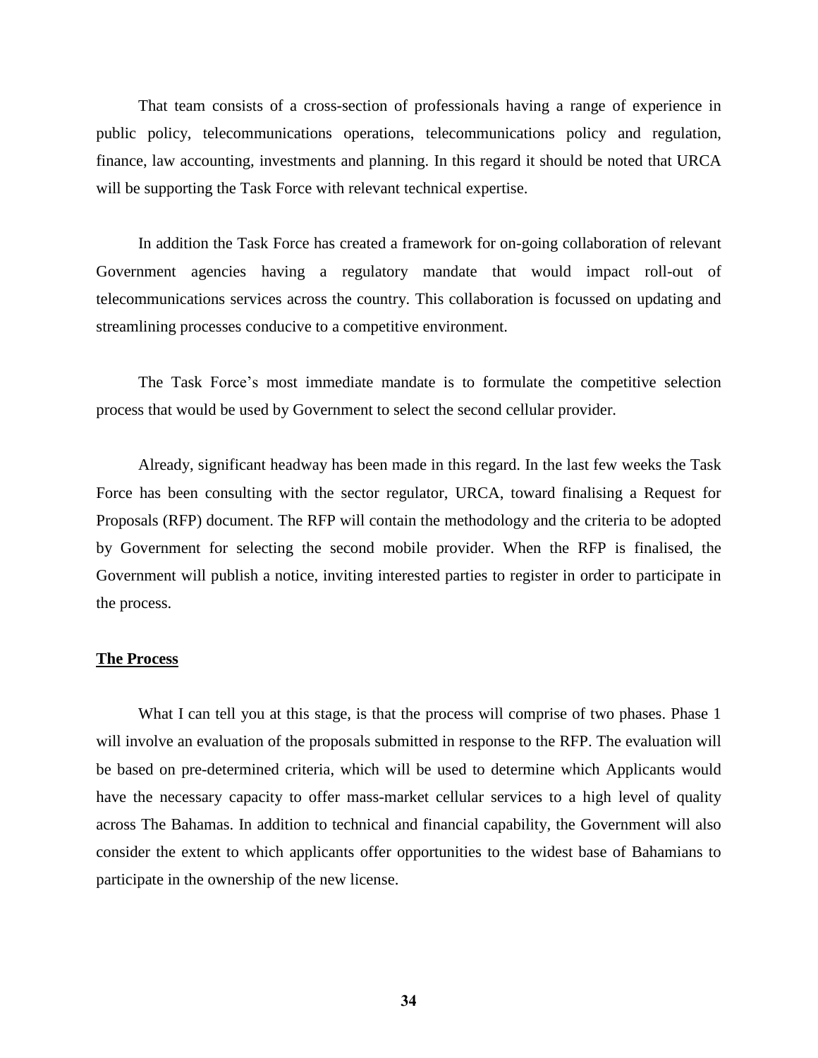That team consists of a cross-section of professionals having a range of experience in public policy, telecommunications operations, telecommunications policy and regulation, finance, law accounting, investments and planning. In this regard it should be noted that URCA will be supporting the Task Force with relevant technical expertise.

In addition the Task Force has created a framework for on-going collaboration of relevant Government agencies having a regulatory mandate that would impact roll-out of telecommunications services across the country. This collaboration is focussed on updating and streamlining processes conducive to a competitive environment.

The Task Force's most immediate mandate is to formulate the competitive selection process that would be used by Government to select the second cellular provider.

Already, significant headway has been made in this regard. In the last few weeks the Task Force has been consulting with the sector regulator, URCA, toward finalising a Request for Proposals (RFP) document. The RFP will contain the methodology and the criteria to be adopted by Government for selecting the second mobile provider. When the RFP is finalised, the Government will publish a notice, inviting interested parties to register in order to participate in the process.

**The Process**

What I can tell you at this stage, is that the process will comprise of two phases. Phase 1 will involve an evaluation of the proposals submitted in response to the RFP. The evaluation will be based on pre-determined criteria, which will be used to determine which Applicants would have the necessary capacity to offer mass-market cellular services to a high level of quality across The Bahamas. In addition to technical and financial capability, the Government will also consider the extent to which applicants offer opportunities to the widest base of Bahamians to participate in the ownership of the new license.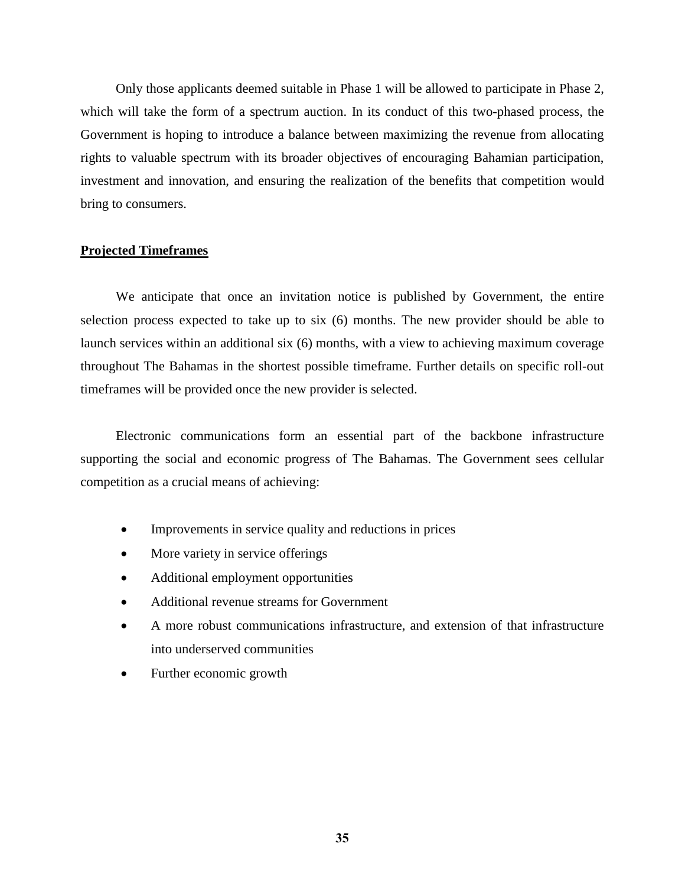Only those applicants deemed suitable in Phase 1 will be allowed to participate in Phase 2, which will take the form of a spectrum auction. In its conduct of this two-phased process, the Government is hoping to introduce a balance between maximizing the revenue from allocating rights to valuable spectrum with its broader objectives of encouraging Bahamian participation, investment and innovation, and ensuring the realization of the benefits that competition would bring to consumers.

**Projected Timeframes**

We anticipate that once an invitation notice is published by Government, the entire selection process expected to take up to six (6) months. The new provider should be able to launch services within an additional six (6) months, with a view to achieving maximum coverage throughout The Bahamas in the shortest possible timeframe. Further details on specific roll-out timeframes will be provided once the new provider is selected.

Electronic communications form an essential part of the backbone infrastructure supporting the social and economic progress of The Bahamas. The Government sees cellular competition as a crucial means of achieving:

- Improvements in service quality and reductions in prices
- More variety in service offerings
- Additional employment opportunities
- Additional revenue streams for Government
- A more robust communications infrastructure, and extension of that infrastructure into underserved communities
- Further economic growth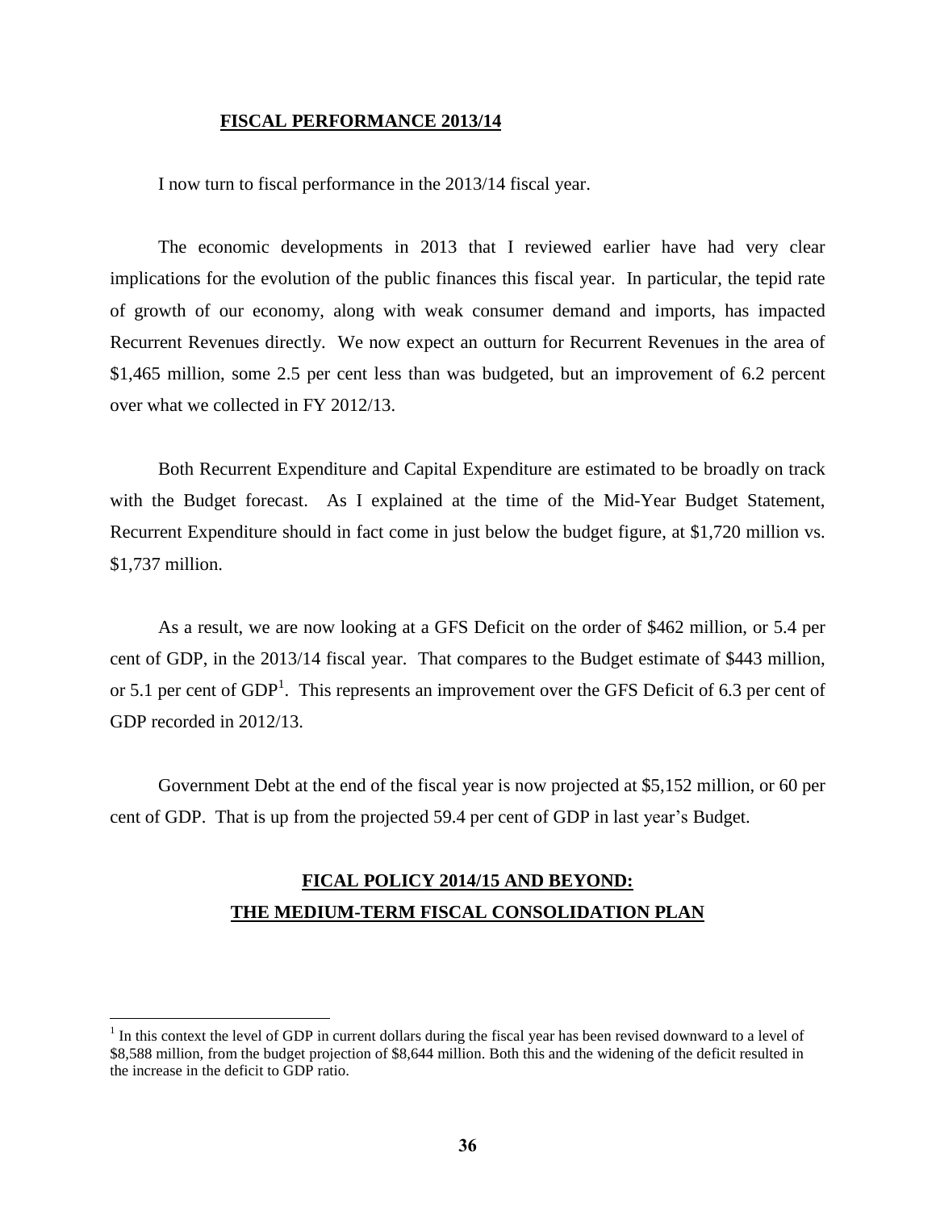## FISCAL PERFORMANCE 2013/14

I now turn to fiscal performance in the 2013/14 fiscal year.

The economic developments in 2013 that I reviewed earlier have had very clear implications for the evolution of the public finances this fiscal year. In particular, the tepid rate of growth of our economy, along with weak consumer demand and imports, has impacted Recurrent Revenues directly. We now expect an outturn for Recurrent Revenues in the area of $1,465 million, some 2.5 per cent less than was budgeted, but an improvement of 6.2 percent over what we collected in FY 2012/13.

Both Recurrent Expenditure and Capital Expenditure are estimated to be broadly on track with the Budget forecast. As I explained at the time of the Mid-Year Budget Statement, Recurrent Expenditure should in fact come in just below the budget figure, at $1,720 million vs. $1,737 million.

As a result, we are now looking at a GFS Deficit on the order of $462 million, or 5.4 per cent of GDP, in the 2013/14 fiscal year. That compares to the Budget estimate of $443 million, or 5.1 per cent of GDP[1]. This represents an improvement over the GFS Deficit of 6.3 per cent of GDP recorded in 2012/13.

Government Debt at the end of the fiscal year is now projected at $5,152 million, or 60 per cent of GDP. That is up from the projected 59.4 per cent of GDP in last year's Budget.

## FICAL POLICY 2014/15 AND BEYOND: THE MEDIUM-TERM FISCAL CONSOLIDATION PLAN

[1] In this context the level of GDP in current dollars during the fiscal year has been revised downward to a level of $8,588 million, from the budget projection of $8,644 million. Both this and the widening of the deficit resulted in the increase in the deficit to GDP ratio.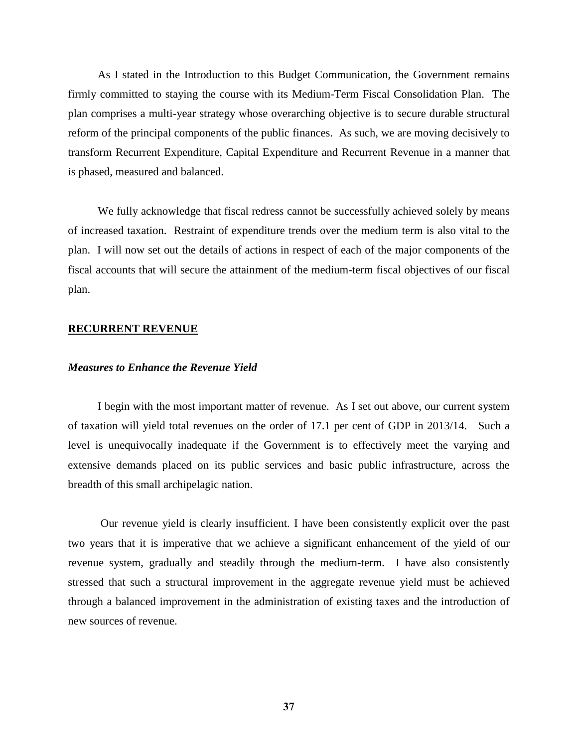As I stated in the Introduction to this Budget Communication, the Government remains firmly committed to staying the course with its Medium-Term Fiscal Consolidation Plan. The plan comprises a multi-year strategy whose overarching objective is to secure durable structural reform of the principal components of the public finances. As such, we are moving decisively to transform Recurrent Expenditure, Capital Expenditure and Recurrent Revenue in a manner that is phased, measured and balanced.

We fully acknowledge that fiscal redress cannot be successfully achieved solely by means of increased taxation. Restraint of expenditure trends over the medium term is also vital to the plan. I will now set out the details of actions in respect of each of the major components of the fiscal accounts that will secure the attainment of the medium-term fiscal objectives of our fiscal plan.

## RECURRENT REVENUE

### *Measures to Enhance the Revenue Yield*

I begin with the most important matter of revenue. As I set out above, our current system of taxation will yield total revenues on the order of 17.1 per cent of GDP in 2013/14. Such a level is unequivocally inadequate if the Government is to effectively meet the varying and extensive demands placed on its public services and basic public infrastructure, across the breadth of this small archipelagic nation.

Our revenue yield is clearly insufficient. I have been consistently explicit over the past two years that it is imperative that we achieve a significant enhancement of the yield of our revenue system, gradually and steadily through the medium-term. I have also consistently stressed that such a structural improvement in the aggregate revenue yield must be achieved through a balanced improvement in the administration of existing taxes and the introduction of new sources of revenue.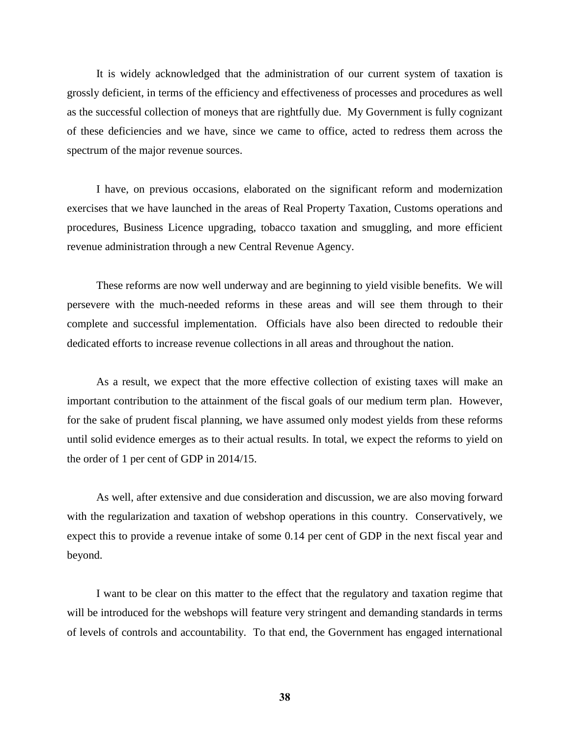It is widely acknowledged that the administration of our current system of taxation is grossly deficient, in terms of the efficiency and effectiveness of processes and procedures as well as the successful collection of moneys that are rightfully due. My Government is fully cognizant of these deficiencies and we have, since we came to office, acted to redress them across the spectrum of the major revenue sources.

I have, on previous occasions, elaborated on the significant reform and modernization exercises that we have launched in the areas of Real Property Taxation, Customs operations and procedures, Business Licence upgrading, tobacco taxation and smuggling, and more efficient revenue administration through a new Central Revenue Agency.

These reforms are now well underway and are beginning to yield visible benefits. We will persevere with the much-needed reforms in these areas and will see them through to their complete and successful implementation. Officials have also been directed to redouble their dedicated efforts to increase revenue collections in all areas and throughout the nation.

As a result, we expect that the more effective collection of existing taxes will make an important contribution to the attainment of the fiscal goals of our medium term plan. However, for the sake of prudent fiscal planning, we have assumed only modest yields from these reforms until solid evidence emerges as to their actual results. In total, we expect the reforms to yield on the order of 1 per cent of GDP in 2014/15.

As well, after extensive and due consideration and discussion, we are also moving forward with the regularization and taxation of webshop operations in this country. Conservatively, we expect this to provide a revenue intake of some 0.14 per cent of GDP in the next fiscal year and beyond.

I want to be clear on this matter to the effect that the regulatory and taxation regime that will be introduced for the webshops will feature very stringent and demanding standards in terms of levels of controls and accountability. To that end, the Government has engaged international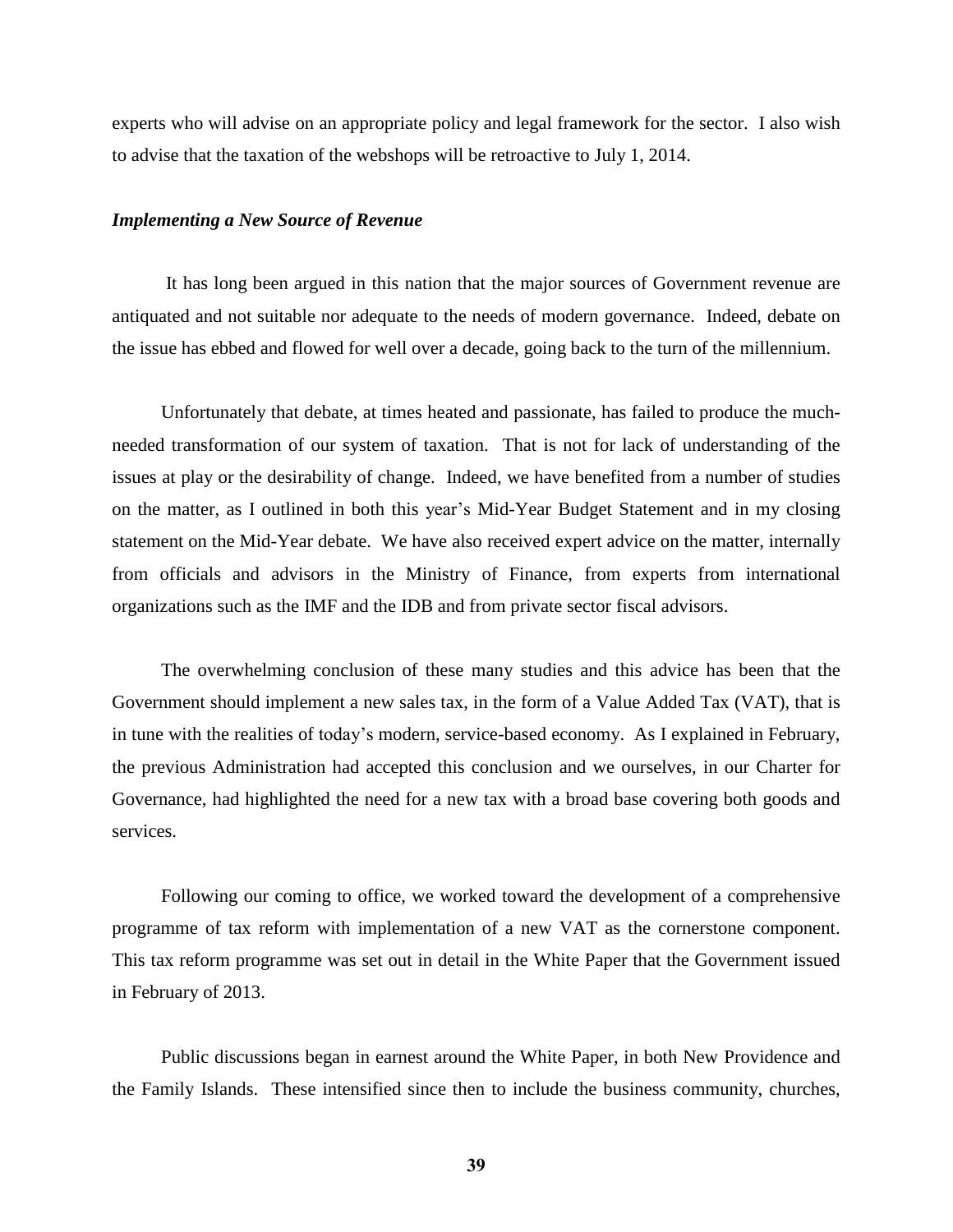experts who will advise on an appropriate policy and legal framework for the sector. I also wish to advise that the taxation of the webshops will be retroactive to July 1, 2014.

***Implementing a New Source of Revenue***

It has long been argued in this nation that the major sources of Government revenue are antiquated and not suitable nor adequate to the needs of modern governance. Indeed, debate on the issue has ebbed and flowed for well over a decade, going back to the turn of the millennium.

Unfortunately that debate, at times heated and passionate, has failed to produce the much-needed transformation of our system of taxation. That is not for lack of understanding of the issues at play or the desirability of change. Indeed, we have benefited from a number of studies on the matter, as I outlined in both this year's Mid-Year Budget Statement and in my closing statement on the Mid-Year debate. We have also received expert advice on the matter, internally from officials and advisors in the Ministry of Finance, from experts from international organizations such as the IMF and the IDB and from private sector fiscal advisors.

The overwhelming conclusion of these many studies and this advice has been that the Government should implement a new sales tax, in the form of a Value Added Tax (VAT), that is in tune with the realities of today's modern, service-based economy. As I explained in February, the previous Administration had accepted this conclusion and we ourselves, in our Charter for Governance, had highlighted the need for a new tax with a broad base covering both goods and services.

Following our coming to office, we worked toward the development of a comprehensive programme of tax reform with implementation of a new VAT as the cornerstone component. This tax reform programme was set out in detail in the White Paper that the Government issued in February of 2013.

Public discussions began in earnest around the White Paper, in both New Providence and the Family Islands. These intensified since then to include the business community, churches,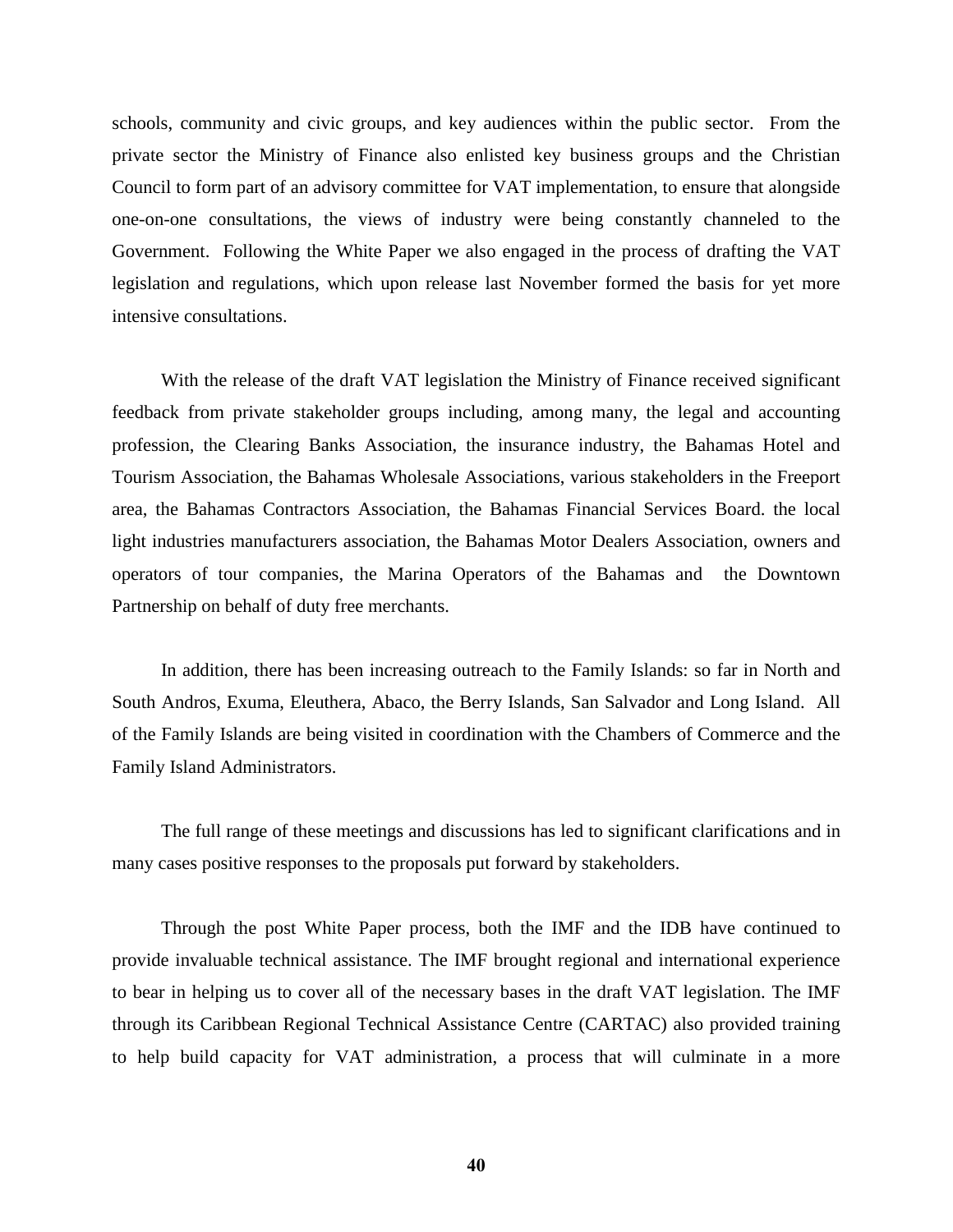schools, community and civic groups, and key audiences within the public sector. From the private sector the Ministry of Finance also enlisted key business groups and the Christian Council to form part of an advisory committee for VAT implementation, to ensure that alongside one-on-one consultations, the views of industry were being constantly channeled to the Government. Following the White Paper we also engaged in the process of drafting the VAT legislation and regulations, which upon release last November formed the basis for yet more intensive consultations.

With the release of the draft VAT legislation the Ministry of Finance received significant feedback from private stakeholder groups including, among many, the legal and accounting profession, the Clearing Banks Association, the insurance industry, the Bahamas Hotel and Tourism Association, the Bahamas Wholesale Associations, various stakeholders in the Freeport area, the Bahamas Contractors Association, the Bahamas Financial Services Board. the local light industries manufacturers association, the Bahamas Motor Dealers Association, owners and operators of tour companies, the Marina Operators of the Bahamas and the Downtown Partnership on behalf of duty free merchants.

In addition, there has been increasing outreach to the Family Islands: so far in North and South Andros, Exuma, Eleuthera, Abaco, the Berry Islands, San Salvador and Long Island. All of the Family Islands are being visited in coordination with the Chambers of Commerce and the Family Island Administrators.

The full range of these meetings and discussions has led to significant clarifications and in many cases positive responses to the proposals put forward by stakeholders.

Through the post White Paper process, both the IMF and the IDB have continued to provide invaluable technical assistance. The IMF brought regional and international experience to bear in helping us to cover all of the necessary bases in the draft VAT legislation. The IMF through its Caribbean Regional Technical Assistance Centre (CARTAC) also provided training to help build capacity for VAT administration, a process that will culminate in a more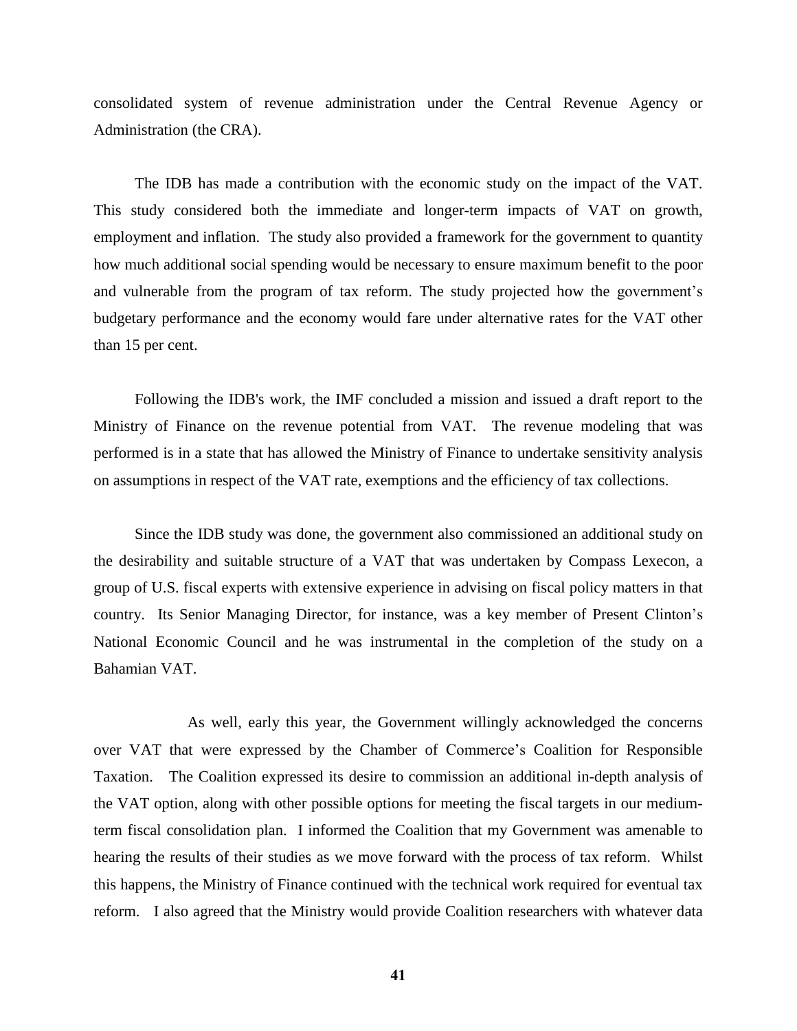consolidated system of revenue administration under the Central Revenue Agency or Administration (the CRA).

The IDB has made a contribution with the economic study on the impact of the VAT. This study considered both the immediate and longer-term impacts of VAT on growth, employment and inflation. The study also provided a framework for the government to quantity how much additional social spending would be necessary to ensure maximum benefit to the poor and vulnerable from the program of tax reform. The study projected how the government's budgetary performance and the economy would fare under alternative rates for the VAT other than 15 per cent.

Following the IDB's work, the IMF concluded a mission and issued a draft report to the Ministry of Finance on the revenue potential from VAT. The revenue modeling that was performed is in a state that has allowed the Ministry of Finance to undertake sensitivity analysis on assumptions in respect of the VAT rate, exemptions and the efficiency of tax collections.

Since the IDB study was done, the government also commissioned an additional study on the desirability and suitable structure of a VAT that was undertaken by Compass Lexecon, a group of U.S. fiscal experts with extensive experience in advising on fiscal policy matters in that country. Its Senior Managing Director, for instance, was a key member of Present Clinton's National Economic Council and he was instrumental in the completion of the study on a Bahamian VAT.

As well, early this year, the Government willingly acknowledged the concerns over VAT that were expressed by the Chamber of Commerce's Coalition for Responsible Taxation. The Coalition expressed its desire to commission an additional in-depth analysis of the VAT option, along with other possible options for meeting the fiscal targets in our medium-term fiscal consolidation plan. I informed the Coalition that my Government was amenable to hearing the results of their studies as we move forward with the process of tax reform. Whilst this happens, the Ministry of Finance continued with the technical work required for eventual tax reform. I also agreed that the Ministry would provide Coalition researchers with whatever data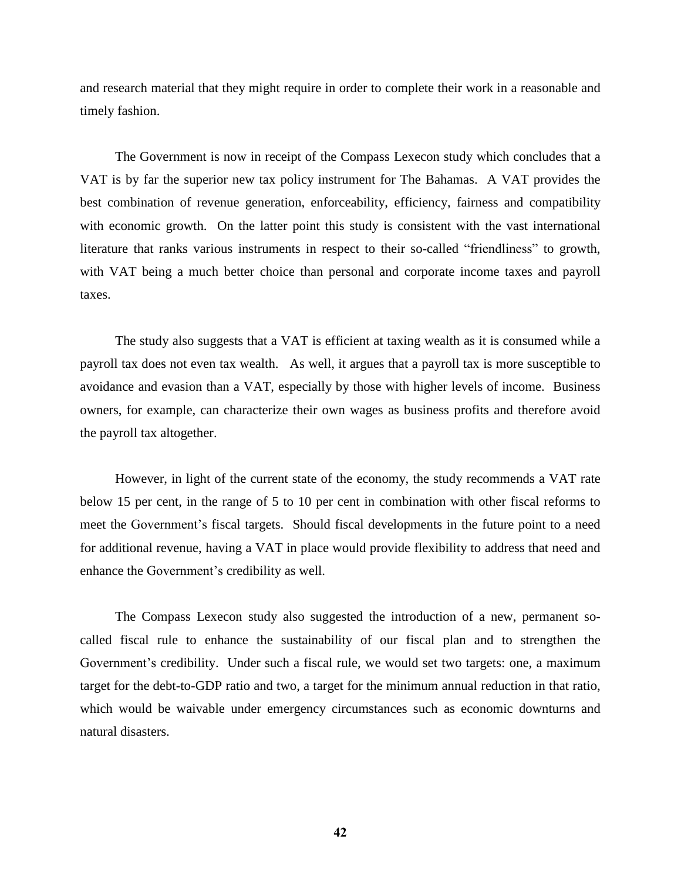and research material that they might require in order to complete their work in a reasonable and timely fashion.

The Government is now in receipt of the Compass Lexecon study which concludes that a VAT is by far the superior new tax policy instrument for The Bahamas. A VAT provides the best combination of revenue generation, enforceability, efficiency, fairness and compatibility with economic growth. On the latter point this study is consistent with the vast international literature that ranks various instruments in respect to their so-called "friendliness" to growth, with VAT being a much better choice than personal and corporate income taxes and payroll taxes.

The study also suggests that a VAT is efficient at taxing wealth as it is consumed while a payroll tax does not even tax wealth. As well, it argues that a payroll tax is more susceptible to avoidance and evasion than a VAT, especially by those with higher levels of income. Business owners, for example, can characterize their own wages as business profits and therefore avoid the payroll tax altogether.

However, in light of the current state of the economy, the study recommends a VAT rate below 15 per cent, in the range of 5 to 10 per cent in combination with other fiscal reforms to meet the Government's fiscal targets. Should fiscal developments in the future point to a need for additional revenue, having a VAT in place would provide flexibility to address that need and enhance the Government's credibility as well.

The Compass Lexecon study also suggested the introduction of a new, permanent so-called fiscal rule to enhance the sustainability of our fiscal plan and to strengthen the Government's credibility. Under such a fiscal rule, we would set two targets: one, a maximum target for the debt-to-GDP ratio and two, a target for the minimum annual reduction in that ratio, which would be waivable under emergency circumstances such as economic downturns and natural disasters.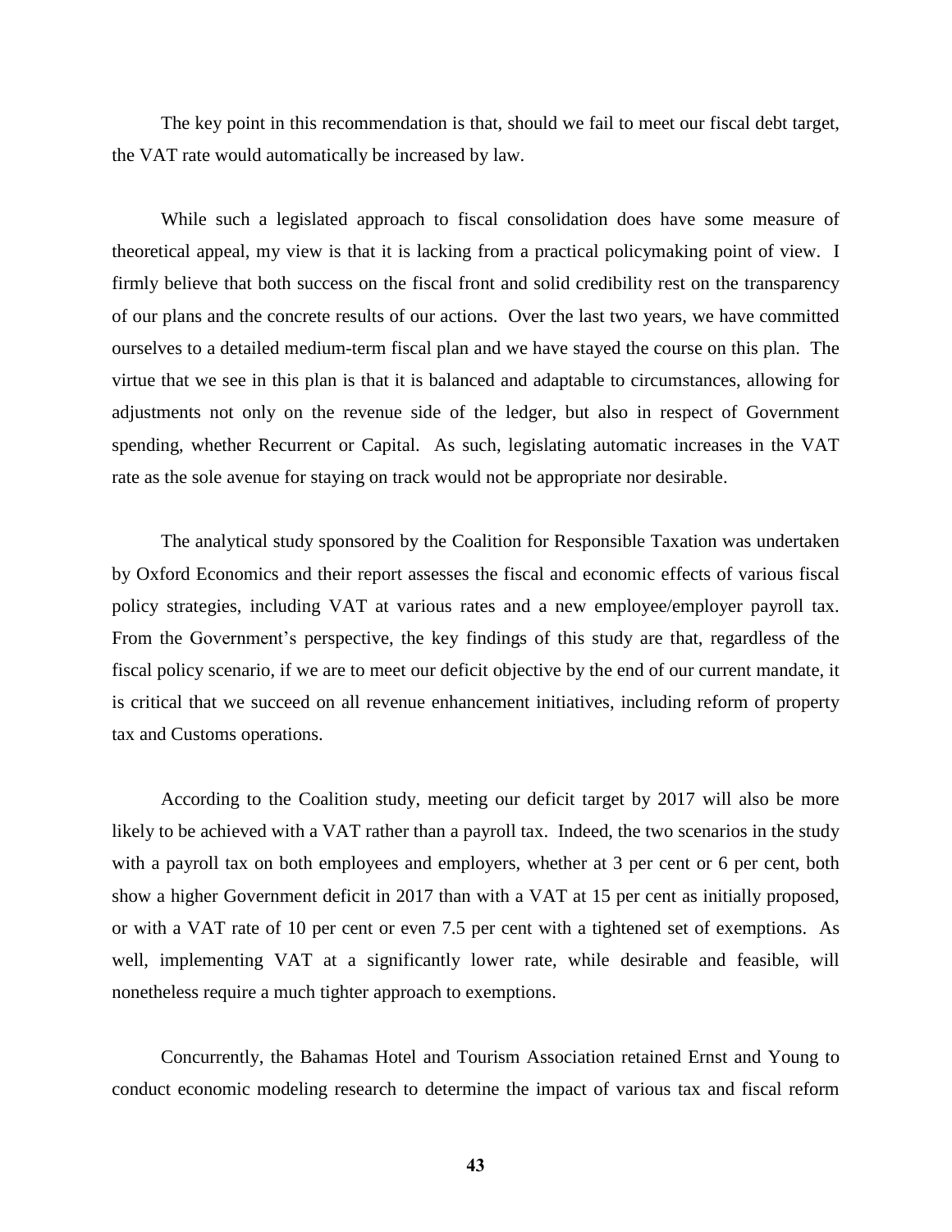The key point in this recommendation is that, should we fail to meet our fiscal debt target, the VAT rate would automatically be increased by law.

While such a legislated approach to fiscal consolidation does have some measure of theoretical appeal, my view is that it is lacking from a practical policymaking point of view. I firmly believe that both success on the fiscal front and solid credibility rest on the transparency of our plans and the concrete results of our actions. Over the last two years, we have committed ourselves to a detailed medium-term fiscal plan and we have stayed the course on this plan. The virtue that we see in this plan is that it is balanced and adaptable to circumstances, allowing for adjustments not only on the revenue side of the ledger, but also in respect of Government spending, whether Recurrent or Capital. As such, legislating automatic increases in the VAT rate as the sole avenue for staying on track would not be appropriate nor desirable.

The analytical study sponsored by the Coalition for Responsible Taxation was undertaken by Oxford Economics and their report assesses the fiscal and economic effects of various fiscal policy strategies, including VAT at various rates and a new employee/employer payroll tax. From the Government's perspective, the key findings of this study are that, regardless of the fiscal policy scenario, if we are to meet our deficit objective by the end of our current mandate, it is critical that we succeed on all revenue enhancement initiatives, including reform of property tax and Customs operations.

According to the Coalition study, meeting our deficit target by 2017 will also be more likely to be achieved with a VAT rather than a payroll tax. Indeed, the two scenarios in the study with a payroll tax on both employees and employers, whether at 3 per cent or 6 per cent, both show a higher Government deficit in 2017 than with a VAT at 15 per cent as initially proposed, or with a VAT rate of 10 per cent or even 7.5 per cent with a tightened set of exemptions. As well, implementing VAT at a significantly lower rate, while desirable and feasible, will nonetheless require a much tighter approach to exemptions.

Concurrently, the Bahamas Hotel and Tourism Association retained Ernst and Young to conduct economic modeling research to determine the impact of various tax and fiscal reform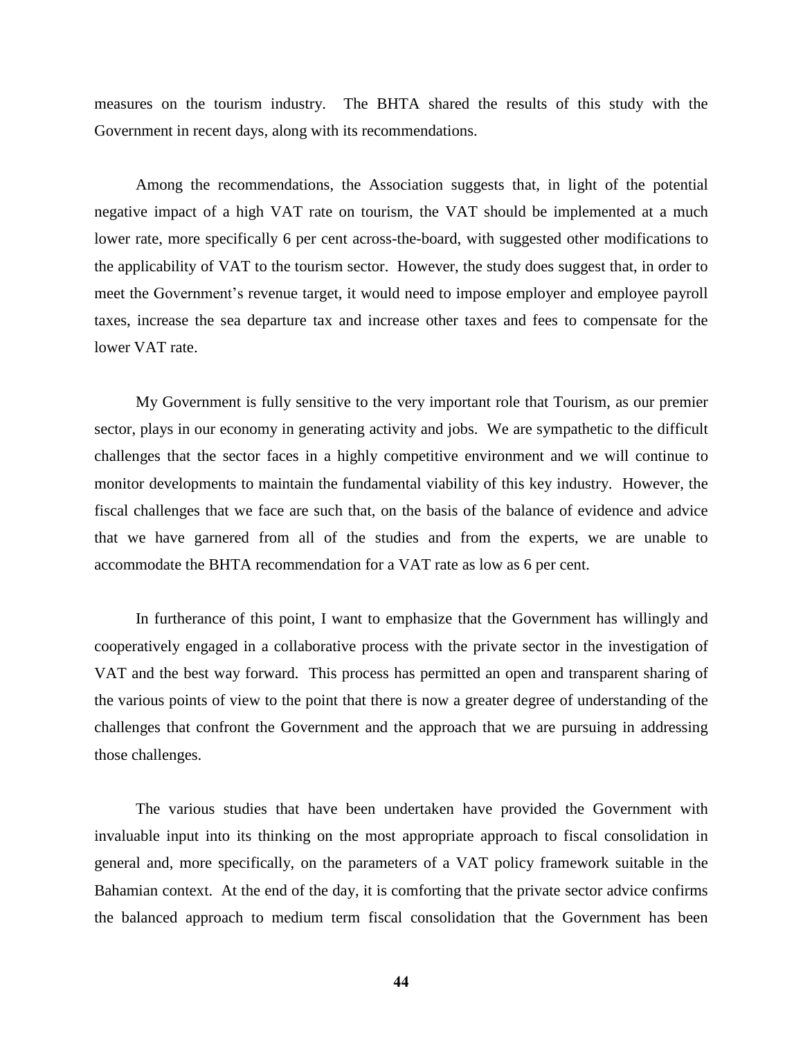measures on the tourism industry. The BHTA shared the results of this study with the Government in recent days, along with its recommendations.

Among the recommendations, the Association suggests that, in light of the potential negative impact of a high VAT rate on tourism, the VAT should be implemented at a much lower rate, more specifically 6 per cent across-the-board, with suggested other modifications to the applicability of VAT to the tourism sector. However, the study does suggest that, in order to meet the Government's revenue target, it would need to impose employer and employee payroll taxes, increase the sea departure tax and increase other taxes and fees to compensate for the lower VAT rate.

My Government is fully sensitive to the very important role that Tourism, as our premier sector, plays in our economy in generating activity and jobs. We are sympathetic to the difficult challenges that the sector faces in a highly competitive environment and we will continue to monitor developments to maintain the fundamental viability of this key industry. However, the fiscal challenges that we face are such that, on the basis of the balance of evidence and advice that we have garnered from all of the studies and from the experts, we are unable to accommodate the BHTA recommendation for a VAT rate as low as 6 per cent.

In furtherance of this point, I want to emphasize that the Government has willingly and cooperatively engaged in a collaborative process with the private sector in the investigation of VAT and the best way forward. This process has permitted an open and transparent sharing of the various points of view to the point that there is now a greater degree of understanding of the challenges that confront the Government and the approach that we are pursuing in addressing those challenges.

The various studies that have been undertaken have provided the Government with invaluable input into its thinking on the most appropriate approach to fiscal consolidation in general and, more specifically, on the parameters of a VAT policy framework suitable in the Bahamian context. At the end of the day, it is comforting that the private sector advice confirms the balanced approach to medium term fiscal consolidation that the Government has been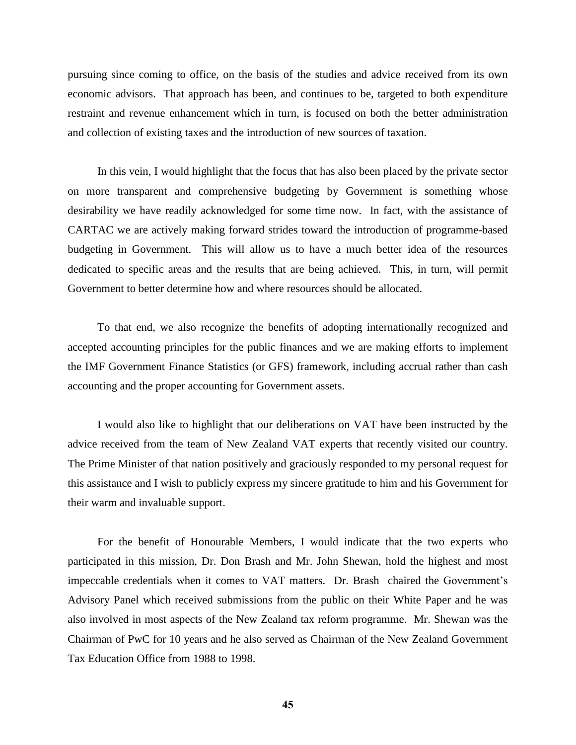pursuing since coming to office, on the basis of the studies and advice received from its own economic advisors. That approach has been, and continues to be, targeted to both expenditure restraint and revenue enhancement which in turn, is focused on both the better administration and collection of existing taxes and the introduction of new sources of taxation.

In this vein, I would highlight that the focus that has also been placed by the private sector on more transparent and comprehensive budgeting by Government is something whose desirability we have readily acknowledged for some time now. In fact, with the assistance of CARTAC we are actively making forward strides toward the introduction of programme-based budgeting in Government. This will allow us to have a much better idea of the resources dedicated to specific areas and the results that are being achieved. This, in turn, will permit Government to better determine how and where resources should be allocated.

To that end, we also recognize the benefits of adopting internationally recognized and accepted accounting principles for the public finances and we are making efforts to implement the IMF Government Finance Statistics (or GFS) framework, including accrual rather than cash accounting and the proper accounting for Government assets.

I would also like to highlight that our deliberations on VAT have been instructed by the advice received from the team of New Zealand VAT experts that recently visited our country. The Prime Minister of that nation positively and graciously responded to my personal request for this assistance and I wish to publicly express my sincere gratitude to him and his Government for their warm and invaluable support.

For the benefit of Honourable Members, I would indicate that the two experts who participated in this mission, Dr. Don Brash and Mr. John Shewan, hold the highest and most impeccable credentials when it comes to VAT matters. Dr. Brash chaired the Government's Advisory Panel which received submissions from the public on their White Paper and he was also involved in most aspects of the New Zealand tax reform programme. Mr. Shewan was the Chairman of PwC for 10 years and he also served as Chairman of the New Zealand Government Tax Education Office from 1988 to 1998.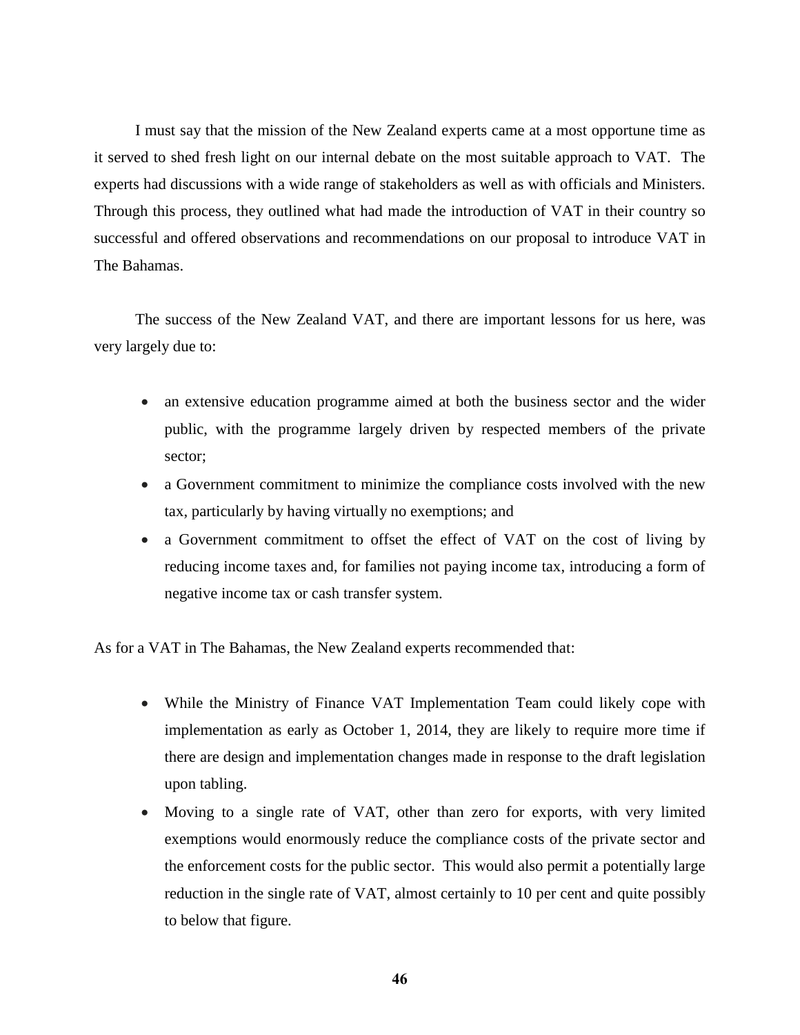I must say that the mission of the New Zealand experts came at a most opportune time as it served to shed fresh light on our internal debate on the most suitable approach to VAT. The experts had discussions with a wide range of stakeholders as well as with officials and Ministers. Through this process, they outlined what had made the introduction of VAT in their country so successful and offered observations and recommendations on our proposal to introduce VAT in The Bahamas.

The success of the New Zealand VAT, and there are important lessons for us here, was very largely due to:

- an extensive education programme aimed at both the business sector and the wider public, with the programme largely driven by respected members of the private sector;
- a Government commitment to minimize the compliance costs involved with the new tax, particularly by having virtually no exemptions; and
- a Government commitment to offset the effect of VAT on the cost of living by reducing income taxes and, for families not paying income tax, introducing a form of negative income tax or cash transfer system.

As for a VAT in The Bahamas, the New Zealand experts recommended that:

- While the Ministry of Finance VAT Implementation Team could likely cope with implementation as early as October 1, 2014, they are likely to require more time if there are design and implementation changes made in response to the draft legislation upon tabling.
- Moving to a single rate of VAT, other than zero for exports, with very limited exemptions would enormously reduce the compliance costs of the private sector and the enforcement costs for the public sector. This would also permit a potentially large reduction in the single rate of VAT, almost certainly to 10 per cent and quite possibly to below that figure.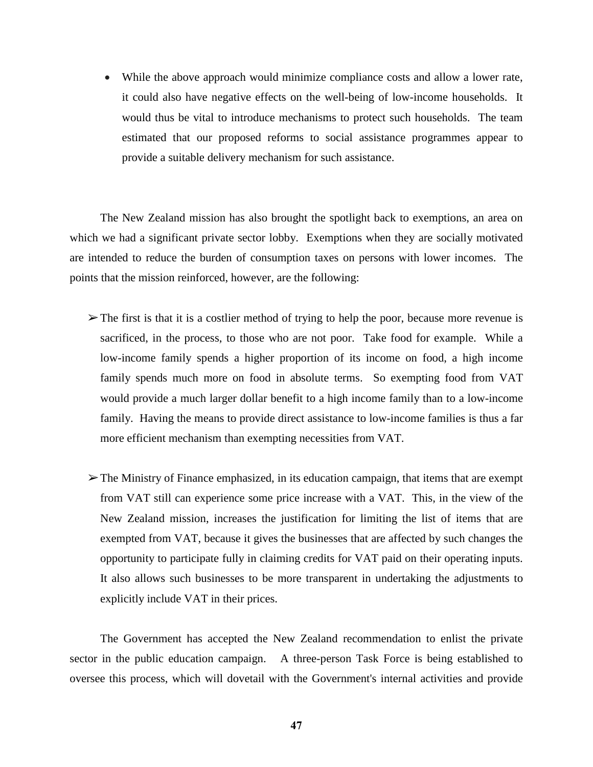- While the above approach would minimize compliance costs and allow a lower rate, it could also have negative effects on the well-being of low-income households. It would thus be vital to introduce mechanisms to protect such households. The team estimated that our proposed reforms to social assistance programmes appear to provide a suitable delivery mechanism for such assistance.

The New Zealand mission has also brought the spotlight back to exemptions, an area on which we had a significant private sector lobby. Exemptions when they are socially motivated are intended to reduce the burden of consumption taxes on persons with lower incomes. The points that the mission reinforced, however, are the following:

- The first is that it is a costlier method of trying to help the poor, because more revenue is sacrificed, in the process, to those who are not poor. Take food for example. While a low-income family spends a higher proportion of its income on food, a high income family spends much more on food in absolute terms. So exempting food from VAT would provide a much larger dollar benefit to a high income family than to a low-income family. Having the means to provide direct assistance to low-income families is thus a far more efficient mechanism than exempting necessities from VAT.

- The Ministry of Finance emphasized, in its education campaign, that items that are exempt from VAT still can experience some price increase with a VAT. This, in the view of the New Zealand mission, increases the justification for limiting the list of items that are exempted from VAT, because it gives the businesses that are affected by such changes the opportunity to participate fully in claiming credits for VAT paid on their operating inputs. It also allows such businesses to be more transparent in undertaking the adjustments to explicitly include VAT in their prices.

The Government has accepted the New Zealand recommendation to enlist the private sector in the public education campaign. A three-person Task Force is being established to oversee this process, which will dovetail with the Government's internal activities and provide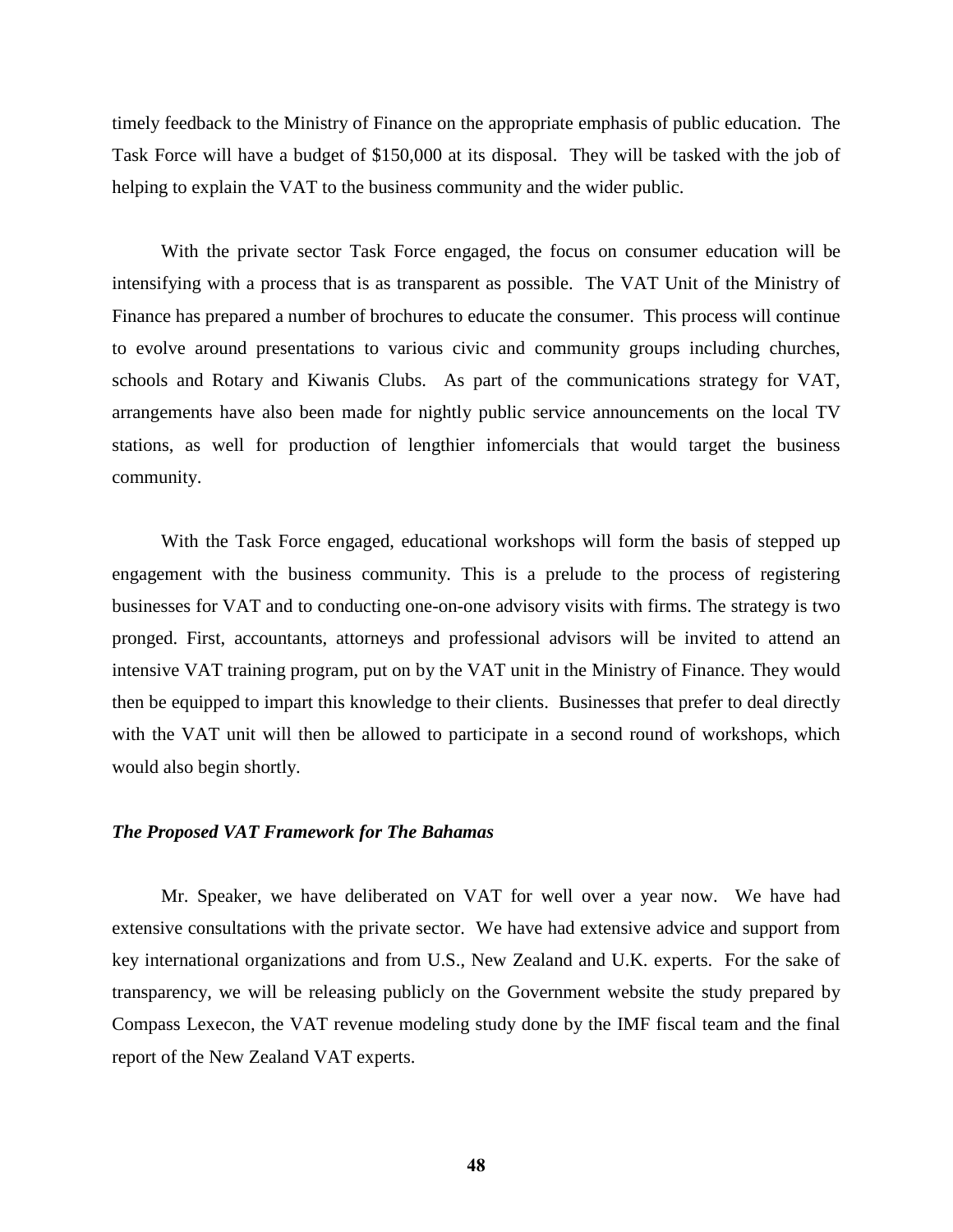timely feedback to the Ministry of Finance on the appropriate emphasis of public education. The Task Force will have a budget of $150,000 at its disposal. They will be tasked with the job of helping to explain the VAT to the business community and the wider public.

With the private sector Task Force engaged, the focus on consumer education will be intensifying with a process that is as transparent as possible. The VAT Unit of the Ministry of Finance has prepared a number of brochures to educate the consumer. This process will continue to evolve around presentations to various civic and community groups including churches, schools and Rotary and Kiwanis Clubs. As part of the communications strategy for VAT, arrangements have also been made for nightly public service announcements on the local TV stations, as well for production of lengthier infomercials that would target the business community.

With the Task Force engaged, educational workshops will form the basis of stepped up engagement with the business community. This is a prelude to the process of registering businesses for VAT and to conducting one-on-one advisory visits with firms. The strategy is two pronged. First, accountants, attorneys and professional advisors will be invited to attend an intensive VAT training program, put on by the VAT unit in the Ministry of Finance. They would then be equipped to impart this knowledge to their clients. Businesses that prefer to deal directly with the VAT unit will then be allowed to participate in a second round of workshops, which would also begin shortly.

***The Proposed VAT Framework for The Bahamas***

Mr. Speaker, we have deliberated on VAT for well over a year now. We have had extensive consultations with the private sector. We have had extensive advice and support from key international organizations and from U.S., New Zealand and U.K. experts. For the sake of transparency, we will be releasing publicly on the Government website the study prepared by Compass Lexecon, the VAT revenue modeling study done by the IMF fiscal team and the final report of the New Zealand VAT experts.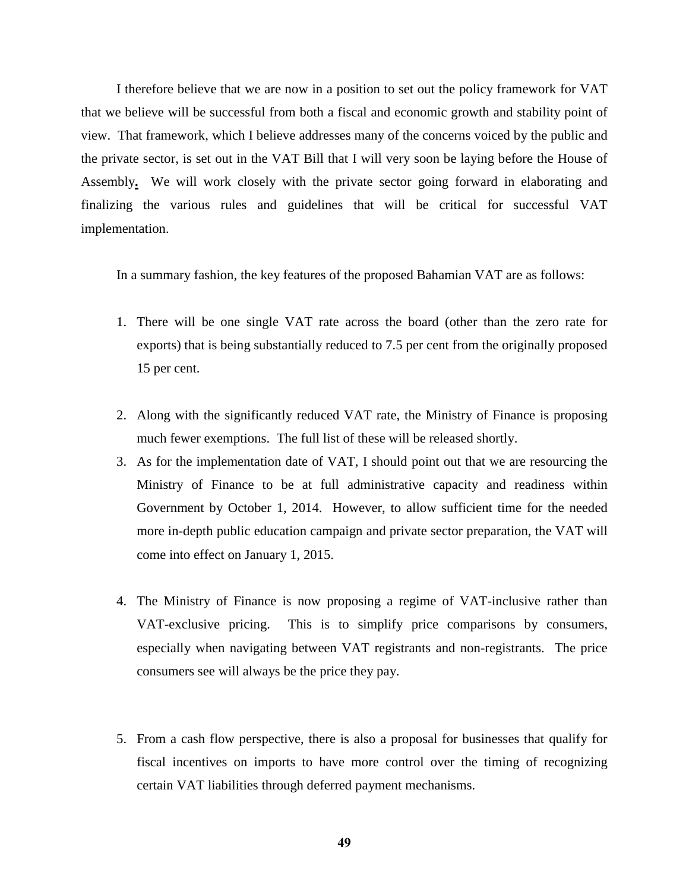I therefore believe that we are now in a position to set out the policy framework for VAT that we believe will be successful from both a fiscal and economic growth and stability point of view. That framework, which I believe addresses many of the concerns voiced by the public and the private sector, is set out in the VAT Bill that I will very soon be laying before the House of Assembly**.** We will work closely with the private sector going forward in elaborating and finalizing the various rules and guidelines that will be critical for successful VAT implementation.

In a summary fashion, the key features of the proposed Bahamian VAT are as follows:

1. There will be one single VAT rate across the board (other than the zero rate for exports) that is being substantially reduced to 7.5 per cent from the originally proposed 15 per cent.

2. Along with the significantly reduced VAT rate, the Ministry of Finance is proposing much fewer exemptions. The full list of these will be released shortly.
3. As for the implementation date of VAT, I should point out that we are resourcing the Ministry of Finance to be at full administrative capacity and readiness within Government by October 1, 2014. However, to allow sufficient time for the needed more in-depth public education campaign and private sector preparation, the VAT will come into effect on January 1, 2015.

4. The Ministry of Finance is now proposing a regime of VAT-inclusive rather than VAT-exclusive pricing. This is to simplify price comparisons by consumers, especially when navigating between VAT registrants and non-registrants. The price consumers see will always be the price they pay.

5. From a cash flow perspective, there is also a proposal for businesses that qualify for fiscal incentives on imports to have more control over the timing of recognizing certain VAT liabilities through deferred payment mechanisms.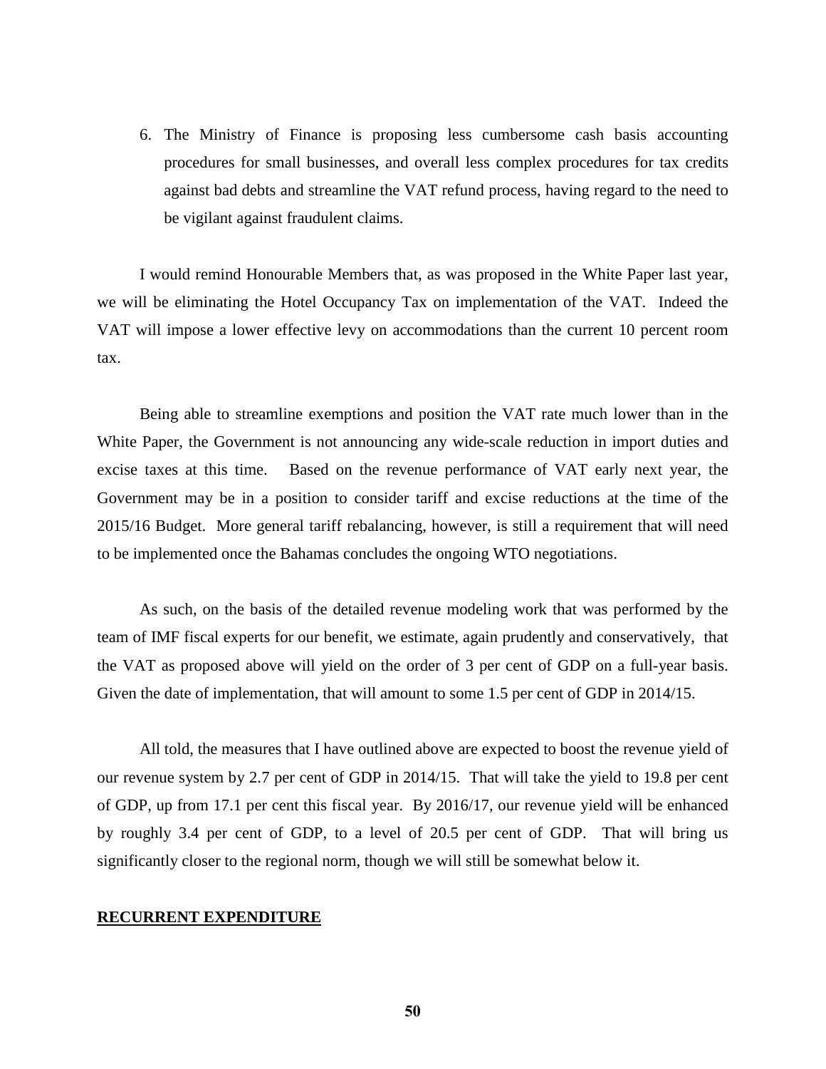6. The Ministry of Finance is proposing less cumbersome cash basis accounting procedures for small businesses, and overall less complex procedures for tax credits against bad debts and streamline the VAT refund process, having regard to the need to be vigilant against fraudulent claims.

I would remind Honourable Members that, as was proposed in the White Paper last year, we will be eliminating the Hotel Occupancy Tax on implementation of the VAT. Indeed the VAT will impose a lower effective levy on accommodations than the current 10 percent room tax.

Being able to streamline exemptions and position the VAT rate much lower than in the White Paper, the Government is not announcing any wide-scale reduction in import duties and excise taxes at this time. Based on the revenue performance of VAT early next year, the Government may be in a position to consider tariff and excise reductions at the time of the 2015/16 Budget. More general tariff rebalancing, however, is still a requirement that will need to be implemented once the Bahamas concludes the ongoing WTO negotiations.

As such, on the basis of the detailed revenue modeling work that was performed by the team of IMF fiscal experts for our benefit, we estimate, again prudently and conservatively, that the VAT as proposed above will yield on the order of 3 per cent of GDP on a full-year basis. Given the date of implementation, that will amount to some 1.5 per cent of GDP in 2014/15.

All told, the measures that I have outlined above are expected to boost the revenue yield of our revenue system by 2.7 per cent of GDP in 2014/15. That will take the yield to 19.8 per cent of GDP, up from 17.1 per cent this fiscal year. By 2016/17, our revenue yield will be enhanced by roughly 3.4 per cent of GDP, to a level of 20.5 per cent of GDP. That will bring us significantly closer to the regional norm, though we will still be somewhat below it.

## RECURRENT EXPENDITURE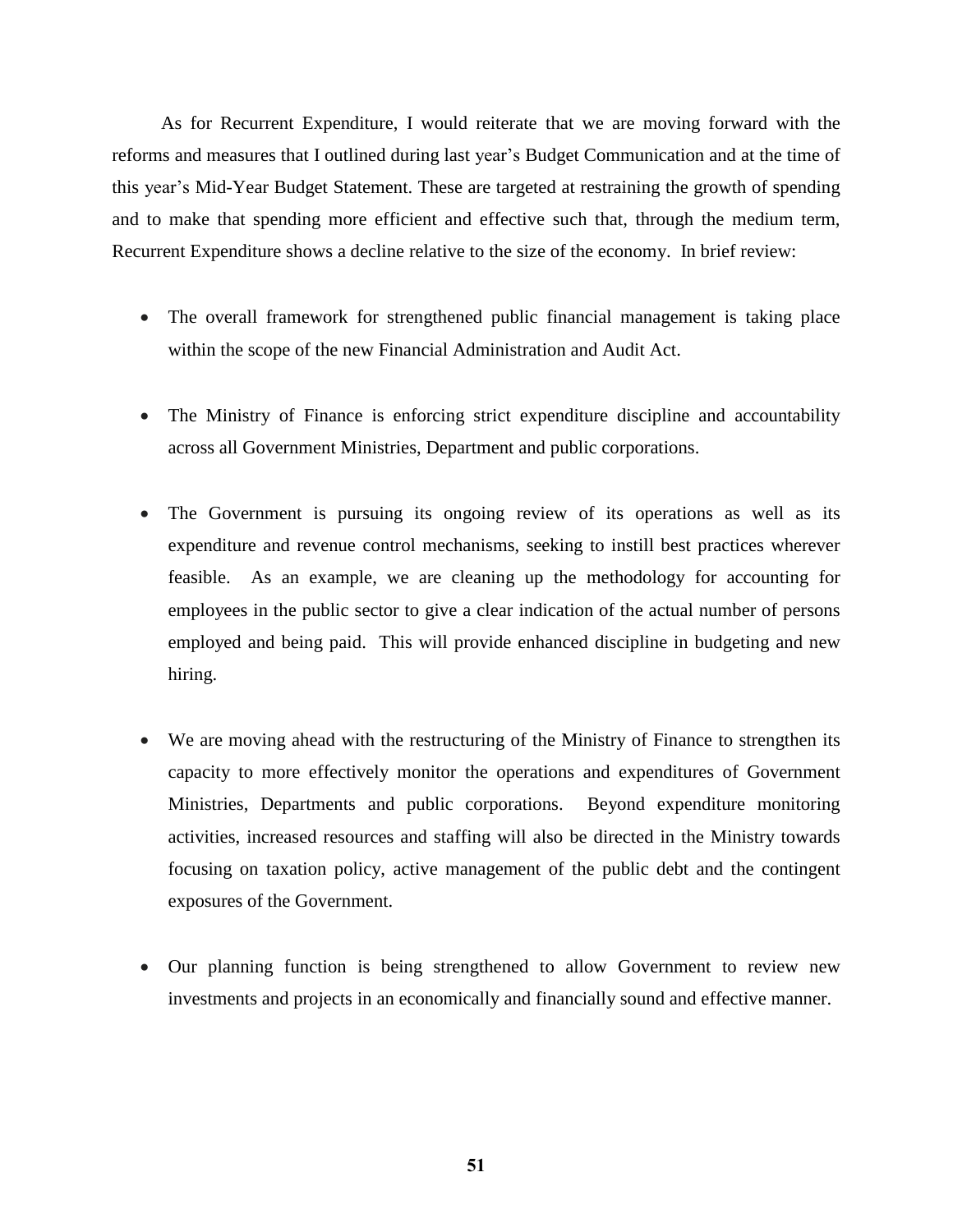As for Recurrent Expenditure, I would reiterate that we are moving forward with the reforms and measures that I outlined during last year's Budget Communication and at the time of this year's Mid-Year Budget Statement. These are targeted at restraining the growth of spending and to make that spending more efficient and effective such that, through the medium term, Recurrent Expenditure shows a decline relative to the size of the economy. In brief review:

- The overall framework for strengthened public financial management is taking place within the scope of the new Financial Administration and Audit Act.

- The Ministry of Finance is enforcing strict expenditure discipline and accountability across all Government Ministries, Department and public corporations.

- The Government is pursuing its ongoing review of its operations as well as its expenditure and revenue control mechanisms, seeking to instill best practices wherever feasible. As an example, we are cleaning up the methodology for accounting for employees in the public sector to give a clear indication of the actual number of persons employed and being paid. This will provide enhanced discipline in budgeting and new hiring.

- We are moving ahead with the restructuring of the Ministry of Finance to strengthen its capacity to more effectively monitor the operations and expenditures of Government Ministries, Departments and public corporations. Beyond expenditure monitoring activities, increased resources and staffing will also be directed in the Ministry towards focusing on taxation policy, active management of the public debt and the contingent exposures of the Government.

- Our planning function is being strengthened to allow Government to review new investments and projects in an economically and financially sound and effective manner.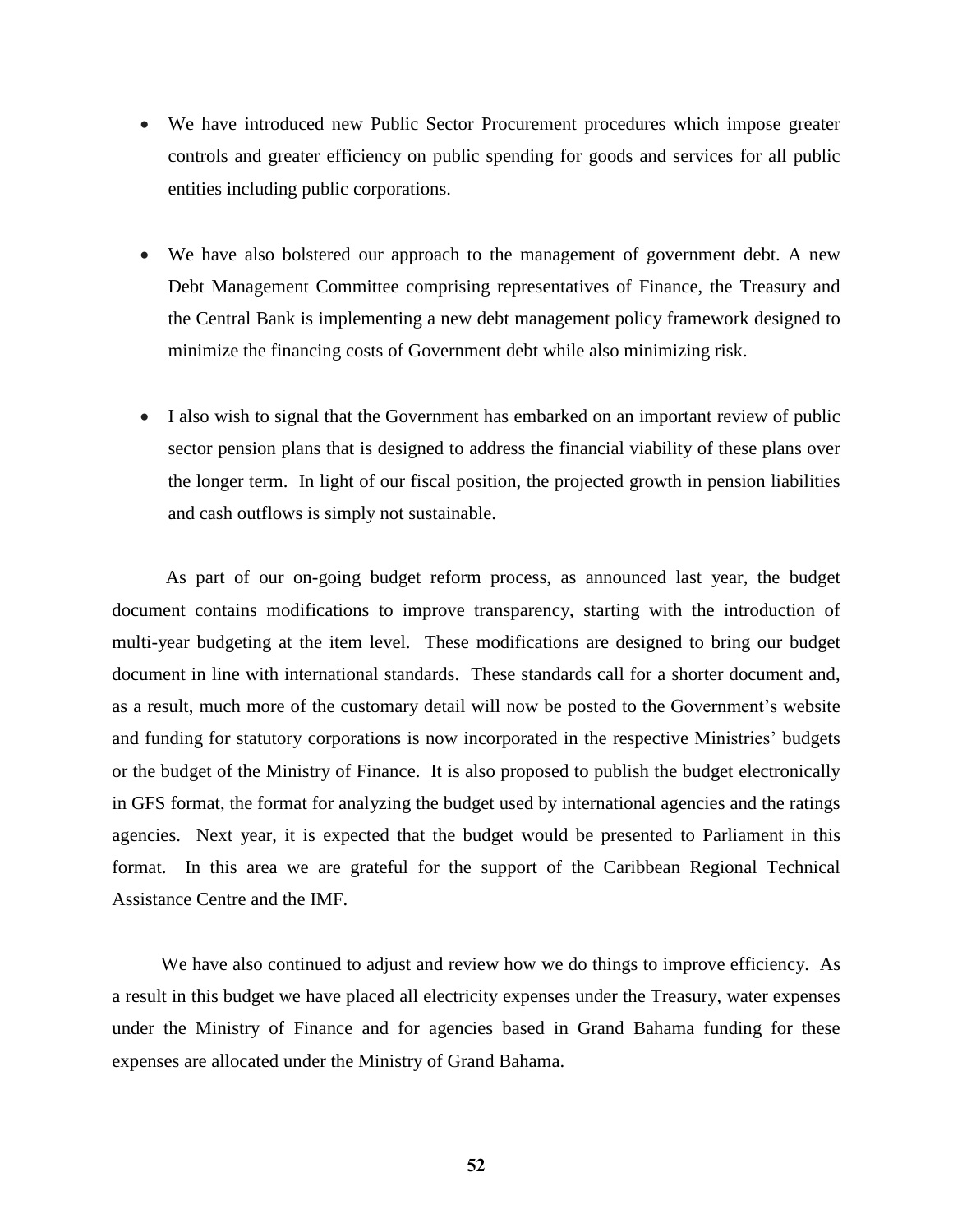- We have introduced new Public Sector Procurement procedures which impose greater controls and greater efficiency on public spending for goods and services for all public entities including public corporations.

- We have also bolstered our approach to the management of government debt. A new Debt Management Committee comprising representatives of Finance, the Treasury and the Central Bank is implementing a new debt management policy framework designed to minimize the financing costs of Government debt while also minimizing risk.

- I also wish to signal that the Government has embarked on an important review of public sector pension plans that is designed to address the financial viability of these plans over the longer term. In light of our fiscal position, the projected growth in pension liabilities and cash outflows is simply not sustainable.

As part of our on-going budget reform process, as announced last year, the budget document contains modifications to improve transparency, starting with the introduction of multi-year budgeting at the item level. These modifications are designed to bring our budget document in line with international standards. These standards call for a shorter document and, as a result, much more of the customary detail will now be posted to the Government's website and funding for statutory corporations is now incorporated in the respective Ministries' budgets or the budget of the Ministry of Finance. It is also proposed to publish the budget electronically in GFS format, the format for analyzing the budget used by international agencies and the ratings agencies. Next year, it is expected that the budget would be presented to Parliament in this format. In this area we are grateful for the support of the Caribbean Regional Technical Assistance Centre and the IMF.

We have also continued to adjust and review how we do things to improve efficiency. As a result in this budget we have placed all electricity expenses under the Treasury, water expenses under the Ministry of Finance and for agencies based in Grand Bahama funding for these expenses are allocated under the Ministry of Grand Bahama.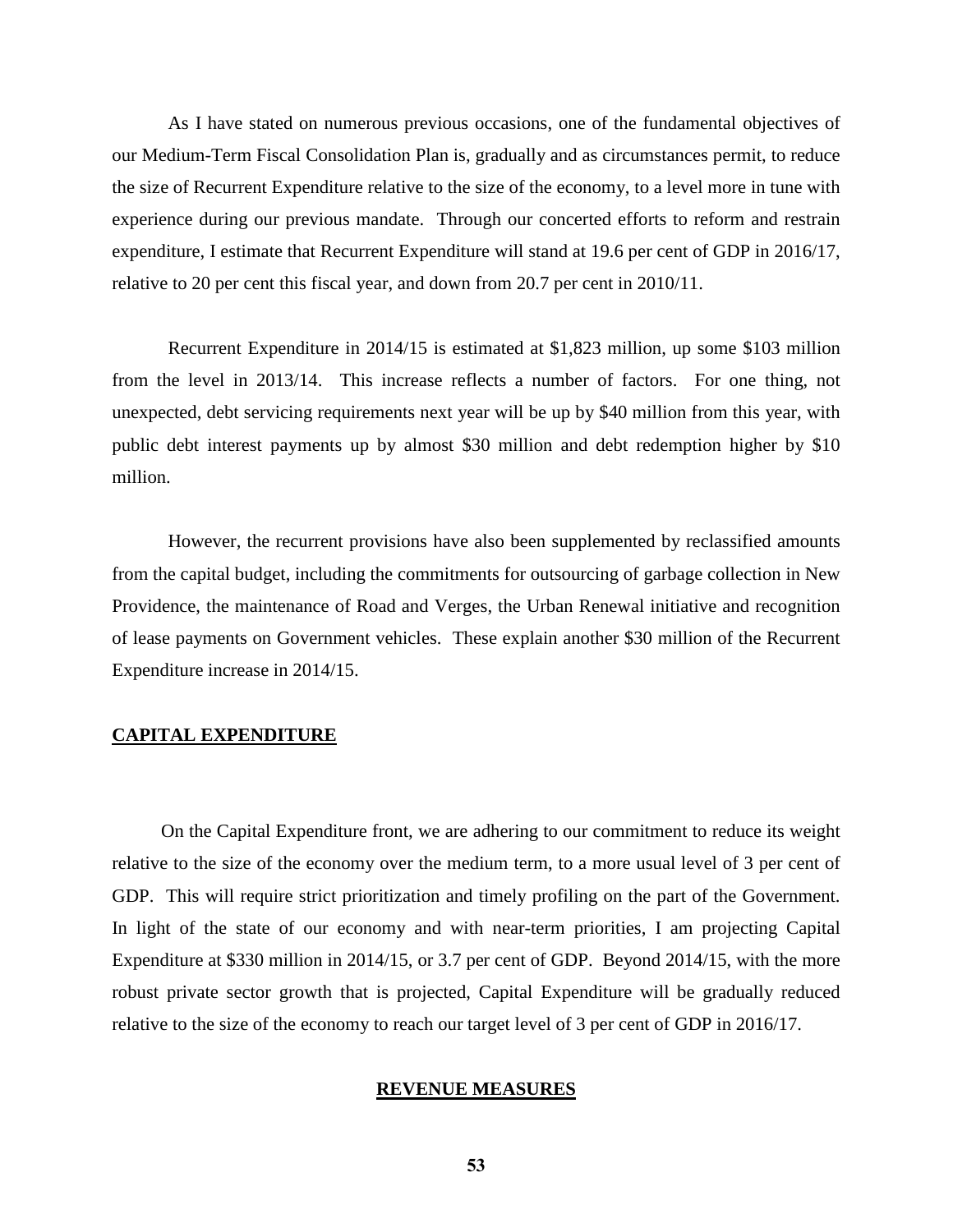As I have stated on numerous previous occasions, one of the fundamental objectives of our Medium-Term Fiscal Consolidation Plan is, gradually and as circumstances permit, to reduce the size of Recurrent Expenditure relative to the size of the economy, to a level more in tune with experience during our previous mandate. Through our concerted efforts to reform and restrain expenditure, I estimate that Recurrent Expenditure will stand at 19.6 per cent of GDP in 2016/17, relative to 20 per cent this fiscal year, and down from 20.7 per cent in 2010/11.

Recurrent Expenditure in 2014/15 is estimated at $1,823 million, up some $103 million from the level in 2013/14. This increase reflects a number of factors. For one thing, not unexpected, debt servicing requirements next year will be up by $40 million from this year, with public debt interest payments up by almost $30 million and debt redemption higher by $10 million.

However, the recurrent provisions have also been supplemented by reclassified amounts from the capital budget, including the commitments for outsourcing of garbage collection in New Providence, the maintenance of Road and Verges, the Urban Renewal initiative and recognition of lease payments on Government vehicles. These explain another $30 million of the Recurrent Expenditure increase in 2014/15.

## CAPITAL EXPENDITURE

On the Capital Expenditure front, we are adhering to our commitment to reduce its weight relative to the size of the economy over the medium term, to a more usual level of 3 per cent of GDP. This will require strict prioritization and timely profiling on the part of the Government. In light of the state of our economy and with near-term priorities, I am projecting Capital Expenditure at $330 million in 2014/15, or 3.7 per cent of GDP. Beyond 2014/15, with the more robust private sector growth that is projected, Capital Expenditure will be gradually reduced relative to the size of the economy to reach our target level of 3 per cent of GDP in 2016/17.

## REVENUE MEASURES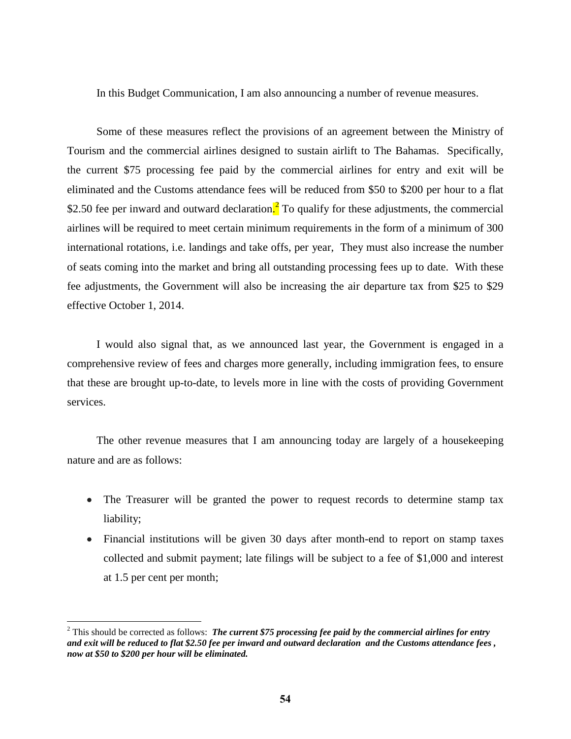In this Budget Communication, I am also announcing a number of revenue measures.

Some of these measures reflect the provisions of an agreement between the Ministry of Tourism and the commercial airlines designed to sustain airlift to The Bahamas. Specifically, the current $75 processing fee paid by the commercial airlines for entry and exit will be eliminated and the Customs attendance fees will be reduced from $50 to $200 per hour to a flat $2.50 fee per inward and outward declaration.[2] To qualify for these adjustments, the commercial airlines will be required to meet certain minimum requirements in the form of a minimum of 300 international rotations, i.e. landings and take offs, per year, They must also increase the number of seats coming into the market and bring all outstanding processing fees up to date. With these fee adjustments, the Government will also be increasing the air departure tax from $25 to $29 effective October 1, 2014.

I would also signal that, as we announced last year, the Government is engaged in a comprehensive review of fees and charges more generally, including immigration fees, to ensure that these are brought up-to-date, to levels more in line with the costs of providing Government services.

The other revenue measures that I am announcing today are largely of a housekeeping nature and are as follows:

- The Treasurer will be granted the power to request records to determine stamp tax liability;
- Financial institutions will be given 30 days after month-end to report on stamp taxes collected and submit payment; late filings will be subject to a fee of $1,000 and interest at 1.5 per cent per month;

---

[2] This should be corrected as follows: ***The current $75 processing fee paid by the commercial airlines for entry and exit will be reduced to flat $2.50 fee per inward and outward declaration and the Customs attendance fees , now at $50 to $200 per hour will be eliminated.***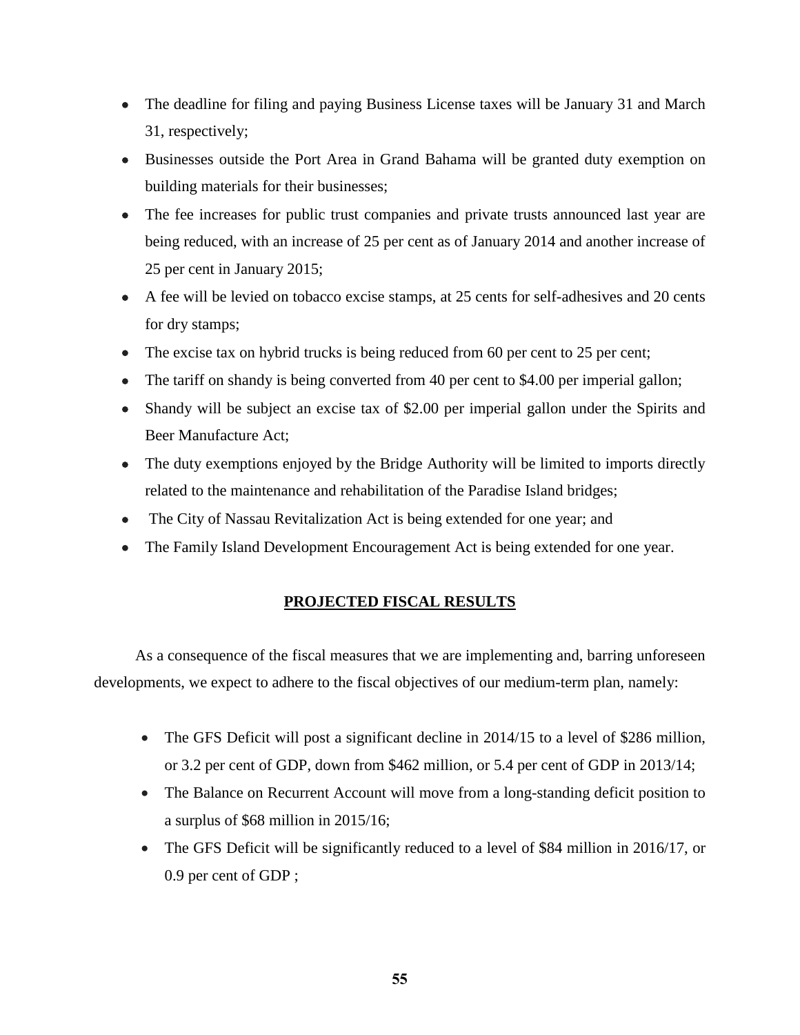- The deadline for filing and paying Business License taxes will be January 31 and March 31, respectively;
- Businesses outside the Port Area in Grand Bahama will be granted duty exemption on building materials for their businesses;
- The fee increases for public trust companies and private trusts announced last year are being reduced, with an increase of 25 per cent as of January 2014 and another increase of 25 per cent in January 2015;
- A fee will be levied on tobacco excise stamps, at 25 cents for self-adhesives and 20 cents for dry stamps;
- The excise tax on hybrid trucks is being reduced from 60 per cent to 25 per cent;
- The tariff on shandy is being converted from 40 per cent to $4.00 per imperial gallon;
- Shandy will be subject an excise tax of $2.00 per imperial gallon under the Spirits and Beer Manufacture Act;
- The duty exemptions enjoyed by the Bridge Authority will be limited to imports directly related to the maintenance and rehabilitation of the Paradise Island bridges;
- The City of Nassau Revitalization Act is being extended for one year; and
- The Family Island Development Encouragement Act is being extended for one year.

## PROJECTED FISCAL RESULTS

As a consequence of the fiscal measures that we are implementing and, barring unforeseen developments, we expect to adhere to the fiscal objectives of our medium-term plan, namely:

- The GFS Deficit will post a significant decline in 2014/15 to a level of $286 million, or 3.2 per cent of GDP, down from $462 million, or 5.4 per cent of GDP in 2013/14;
- The Balance on Recurrent Account will move from a long-standing deficit position to a surplus of $68 million in 2015/16;
- The GFS Deficit will be significantly reduced to a level of $84 million in 2016/17, or 0.9 per cent of GDP ;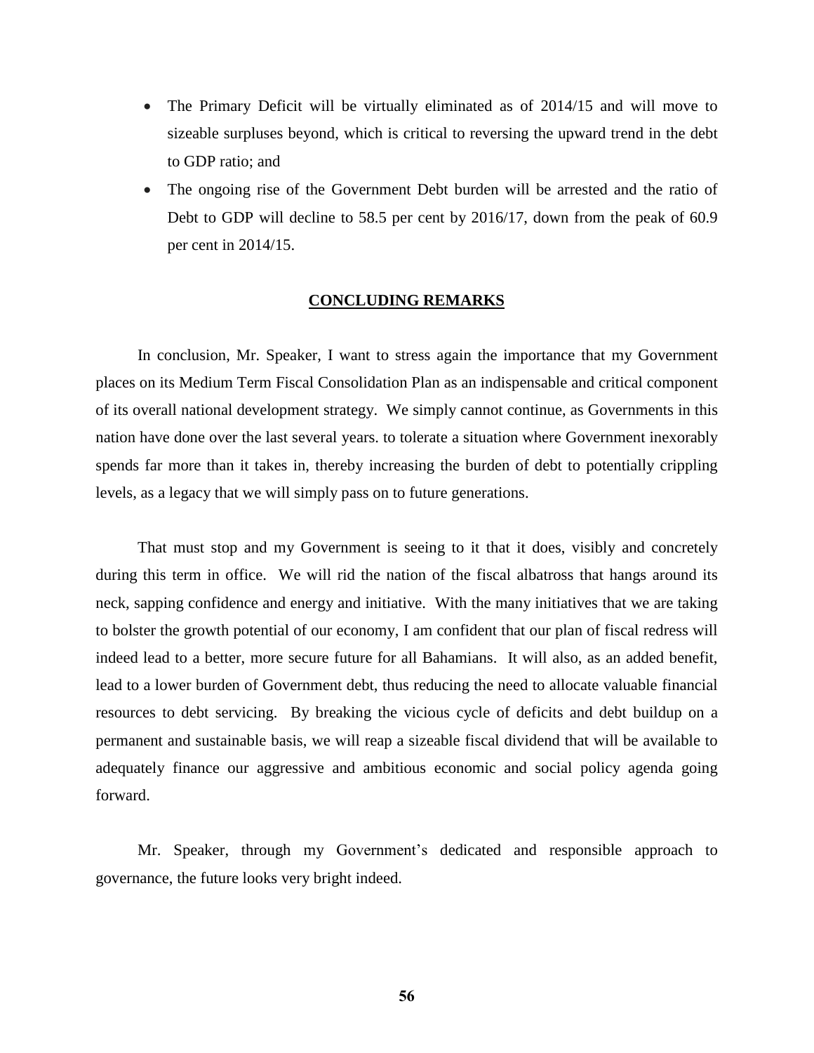- The Primary Deficit will be virtually eliminated as of 2014/15 and will move to sizeable surpluses beyond, which is critical to reversing the upward trend in the debt to GDP ratio; and
- The ongoing rise of the Government Debt burden will be arrested and the ratio of Debt to GDP will decline to 58.5 per cent by 2016/17, down from the peak of 60.9 per cent in 2014/15.

## CONCLUDING REMARKS

In conclusion, Mr. Speaker, I want to stress again the importance that my Government places on its Medium Term Fiscal Consolidation Plan as an indispensable and critical component of its overall national development strategy. We simply cannot continue, as Governments in this nation have done over the last several years. to tolerate a situation where Government inexorably spends far more than it takes in, thereby increasing the burden of debt to potentially crippling levels, as a legacy that we will simply pass on to future generations.

That must stop and my Government is seeing to it that it does, visibly and concretely during this term in office. We will rid the nation of the fiscal albatross that hangs around its neck, sapping confidence and energy and initiative. With the many initiatives that we are taking to bolster the growth potential of our economy, I am confident that our plan of fiscal redress will indeed lead to a better, more secure future for all Bahamians. It will also, as an added benefit, lead to a lower burden of Government debt, thus reducing the need to allocate valuable financial resources to debt servicing. By breaking the vicious cycle of deficits and debt buildup on a permanent and sustainable basis, we will reap a sizeable fiscal dividend that will be available to adequately finance our aggressive and ambitious economic and social policy agenda going forward.

Mr. Speaker, through my Government's dedicated and responsible approach to governance, the future looks very bright indeed.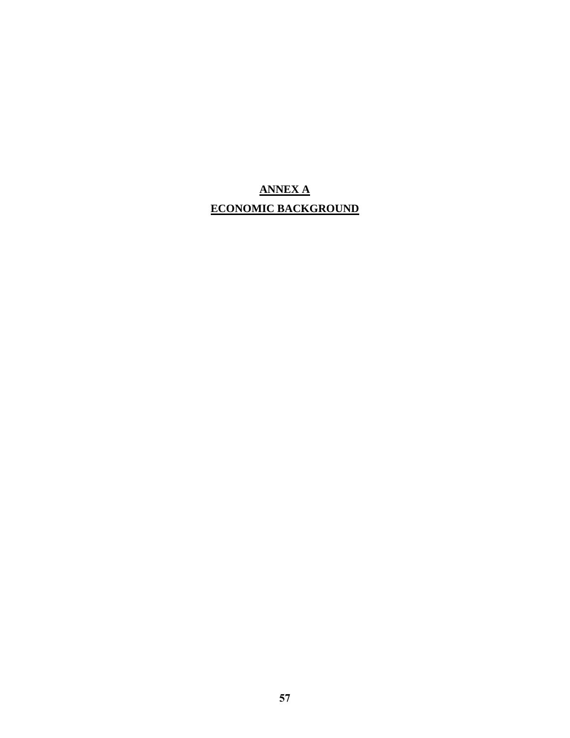# **ANNEX A**

# **ECONOMIC BACKGROUND**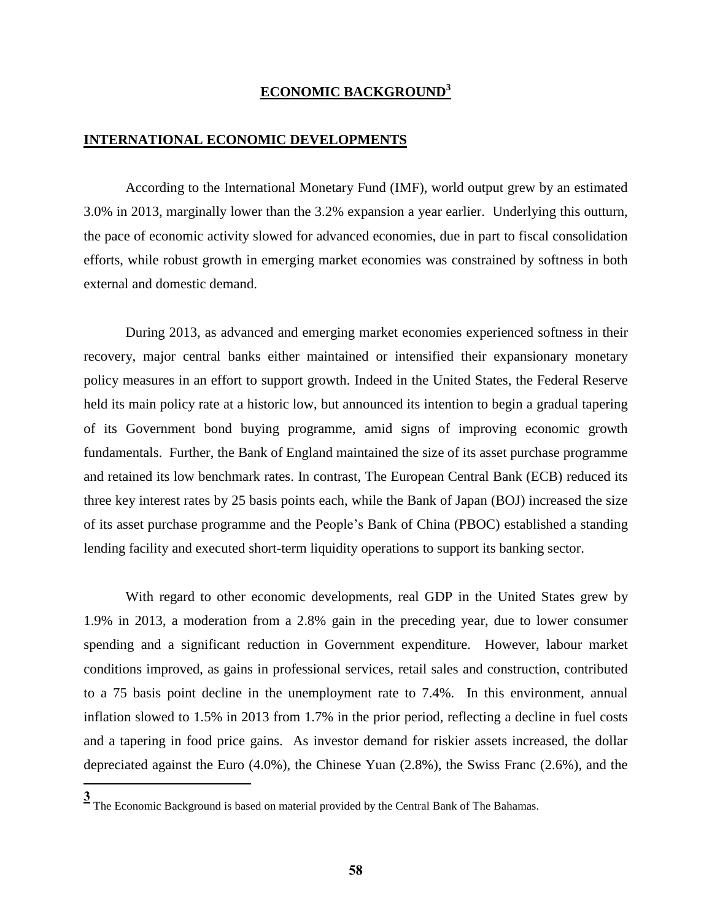## ECONOMIC BACKGROUND[3]

### INTERNATIONAL ECONOMIC DEVELOPMENTS

According to the International Monetary Fund (IMF), world output grew by an estimated 3.0% in 2013, marginally lower than the 3.2% expansion a year earlier. Underlying this outturn, the pace of economic activity slowed for advanced economies, due in part to fiscal consolidation efforts, while robust growth in emerging market economies was constrained by softness in both external and domestic demand.

During 2013, as advanced and emerging market economies experienced softness in their recovery, major central banks either maintained or intensified their expansionary monetary policy measures in an effort to support growth. Indeed in the United States, the Federal Reserve held its main policy rate at a historic low, but announced its intention to begin a gradual tapering of its Government bond buying programme, amid signs of improving economic growth fundamentals. Further, the Bank of England maintained the size of its asset purchase programme and retained its low benchmark rates. In contrast, The European Central Bank (ECB) reduced its three key interest rates by 25 basis points each, while the Bank of Japan (BOJ) increased the size of its asset purchase programme and the People's Bank of China (PBOC) established a standing lending facility and executed short-term liquidity operations to support its banking sector.

With regard to other economic developments, real GDP in the United States grew by 1.9% in 2013, a moderation from a 2.8% gain in the preceding year, due to lower consumer spending and a significant reduction in Government expenditure. However, labour market conditions improved, as gains in professional services, retail sales and construction, contributed to a 75 basis point decline in the unemployment rate to 7.4%. In this environment, annual inflation slowed to 1.5% in 2013 from 1.7% in the prior period, reflecting a decline in fuel costs and a tapering in food price gains. As investor demand for riskier assets increased, the dollar depreciated against the Euro (4.0%), the Chinese Yuan (2.8%), the Swiss Franc (2.6%), and the

---

[3] The Economic Background is based on material provided by the Central Bank of The Bahamas.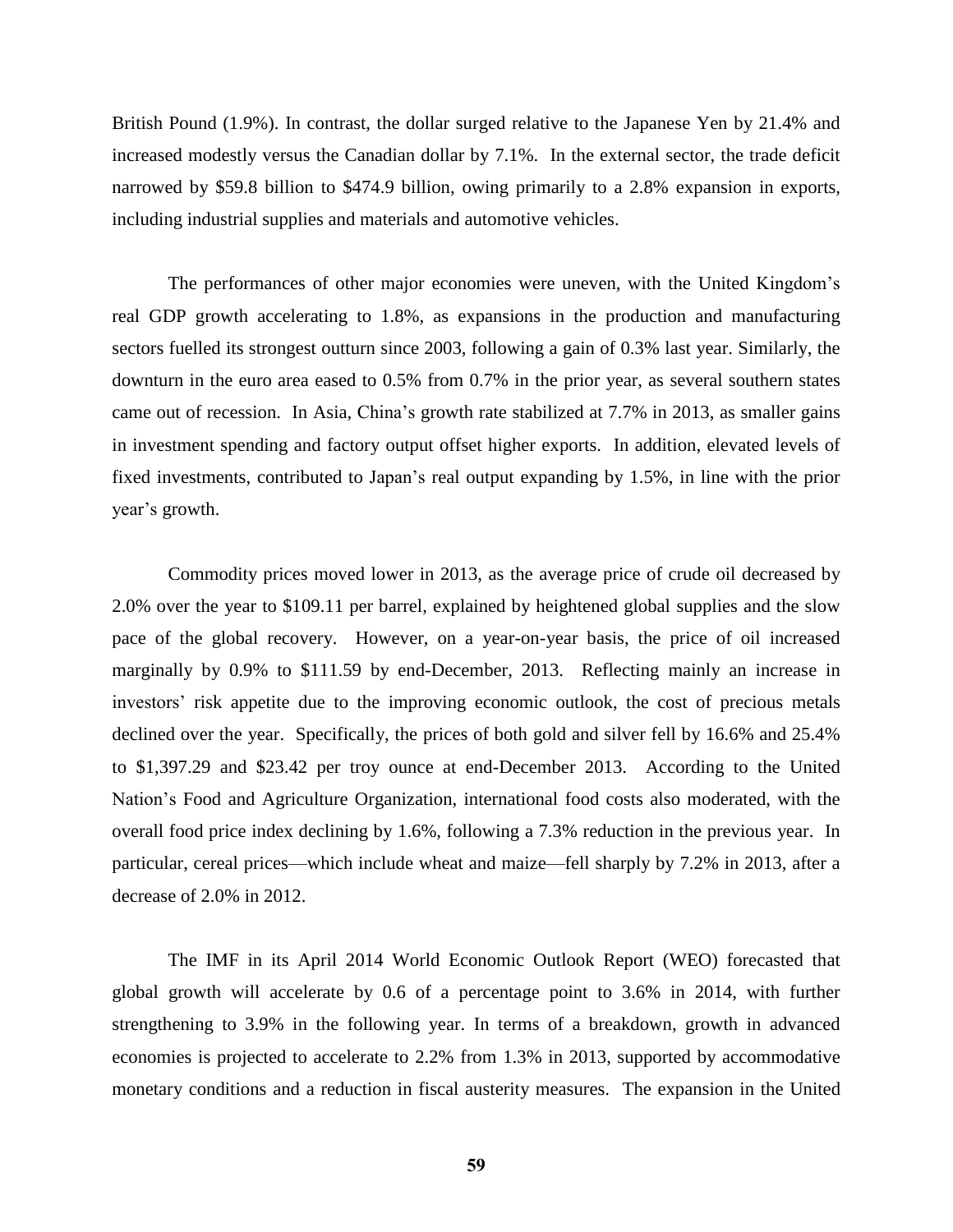British Pound (1.9%). In contrast, the dollar surged relative to the Japanese Yen by 21.4% and increased modestly versus the Canadian dollar by 7.1%. In the external sector, the trade deficit narrowed by $59.8 billion to $474.9 billion, owing primarily to a 2.8% expansion in exports, including industrial supplies and materials and automotive vehicles.

The performances of other major economies were uneven, with the United Kingdom's real GDP growth accelerating to 1.8%, as expansions in the production and manufacturing sectors fuelled its strongest outturn since 2003, following a gain of 0.3% last year. Similarly, the downturn in the euro area eased to 0.5% from 0.7% in the prior year, as several southern states came out of recession. In Asia, China's growth rate stabilized at 7.7% in 2013, as smaller gains in investment spending and factory output offset higher exports. In addition, elevated levels of fixed investments, contributed to Japan's real output expanding by 1.5%, in line with the prior year's growth.

Commodity prices moved lower in 2013, as the average price of crude oil decreased by 2.0% over the year to $109.11 per barrel, explained by heightened global supplies and the slow pace of the global recovery. However, on a year-on-year basis, the price of oil increased marginally by 0.9% to $111.59 by end-December, 2013. Reflecting mainly an increase in investors' risk appetite due to the improving economic outlook, the cost of precious metals declined over the year. Specifically, the prices of both gold and silver fell by 16.6% and 25.4% to $1,397.29 and $23.42 per troy ounce at end-December 2013. According to the United Nation's Food and Agriculture Organization, international food costs also moderated, with the overall food price index declining by 1.6%, following a 7.3% reduction in the previous year. In particular, cereal prices—which include wheat and maize—fell sharply by 7.2% in 2013, after a decrease of 2.0% in 2012.

The IMF in its April 2014 World Economic Outlook Report (WEO) forecasted that global growth will accelerate by 0.6 of a percentage point to 3.6% in 2014, with further strengthening to 3.9% in the following year. In terms of a breakdown, growth in advanced economies is projected to accelerate to 2.2% from 1.3% in 2013, supported by accommodative monetary conditions and a reduction in fiscal austerity measures. The expansion in the United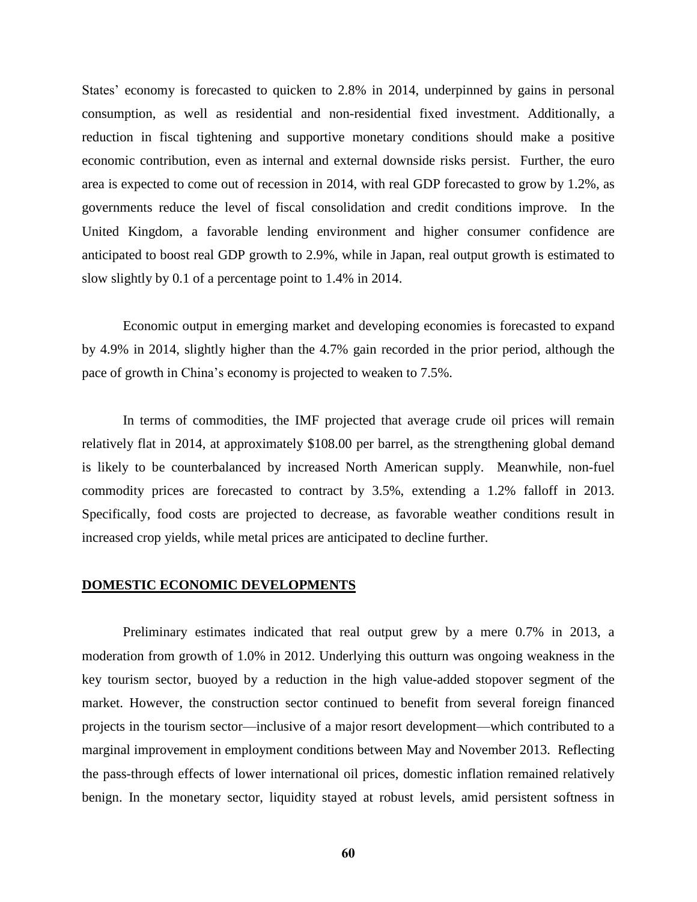States' economy is forecasted to quicken to 2.8% in 2014, underpinned by gains in personal consumption, as well as residential and non-residential fixed investment. Additionally, a reduction in fiscal tightening and supportive monetary conditions should make a positive economic contribution, even as internal and external downside risks persist. Further, the euro area is expected to come out of recession in 2014, with real GDP forecasted to grow by 1.2%, as governments reduce the level of fiscal consolidation and credit conditions improve. In the United Kingdom, a favorable lending environment and higher consumer confidence are anticipated to boost real GDP growth to 2.9%, while in Japan, real output growth is estimated to slow slightly by 0.1 of a percentage point to 1.4% in 2014.

Economic output in emerging market and developing economies is forecasted to expand by 4.9% in 2014, slightly higher than the 4.7% gain recorded in the prior period, although the pace of growth in China's economy is projected to weaken to 7.5%.

In terms of commodities, the IMF projected that average crude oil prices will remain relatively flat in 2014, at approximately $108.00 per barrel, as the strengthening global demand is likely to be counterbalanced by increased North American supply. Meanwhile, non-fuel commodity prices are forecasted to contract by 3.5%, extending a 1.2% falloff in 2013. Specifically, food costs are projected to decrease, as favorable weather conditions result in increased crop yields, while metal prices are anticipated to decline further.

## DOMESTIC ECONOMIC DEVELOPMENTS

Preliminary estimates indicated that real output grew by a mere 0.7% in 2013, a moderation from growth of 1.0% in 2012. Underlying this outturn was ongoing weakness in the key tourism sector, buoyed by a reduction in the high value-added stopover segment of the market. However, the construction sector continued to benefit from several foreign financed projects in the tourism sector—inclusive of a major resort development—which contributed to a marginal improvement in employment conditions between May and November 2013. Reflecting the pass-through effects of lower international oil prices, domestic inflation remained relatively benign. In the monetary sector, liquidity stayed at robust levels, amid persistent softness in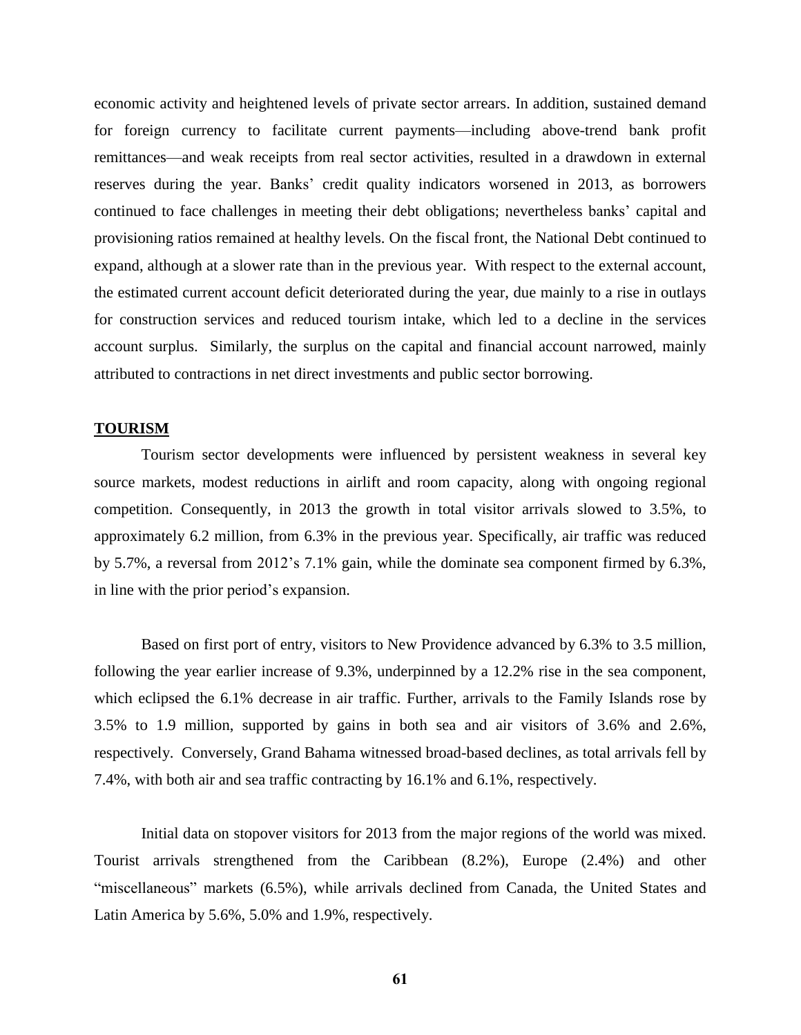economic activity and heightened levels of private sector arrears. In addition, sustained demand for foreign currency to facilitate current payments—including above-trend bank profit remittances—and weak receipts from real sector activities, resulted in a drawdown in external reserves during the year. Banks' credit quality indicators worsened in 2013, as borrowers continued to face challenges in meeting their debt obligations; nevertheless banks' capital and provisioning ratios remained at healthy levels. On the fiscal front, the National Debt continued to expand, although at a slower rate than in the previous year. With respect to the external account, the estimated current account deficit deteriorated during the year, due mainly to a rise in outlays for construction services and reduced tourism intake, which led to a decline in the services account surplus. Similarly, the surplus on the capital and financial account narrowed, mainly attributed to contractions in net direct investments and public sector borrowing.

## TOURISM

Tourism sector developments were influenced by persistent weakness in several key source markets, modest reductions in airlift and room capacity, along with ongoing regional competition. Consequently, in 2013 the growth in total visitor arrivals slowed to 3.5%, to approximately 6.2 million, from 6.3% in the previous year. Specifically, air traffic was reduced by 5.7%, a reversal from 2012's 7.1% gain, while the dominate sea component firmed by 6.3%, in line with the prior period's expansion.

Based on first port of entry, visitors to New Providence advanced by 6.3% to 3.5 million, following the year earlier increase of 9.3%, underpinned by a 12.2% rise in the sea component, which eclipsed the 6.1% decrease in air traffic. Further, arrivals to the Family Islands rose by 3.5% to 1.9 million, supported by gains in both sea and air visitors of 3.6% and 2.6%, respectively. Conversely, Grand Bahama witnessed broad-based declines, as total arrivals fell by 7.4%, with both air and sea traffic contracting by 16.1% and 6.1%, respectively.

Initial data on stopover visitors for 2013 from the major regions of the world was mixed. Tourist arrivals strengthened from the Caribbean (8.2%), Europe (2.4%) and other "miscellaneous" markets (6.5%), while arrivals declined from Canada, the United States and Latin America by 5.6%, 5.0% and 1.9%, respectively.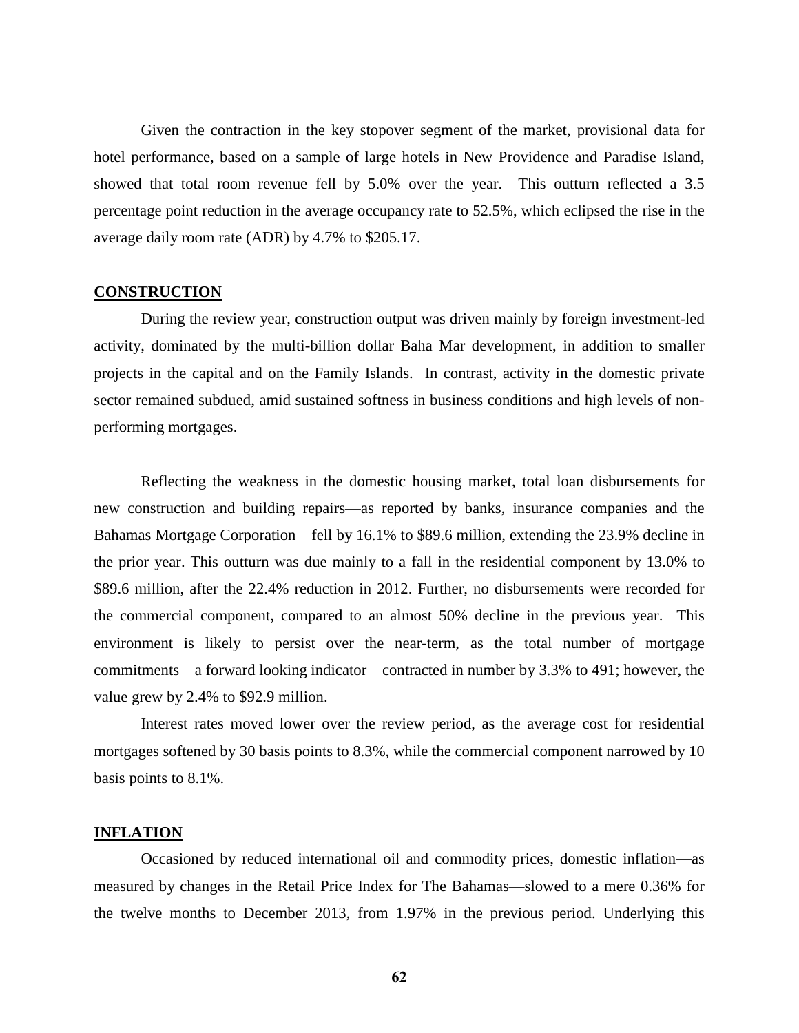Given the contraction in the key stopover segment of the market, provisional data for hotel performance, based on a sample of large hotels in New Providence and Paradise Island, showed that total room revenue fell by 5.0% over the year. This outturn reflected a 3.5 percentage point reduction in the average occupancy rate to 52.5%, which eclipsed the rise in the average daily room rate (ADR) by 4.7% to $205.17.

## CONSTRUCTION

During the review year, construction output was driven mainly by foreign investment-led activity, dominated by the multi-billion dollar Baha Mar development, in addition to smaller projects in the capital and on the Family Islands. In contrast, activity in the domestic private sector remained subdued, amid sustained softness in business conditions and high levels of non-performing mortgages.

Reflecting the weakness in the domestic housing market, total loan disbursements for new construction and building repairs—as reported by banks, insurance companies and the Bahamas Mortgage Corporation—fell by 16.1% to $89.6 million, extending the 23.9% decline in the prior year. This outturn was due mainly to a fall in the residential component by 13.0% to $89.6 million, after the 22.4% reduction in 2012. Further, no disbursements were recorded for the commercial component, compared to an almost 50% decline in the previous year. This environment is likely to persist over the near-term, as the total number of mortgage commitments—a forward looking indicator—contracted in number by 3.3% to 491; however, the value grew by 2.4% to $92.9 million.

Interest rates moved lower over the review period, as the average cost for residential mortgages softened by 30 basis points to 8.3%, while the commercial component narrowed by 10 basis points to 8.1%.

## INFLATION

Occasioned by reduced international oil and commodity prices, domestic inflation—as measured by changes in the Retail Price Index for The Bahamas—slowed to a mere 0.36% for the twelve months to December 2013, from 1.97% in the previous period. Underlying this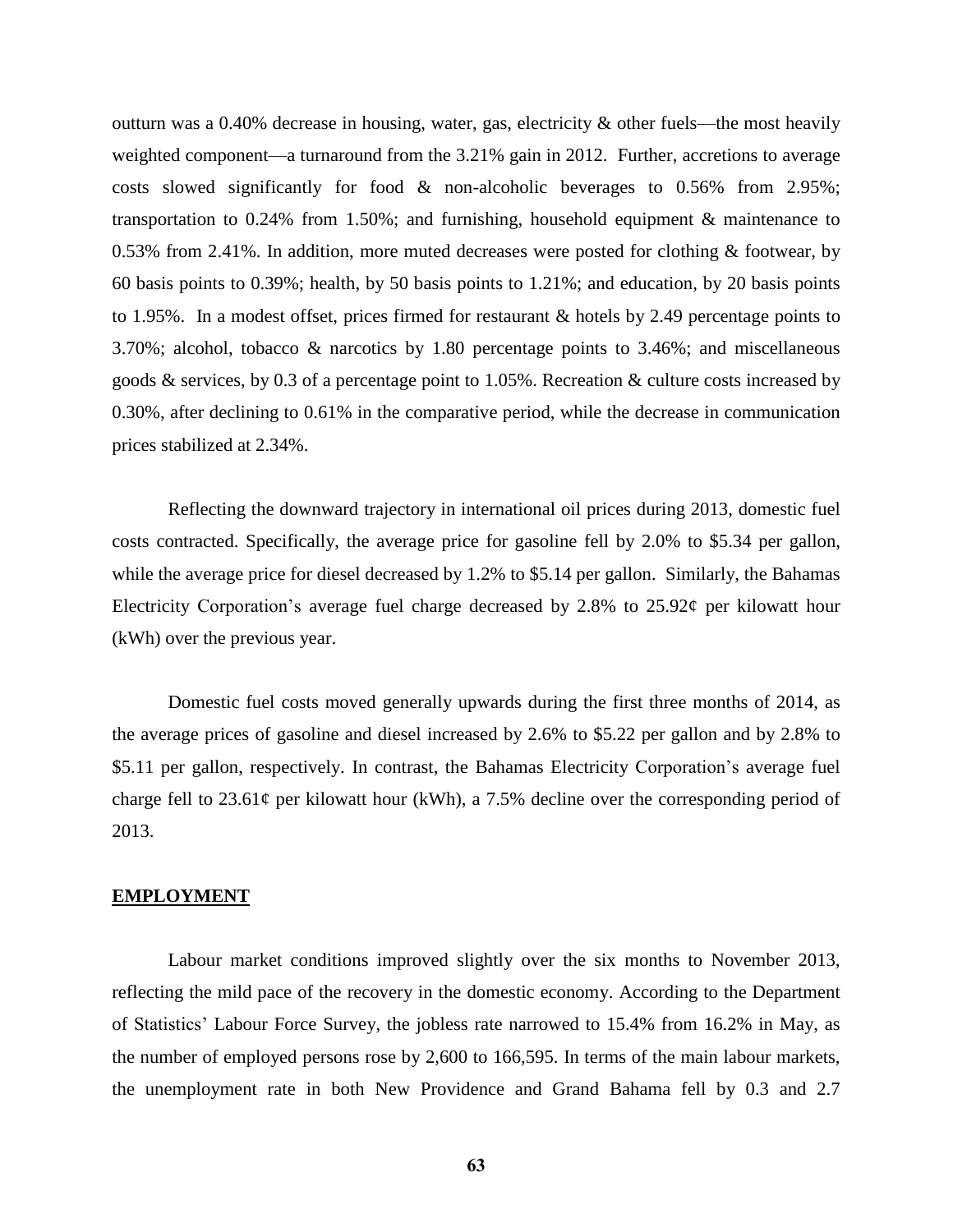outturn was a 0.40% decrease in housing, water, gas, electricity & other fuels—the most heavily weighted component—a turnaround from the 3.21% gain in 2012. Further, accretions to average costs slowed significantly for food & non-alcoholic beverages to 0.56% from 2.95%; transportation to 0.24% from 1.50%; and furnishing, household equipment & maintenance to 0.53% from 2.41%. In addition, more muted decreases were posted for clothing & footwear, by 60 basis points to 0.39%; health, by 50 basis points to 1.21%; and education, by 20 basis points to 1.95%. In a modest offset, prices firmed for restaurant & hotels by 2.49 percentage points to 3.70%; alcohol, tobacco & narcotics by 1.80 percentage points to 3.46%; and miscellaneous goods & services, by 0.3 of a percentage point to 1.05%. Recreation & culture costs increased by 0.30%, after declining to 0.61% in the comparative period, while the decrease in communication prices stabilized at 2.34%.

Reflecting the downward trajectory in international oil prices during 2013, domestic fuel costs contracted. Specifically, the average price for gasoline fell by 2.0% to $5.34 per gallon, while the average price for diesel decreased by 1.2% to $5.14 per gallon. Similarly, the Bahamas Electricity Corporation's average fuel charge decreased by 2.8% to 25.92¢ per kilowatt hour (kWh) over the previous year.

Domestic fuel costs moved generally upwards during the first three months of 2014, as the average prices of gasoline and diesel increased by 2.6% to $5.22 per gallon and by 2.8% to $5.11 per gallon, respectively. In contrast, the Bahamas Electricity Corporation's average fuel charge fell to 23.61¢ per kilowatt hour (kWh), a 7.5% decline over the corresponding period of 2013.

## EMPLOYMENT

Labour market conditions improved slightly over the six months to November 2013, reflecting the mild pace of the recovery in the domestic economy. According to the Department of Statistics' Labour Force Survey, the jobless rate narrowed to 15.4% from 16.2% in May, as the number of employed persons rose by 2,600 to 166,595. In terms of the main labour markets, the unemployment rate in both New Providence and Grand Bahama fell by 0.3 and 2.7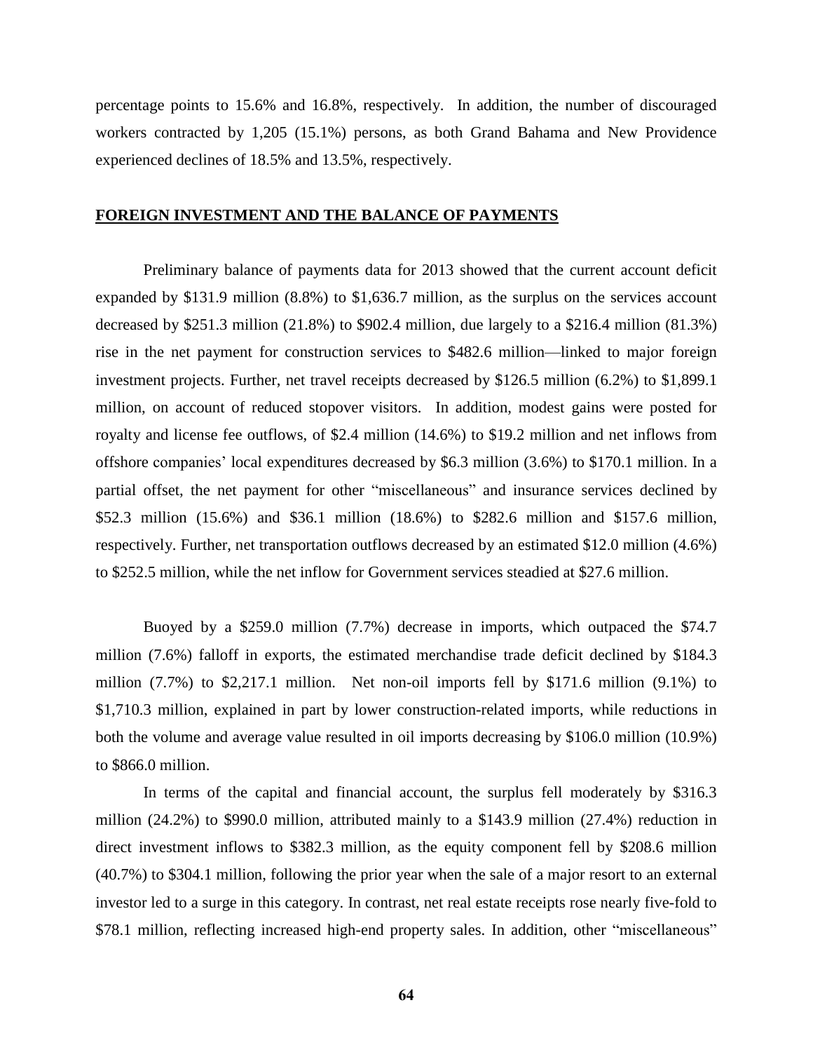percentage points to 15.6% and 16.8%, respectively. In addition, the number of discouraged workers contracted by 1,205 (15.1%) persons, as both Grand Bahama and New Providence experienced declines of 18.5% and 13.5%, respectively.

## FOREIGN INVESTMENT AND THE BALANCE OF PAYMENTS

Preliminary balance of payments data for 2013 showed that the current account deficit expanded by $131.9 million (8.8%) to $1,636.7 million, as the surplus on the services account decreased by $251.3 million (21.8%) to $902.4 million, due largely to a $216.4 million (81.3%) rise in the net payment for construction services to $482.6 million—linked to major foreign investment projects. Further, net travel receipts decreased by $126.5 million (6.2%) to $1,899.1 million, on account of reduced stopover visitors. In addition, modest gains were posted for royalty and license fee outflows, of $2.4 million (14.6%) to $19.2 million and net inflows from offshore companies' local expenditures decreased by $6.3 million (3.6%) to $170.1 million. In a partial offset, the net payment for other "miscellaneous" and insurance services declined by $52.3 million (15.6%) and $36.1 million (18.6%) to $282.6 million and $157.6 million, respectively. Further, net transportation outflows decreased by an estimated $12.0 million (4.6%) to $252.5 million, while the net inflow for Government services steadied at $27.6 million.

Buoyed by a $259.0 million (7.7%) decrease in imports, which outpaced the $74.7 million (7.6%) falloff in exports, the estimated merchandise trade deficit declined by $184.3 million (7.7%) to $2,217.1 million. Net non-oil imports fell by $171.6 million (9.1%) to $1,710.3 million, explained in part by lower construction-related imports, while reductions in both the volume and average value resulted in oil imports decreasing by $106.0 million (10.9%) to $866.0 million.

In terms of the capital and financial account, the surplus fell moderately by $316.3 million (24.2%) to $990.0 million, attributed mainly to a $143.9 million (27.4%) reduction in direct investment inflows to $382.3 million, as the equity component fell by $208.6 million (40.7%) to $304.1 million, following the prior year when the sale of a major resort to an external investor led to a surge in this category. In contrast, net real estate receipts rose nearly five-fold to $78.1 million, reflecting increased high-end property sales. In addition, other "miscellaneous"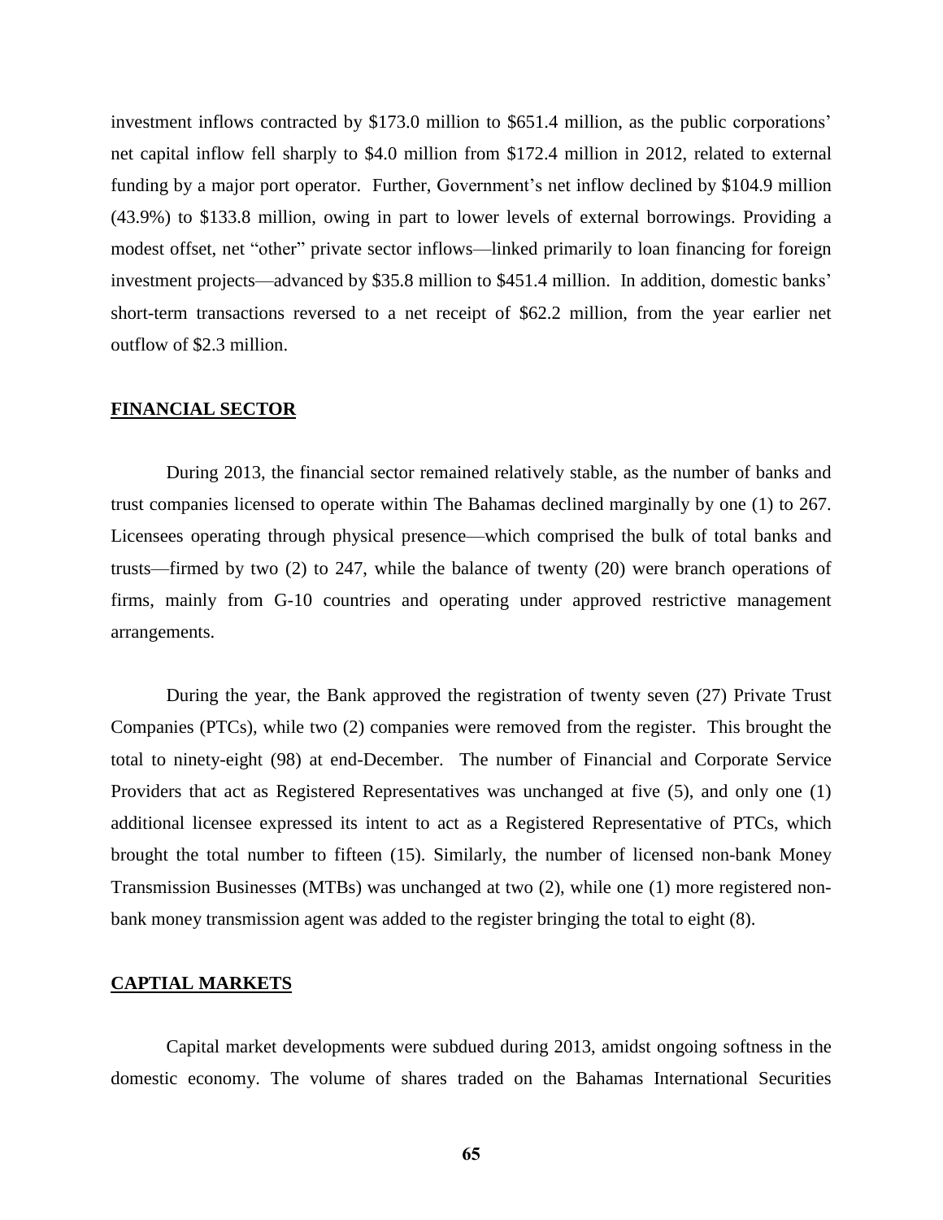investment inflows contracted by $173.0 million to $651.4 million, as the public corporations' net capital inflow fell sharply to $4.0 million from $172.4 million in 2012, related to external funding by a major port operator. Further, Government's net inflow declined by $104.9 million (43.9%) to $133.8 million, owing in part to lower levels of external borrowings. Providing a modest offset, net "other" private sector inflows—linked primarily to loan financing for foreign investment projects—advanced by $35.8 million to $451.4 million. In addition, domestic banks' short-term transactions reversed to a net receipt of $62.2 million, from the year earlier net outflow of $2.3 million.

## FINANCIAL SECTOR

During 2013, the financial sector remained relatively stable, as the number of banks and trust companies licensed to operate within The Bahamas declined marginally by one (1) to 267. Licensees operating through physical presence—which comprised the bulk of total banks and trusts—firmed by two (2) to 247, while the balance of twenty (20) were branch operations of firms, mainly from G-10 countries and operating under approved restrictive management arrangements.

During the year, the Bank approved the registration of twenty seven (27) Private Trust Companies (PTCs), while two (2) companies were removed from the register. This brought the total to ninety-eight (98) at end-December. The number of Financial and Corporate Service Providers that act as Registered Representatives was unchanged at five (5), and only one (1) additional licensee expressed its intent to act as a Registered Representative of PTCs, which brought the total number to fifteen (15). Similarly, the number of licensed non-bank Money Transmission Businesses (MTBs) was unchanged at two (2), while one (1) more registered non-bank money transmission agent was added to the register bringing the total to eight (8).

## CAPTIAL MARKETS

Capital market developments were subdued during 2013, amidst ongoing softness in the domestic economy. The volume of shares traded on the Bahamas International Securities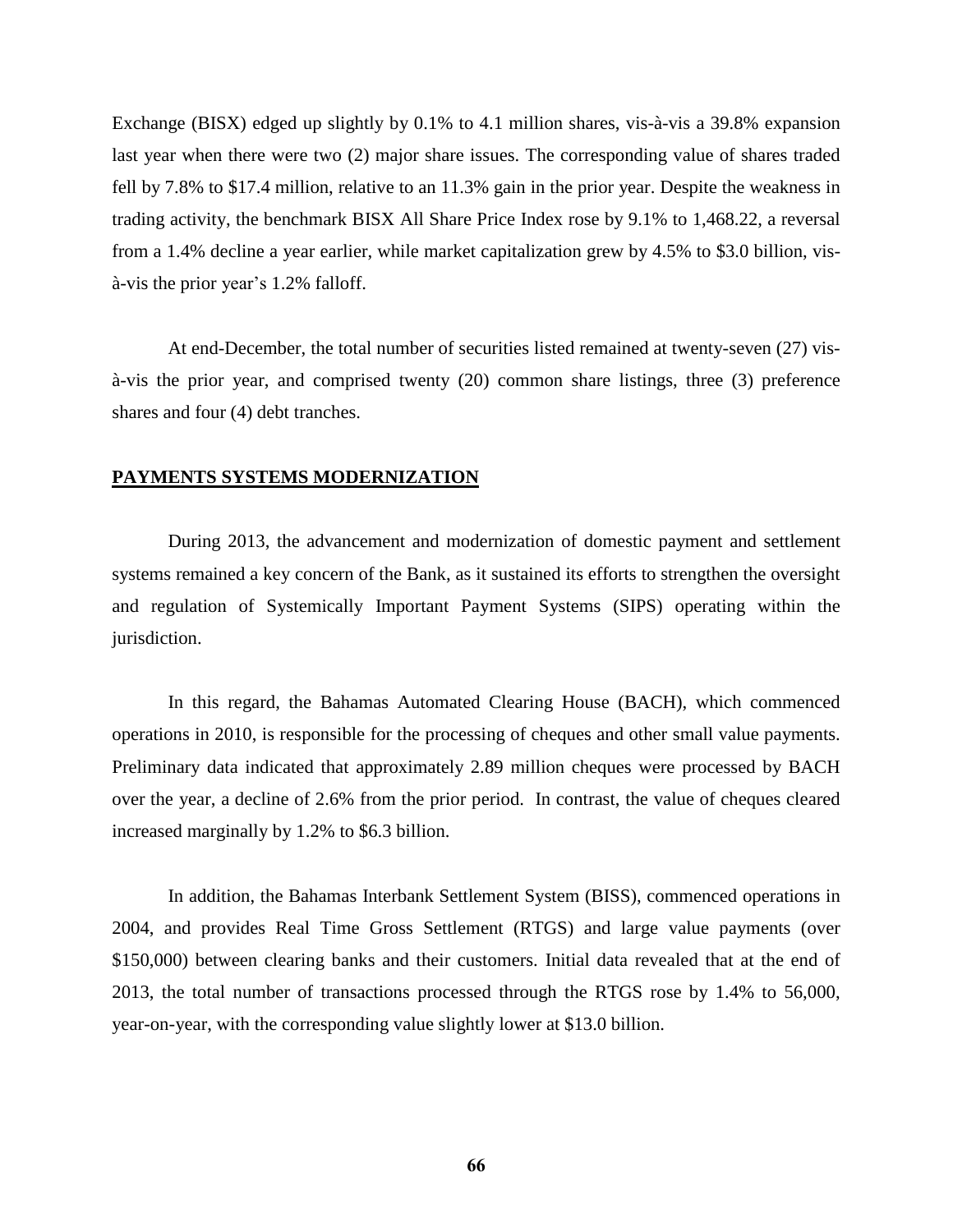Exchange (BISX) edged up slightly by 0.1% to 4.1 million shares, vis-à-vis a 39.8% expansion last year when there were two (2) major share issues. The corresponding value of shares traded fell by 7.8% to $17.4 million, relative to an 11.3% gain in the prior year. Despite the weakness in trading activity, the benchmark BISX All Share Price Index rose by 9.1% to 1,468.22, a reversal from a 1.4% decline a year earlier, while market capitalization grew by 4.5% to $3.0 billion, vis-à-vis the prior year's 1.2% falloff.

At end-December, the total number of securities listed remained at twenty-seven (27) vis-à-vis the prior year, and comprised twenty (20) common share listings, three (3) preference shares and four (4) debt tranches.

## PAYMENTS SYSTEMS MODERNIZATION

During 2013, the advancement and modernization of domestic payment and settlement systems remained a key concern of the Bank, as it sustained its efforts to strengthen the oversight and regulation of Systemically Important Payment Systems (SIPS) operating within the jurisdiction.

In this regard, the Bahamas Automated Clearing House (BACH), which commenced operations in 2010, is responsible for the processing of cheques and other small value payments. Preliminary data indicated that approximately 2.89 million cheques were processed by BACH over the year, a decline of 2.6% from the prior period. In contrast, the value of cheques cleared increased marginally by 1.2% to $6.3 billion.

In addition, the Bahamas Interbank Settlement System (BISS), commenced operations in 2004, and provides Real Time Gross Settlement (RTGS) and large value payments (over $150,000) between clearing banks and their customers. Initial data revealed that at the end of 2013, the total number of transactions processed through the RTGS rose by 1.4% to 56,000, year-on-year, with the corresponding value slightly lower at $13.0 billion.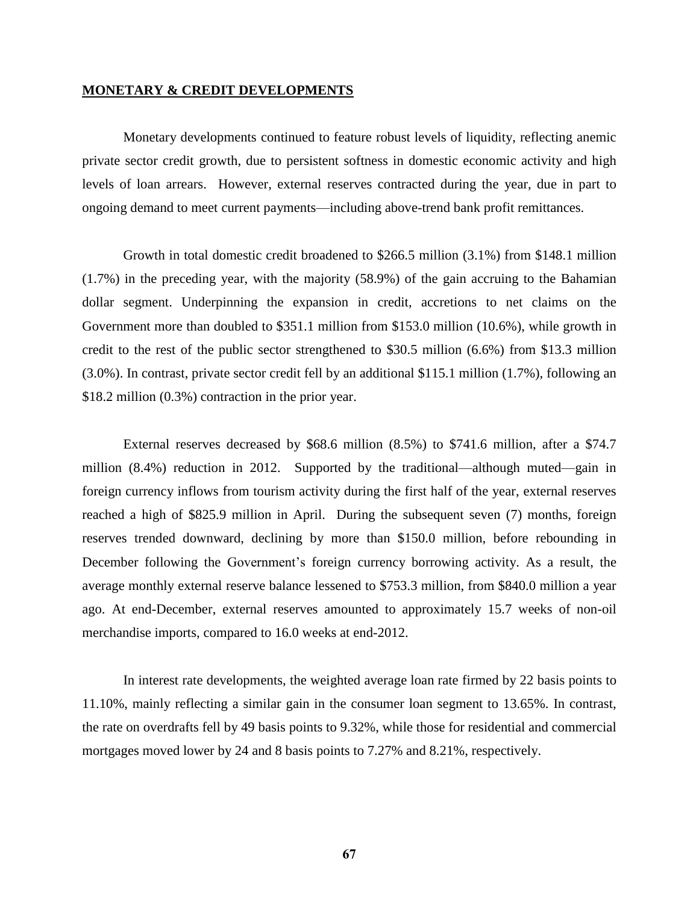## MONETARY & CREDIT DEVELOPMENTS

Monetary developments continued to feature robust levels of liquidity, reflecting anemic private sector credit growth, due to persistent softness in domestic economic activity and high levels of loan arrears. However, external reserves contracted during the year, due in part to ongoing demand to meet current payments—including above-trend bank profit remittances.

Growth in total domestic credit broadened to \$266.5 million (3.1%) from \$148.1 million (1.7%) in the preceding year, with the majority (58.9%) of the gain accruing to the Bahamian dollar segment. Underpinning the expansion in credit, accretions to net claims on the Government more than doubled to \$351.1 million from \$153.0 million (10.6%), while growth in credit to the rest of the public sector strengthened to \$30.5 million (6.6%) from \$13.3 million (3.0%). In contrast, private sector credit fell by an additional \$115.1 million (1.7%), following an \$18.2 million (0.3%) contraction in the prior year.

External reserves decreased by \$68.6 million (8.5%) to \$741.6 million, after a \$74.7 million (8.4%) reduction in 2012. Supported by the traditional—although muted—gain in foreign currency inflows from tourism activity during the first half of the year, external reserves reached a high of \$825.9 million in April. During the subsequent seven (7) months, foreign reserves trended downward, declining by more than \$150.0 million, before rebounding in December following the Government's foreign currency borrowing activity. As a result, the average monthly external reserve balance lessened to \$753.3 million, from \$840.0 million a year ago. At end-December, external reserves amounted to approximately 15.7 weeks of non-oil merchandise imports, compared to 16.0 weeks at end-2012.

In interest rate developments, the weighted average loan rate firmed by 22 basis points to 11.10%, mainly reflecting a similar gain in the consumer loan segment to 13.65%. In contrast, the rate on overdrafts fell by 49 basis points to 9.32%, while those for residential and commercial mortgages moved lower by 24 and 8 basis points to 7.27% and 8.21%, respectively.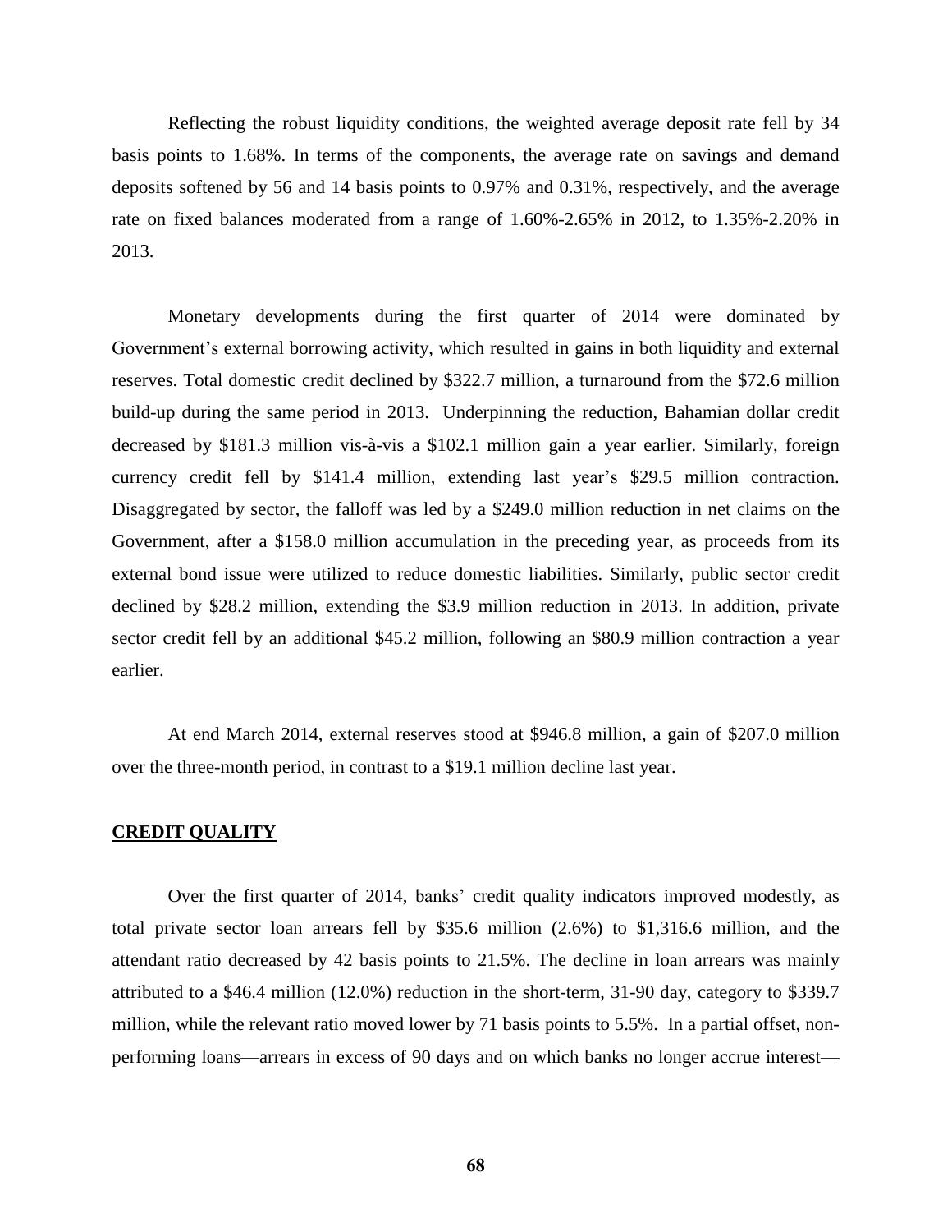Reflecting the robust liquidity conditions, the weighted average deposit rate fell by 34 basis points to 1.68%. In terms of the components, the average rate on savings and demand deposits softened by 56 and 14 basis points to 0.97% and 0.31%, respectively, and the average rate on fixed balances moderated from a range of 1.60%-2.65% in 2012, to 1.35%-2.20% in 2013.

Monetary developments during the first quarter of 2014 were dominated by Government's external borrowing activity, which resulted in gains in both liquidity and external reserves. Total domestic credit declined by $322.7 million, a turnaround from the $72.6 million build-up during the same period in 2013. Underpinning the reduction, Bahamian dollar credit decreased by $181.3 million vis-à-vis a $102.1 million gain a year earlier. Similarly, foreign currency credit fell by $141.4 million, extending last year's $29.5 million contraction. Disaggregated by sector, the falloff was led by a $249.0 million reduction in net claims on the Government, after a $158.0 million accumulation in the preceding year, as proceeds from its external bond issue were utilized to reduce domestic liabilities. Similarly, public sector credit declined by $28.2 million, extending the $3.9 million reduction in 2013. In addition, private sector credit fell by an additional $45.2 million, following an $80.9 million contraction a year earlier.

At end March 2014, external reserves stood at $946.8 million, a gain of $207.0 million over the three-month period, in contrast to a $19.1 million decline last year.

## CREDIT QUALITY

Over the first quarter of 2014, banks' credit quality indicators improved modestly, as total private sector loan arrears fell by $35.6 million (2.6%) to $1,316.6 million, and the attendant ratio decreased by 42 basis points to 21.5%. The decline in loan arrears was mainly attributed to a $46.4 million (12.0%) reduction in the short-term, 31-90 day, category to $339.7 million, while the relevant ratio moved lower by 71 basis points to 5.5%. In a partial offset, non-performing loans—arrears in excess of 90 days and on which banks no longer accrue interest—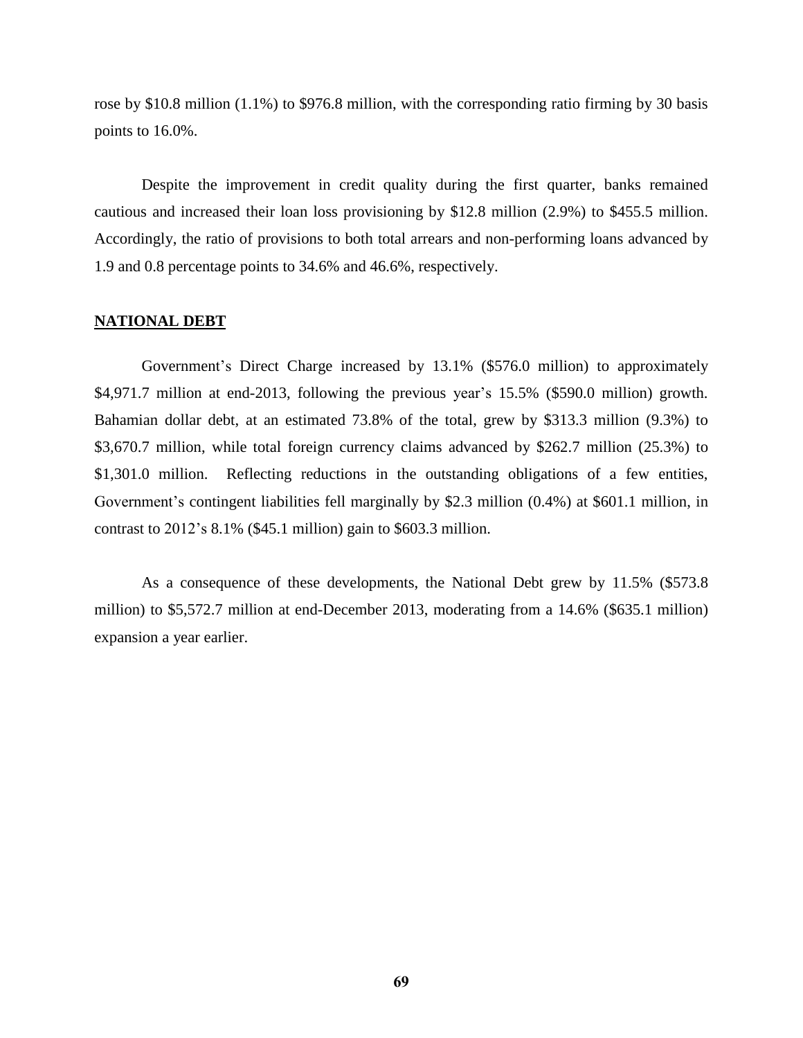rose by $10.8 million (1.1%) to $976.8 million, with the corresponding ratio firming by 30 basis points to 16.0%.

Despite the improvement in credit quality during the first quarter, banks remained cautious and increased their loan loss provisioning by $12.8 million (2.9%) to $455.5 million. Accordingly, the ratio of provisions to both total arrears and non-performing loans advanced by 1.9 and 0.8 percentage points to 34.6% and 46.6%, respectively.

## NATIONAL DEBT

Government's Direct Charge increased by 13.1% ($576.0 million) to approximately $4,971.7 million at end-2013, following the previous year's 15.5% ($590.0 million) growth. Bahamian dollar debt, at an estimated 73.8% of the total, grew by $313.3 million (9.3%) to $3,670.7 million, while total foreign currency claims advanced by $262.7 million (25.3%) to $1,301.0 million. Reflecting reductions in the outstanding obligations of a few entities, Government's contingent liabilities fell marginally by $2.3 million (0.4%) at $601.1 million, in contrast to 2012's 8.1% ($45.1 million) gain to $603.3 million.

As a consequence of these developments, the National Debt grew by 11.5% ($573.8 million) to $5,572.7 million at end-December 2013, moderating from a 14.6% ($635.1 million) expansion a year earlier.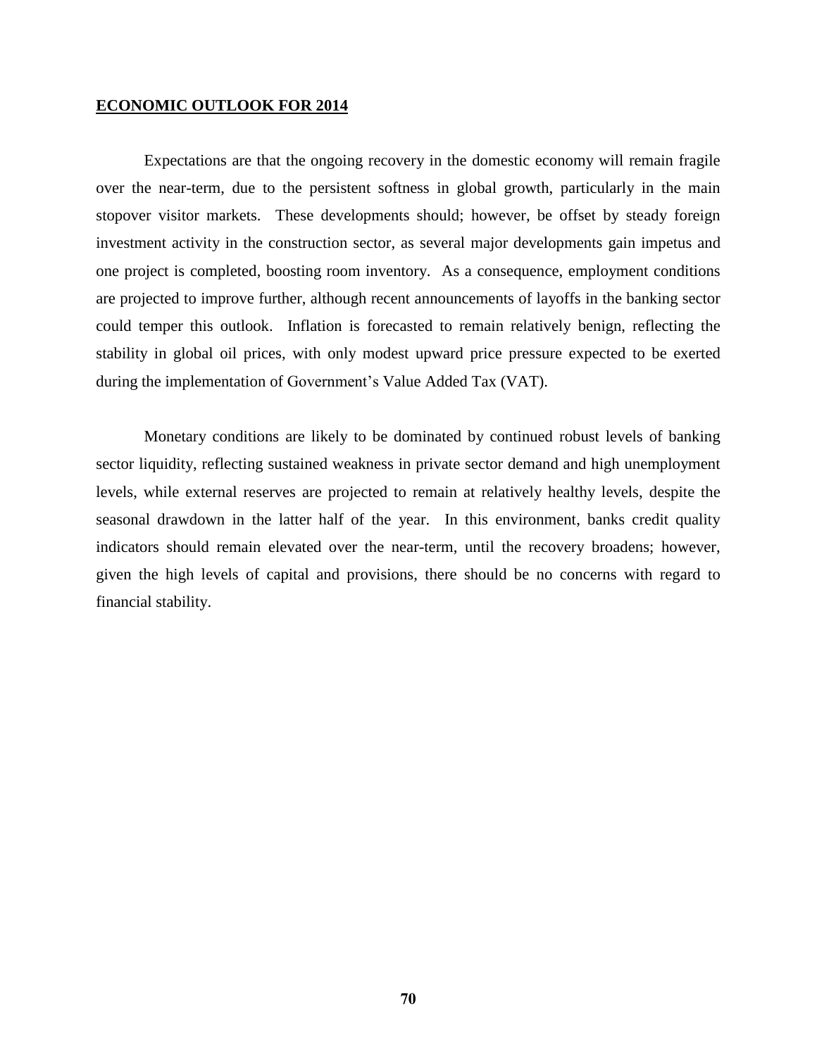## ECONOMIC OUTLOOK FOR 2014

Expectations are that the ongoing recovery in the domestic economy will remain fragile over the near-term, due to the persistent softness in global growth, particularly in the main stopover visitor markets. These developments should; however, be offset by steady foreign investment activity in the construction sector, as several major developments gain impetus and one project is completed, boosting room inventory. As a consequence, employment conditions are projected to improve further, although recent announcements of layoffs in the banking sector could temper this outlook. Inflation is forecasted to remain relatively benign, reflecting the stability in global oil prices, with only modest upward price pressure expected to be exerted during the implementation of Government's Value Added Tax (VAT).

Monetary conditions are likely to be dominated by continued robust levels of banking sector liquidity, reflecting sustained weakness in private sector demand and high unemployment levels, while external reserves are projected to remain at relatively healthy levels, despite the seasonal drawdown in the latter half of the year. In this environment, banks credit quality indicators should remain elevated over the near-term, until the recovery broadens; however, given the high levels of capital and provisions, there should be no concerns with regard to financial stability.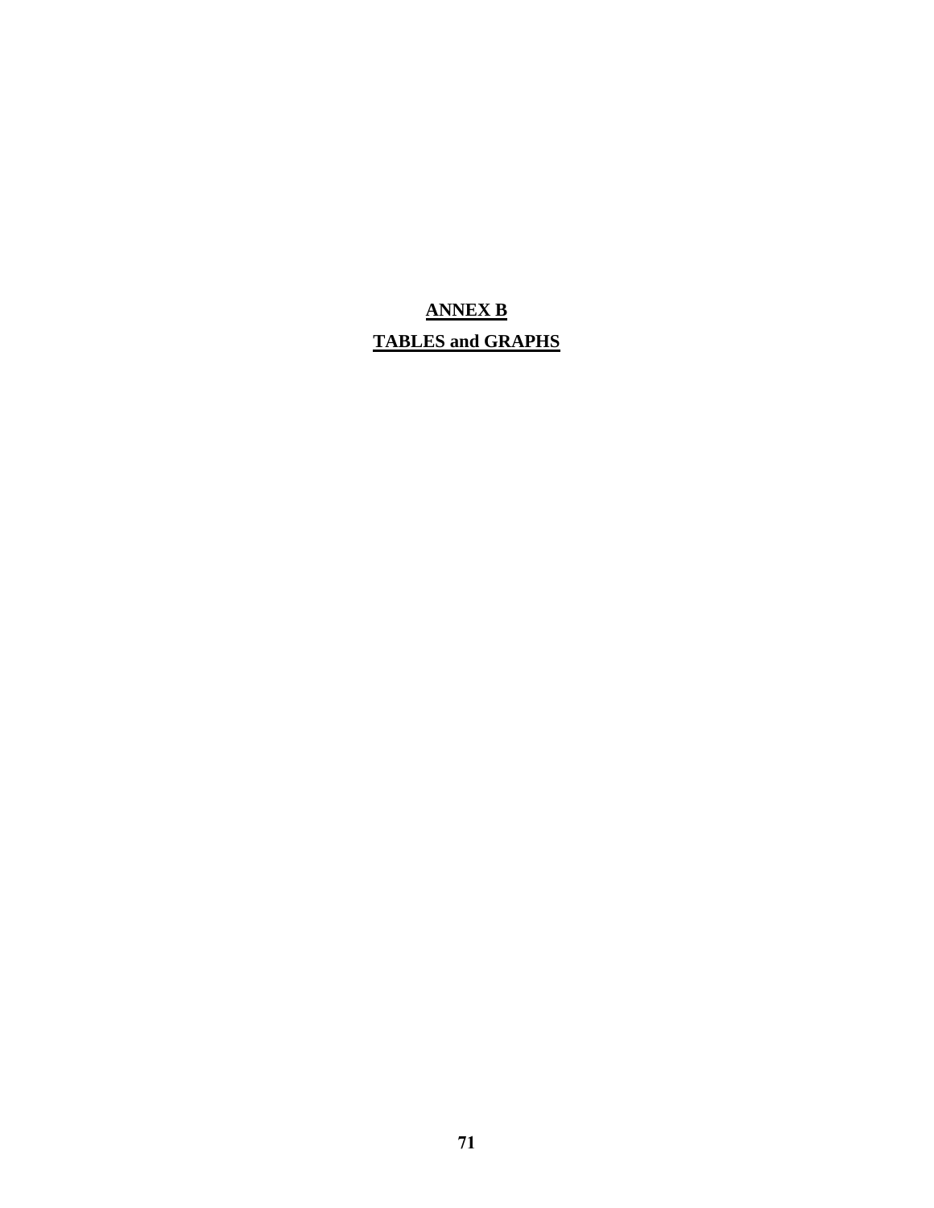# ANNEX B

## TABLES and GRAPHS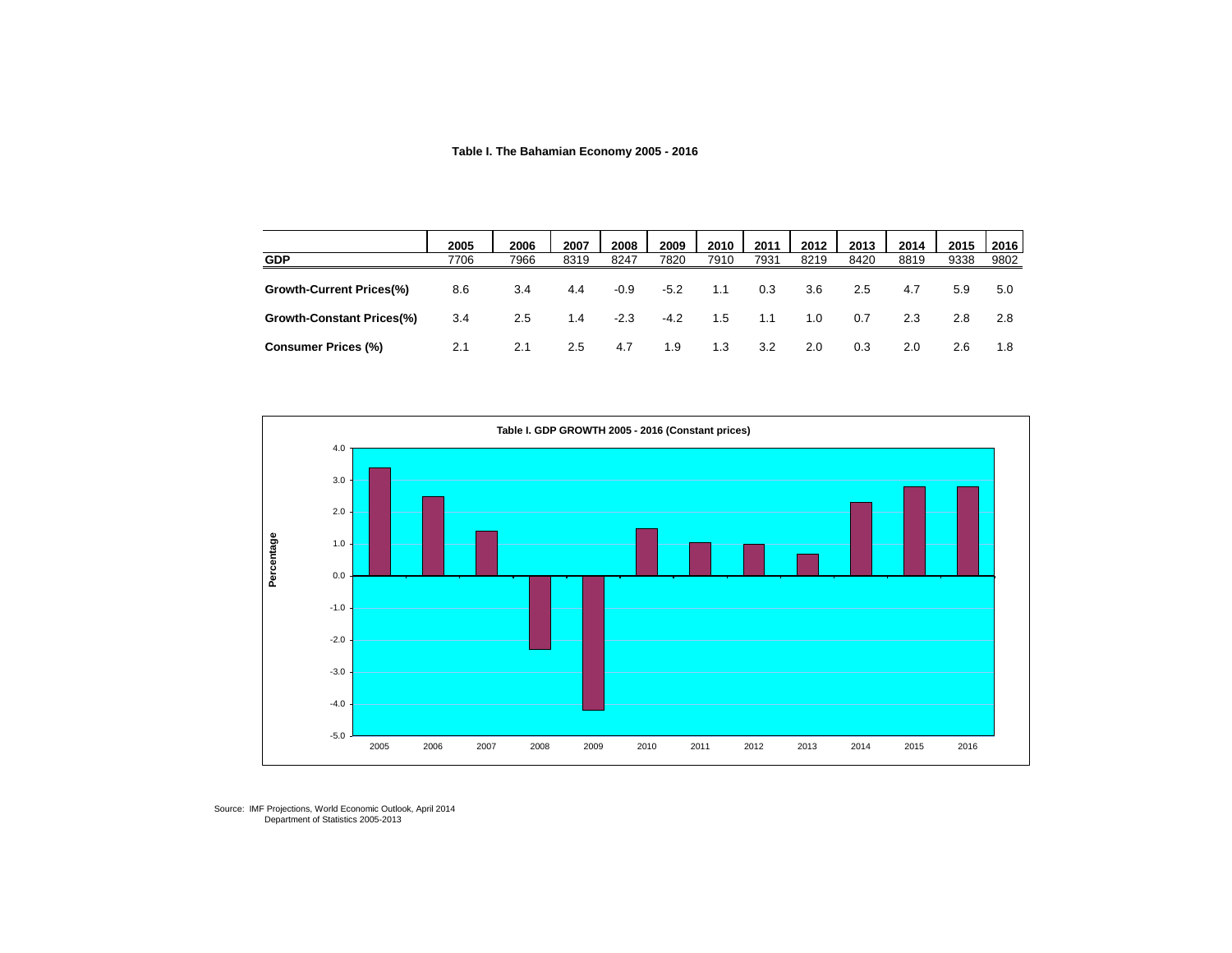**Table I. The Bahamian Economy 2005 - 2016**

| | 2005 | 2006 | 2007 | 2008 | 2009 | 2010 | 2011 | 2012 | 2013 | 2014 | 2015 | 2016 |
|---|---|---|---|---|---|---|---|---|---|---|---|---|
| **GDP** | 7706 | 7966 | 8319 | 8247 | 7820 | 7910 | 7931 | 8219 | 8420 | 8819 | 9338 | 9802 |
| **Growth-Current Prices(%)** | 8.6 | 3.4 | 4.4 | -0.9 | -5.2 | 1.1 | 0.3 | 3.6 | 2.5 | 4.7 | 5.9 | 5.0 |
| **Growth-Constant Prices(%)** | 3.4 | 2.5 | 1.4 | -2.3 | -4.2 | 1.5 | 1.1 | 1.0 | 0.7 | 2.3 | 2.8 | 2.8 |
| **Consumer Prices (%)** | 2.1 | 2.1 | 2.5 | 4.7 | 1.9 | 1.3 | 3.2 | 2.0 | 0.3 | 2.0 | 2.6 | 1.8 |

**Table I. GDP GROWTH 2005 - 2016 (Constant prices)**

Source: IMF Projections, World Economic Outlook, April 2014
Department of Statistics 2005-2013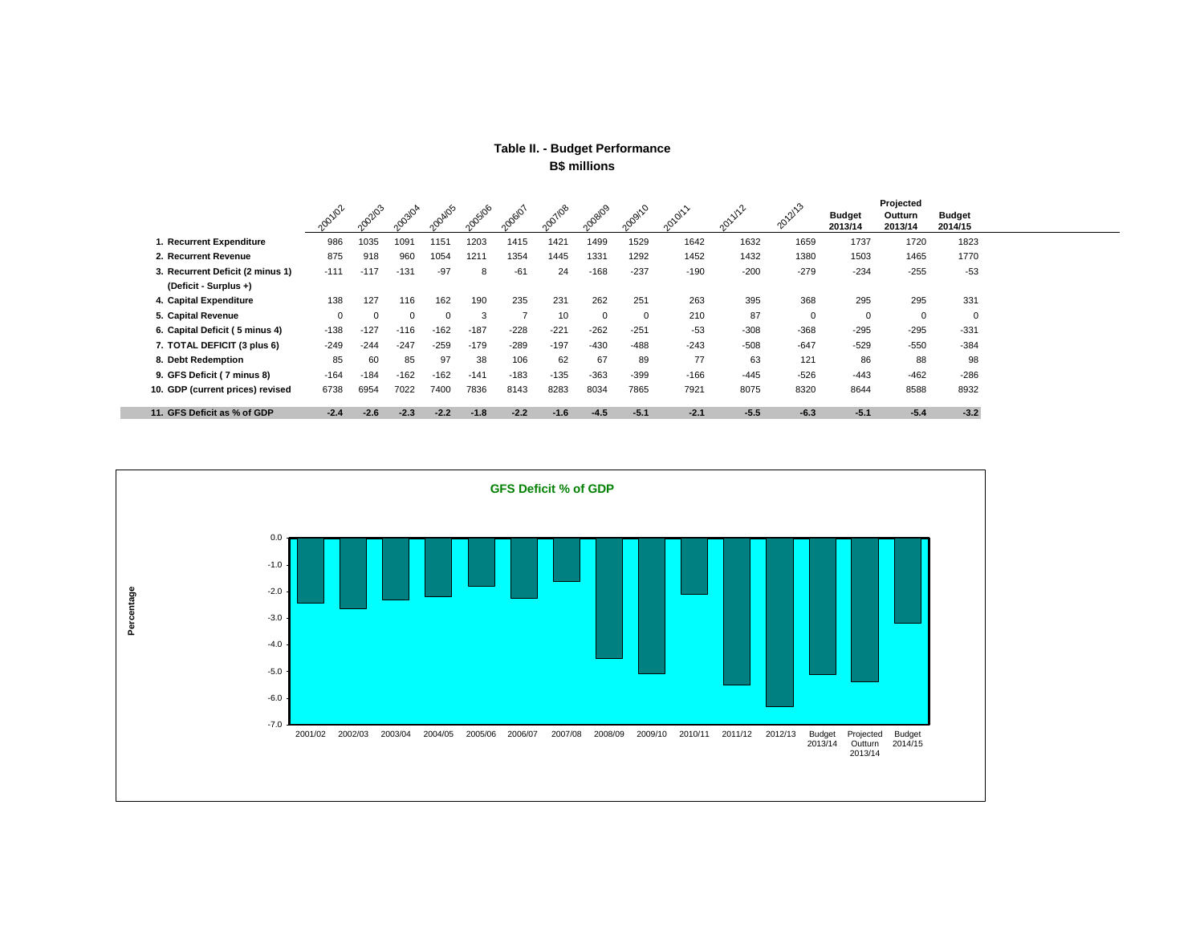## Table II. - Budget Performance

**B$ millions**

| | 2001/02 | 2002/03 | 2003/04 | 2004/05 | 2005/06 | 2006/07 | 2007/08 | 2008/09 | 2009/10 | 2010/11 | 2011/12 | 2012/13 | Budget 2013/14 | Projected Outturn 2013/14 | Budget 2014/15 |
|---|---|---|---|---|---|---|---|---|---|---|---|---|---|---|---|
| **1. Recurrent Expenditure** | 986 | 1035 | 1091 | 1151 | 1203 | 1415 | 1421 | 1499 | 1529 | 1642 | 1632 | 1659 | 1737 | 1720 | 1823 |
| **2. Recurrent Revenue** | 875 | 918 | 960 | 1054 | 1211 | 1354 | 1445 | 1331 | 1292 | 1452 | 1432 | 1380 | 1503 | 1465 | 1770 |
| **3. Recurrent Deficit (2 minus 1) (Deficit - Surplus +)** | -111 | -117 | -131 | -97 | 8 | -61 | 24 | -168 | -237 | -190 | -200 | -279 | -234 | -255 | -53 |
| **4. Capital Expenditure** | 138 | 127 | 116 | 162 | 190 | 235 | 231 | 262 | 251 | 263 | 395 | 368 | 295 | 295 | 331 |
| **5. Capital Revenue** | 0 | 0 | 0 | 0 | 3 | 7 | 10 | 0 | 0 | 210 | 87 | 0 | 0 | 0 | 0 |
| **6. Capital Deficit ( 5 minus 4)** | -138 | -127 | -116 | -162 | -187 | -228 | -221 | -262 | -251 | -53 | -308 | -368 | -295 | -295 | -331 |
| **7. TOTAL DEFICIT (3 plus 6)** | -249 | -244 | -247 | -259 | -179 | -289 | -197 | -430 | -488 | -243 | -508 | -647 | -529 | -550 | -384 |
| **8. Debt Redemption** | 85 | 60 | 85 | 97 | 38 | 106 | 62 | 67 | 89 | 77 | 63 | 121 | 86 | 88 | 98 |
| **9. GFS Deficit ( 7 minus 8)** | -164 | -184 | -162 | -162 | -141 | -183 | -135 | -363 | -399 | -166 | -445 | -526 | -443 | -462 | -286 |
| **10. GDP (current prices) revised** | 6738 | 6954 | 7022 | 7400 | 7836 | 8143 | 8283 | 8034 | 7865 | 7921 | 8075 | 8320 | 8644 | 8588 | 8932 |
| **11. GFS Deficit as % of GDP** | **-2.4** | **-2.6** | **-2.3** | **-2.2** | **-1.8** | **-2.2** | **-1.6** | **-4.5** | **-5.1** | **-2.1** | **-5.5** | **-6.3** | **-5.1** | **-5.4** | **-3.2** |

**GFS Deficit % of GDP**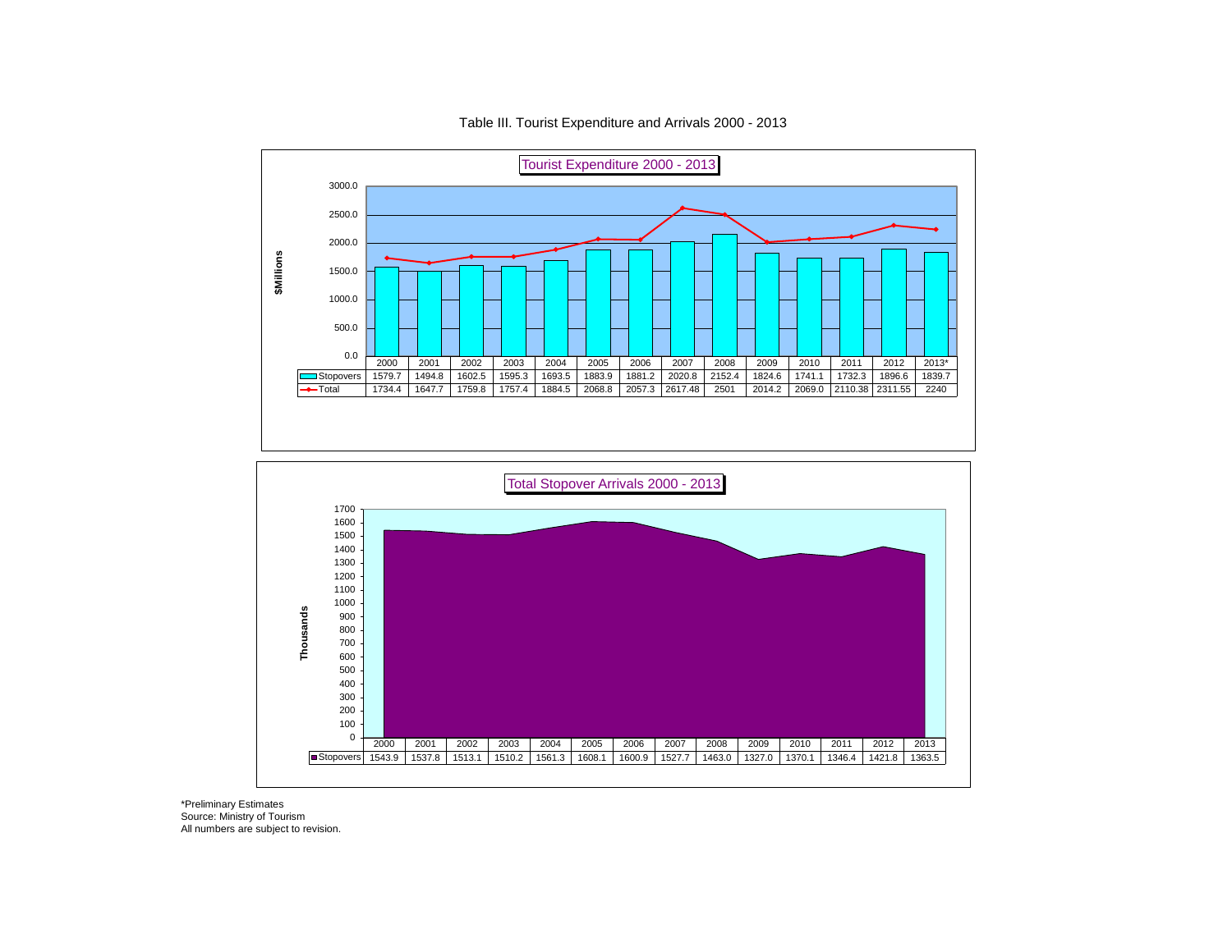# Table III. Tourist Expenditure and Arrivals 2000 - 2013

## Tourist Expenditure 2000 - 2013

$Millions

| | 2000 | 2001 | 2002 | 2003 | 2004 | 2005 | 2006 | 2007 | 2008 | 2009 | 2010 | 2011 | 2012 | 2013* |
|---|---|---|---|---|---|---|---|---|---|---|---|---|---|---|
| Stopovers | 1579.7 | 1494.8 | 1602.5 | 1595.3 | 1693.5 | 1883.9 | 1881.2 | 2020.8 | 2152.4 | 1824.6 | 1741.1 | 1732.3 | 1896.6 | 1839.7 |
| Total | 1734.4 | 1647.7 | 1759.8 | 1757.4 | 1884.5 | 2068.8 | 2057.3 | 2617.48 | 2501 | 2014.2 | 2069.0 | 2110.38 | 2311.55 | 2240 |

## Total Stopover Arrivals 2000 - 2013

Thousands

| | 2000 | 2001 | 2002 | 2003 | 2004 | 2005 | 2006 | 2007 | 2008 | 2009 | 2010 | 2011 | 2012 | 2013 |
|---|---|---|---|---|---|---|---|---|---|---|---|---|---|---|
| Stopovers | 1543.9 | 1537.8 | 1513.1 | 1510.2 | 1561.3 | 1608.1 | 1600.9 | 1527.7 | 1463.0 | 1327.0 | 1370.1 | 1346.4 | 1421.8 | 1363.5 |

*Preliminary Estimates
Source: Ministry of Tourism
All numbers are subject to revision.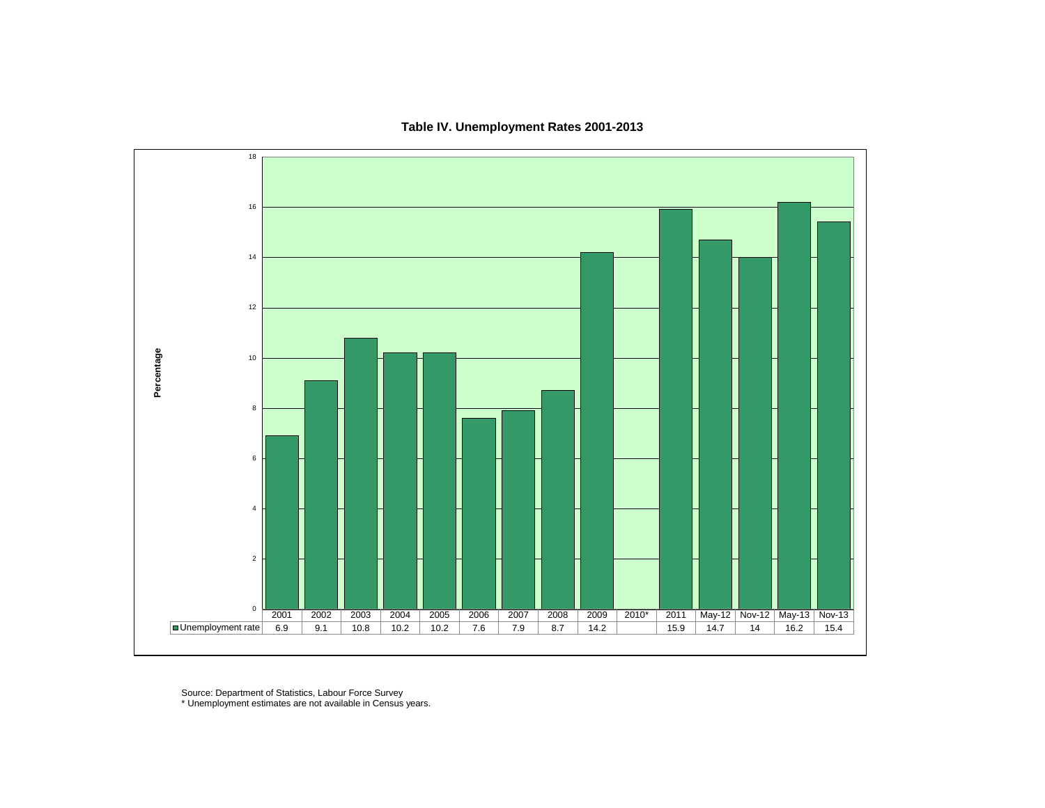**Table IV. Unemployment Rates 2001-2013**

| | 2001 | 2002 | 2003 | 2004 | 2005 | 2006 | 2007 | 2008 | 2009 | 2010* | 2011 | May-12 | Nov-12 | May-13 | Nov-13 |
|---|---|---|---|---|---|---|---|---|---|---|---|---|---|---|---|
| Unemployment rate | 6.9 | 9.1 | 10.8 | 10.2 | 10.2 | 7.6 | 7.9 | 8.7 | 14.2 | | 15.9 | 14.7 | 14 | 16.2 | 15.4 |

Source: Department of Statistics, Labour Force Survey
* Unemployment estimates are not available in Census years.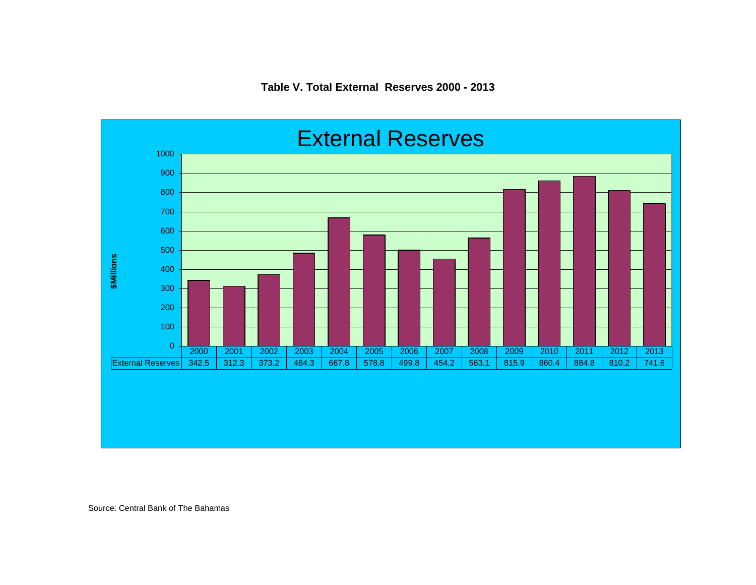**Table V. Total External Reserves 2000 - 2013**

External Reserves

$Millions

| | 2000 | 2001 | 2002 | 2003 | 2004 | 2005 | 2006 | 2007 | 2008 | 2009 | 2010 | 2011 | 2012 | 2013 |
|---|---|---|---|---|---|---|---|---|---|---|---|---|---|---|
| External Reserves | 342.5 | 312.3 | 373.2 | 484.3 | 667.8 | 578.8 | 499.8 | 454.2 | 563.1 | 815.9 | 860.4 | 884.8 | 810.2 | 741.6 |

Source: Central Bank of The Bahamas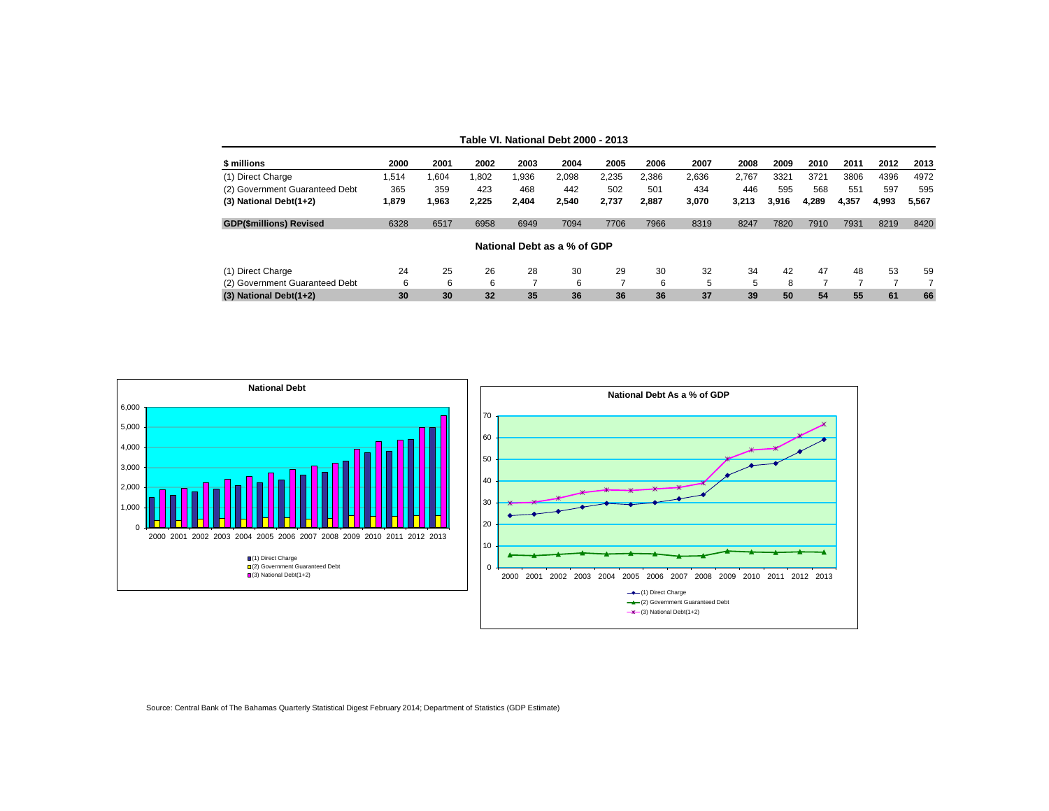**Table VI. National Debt 2000 - 2013**

| $ millions | 2000 | 2001 | 2002 | 2003 | 2004 | 2005 | 2006 | 2007 | 2008 | 2009 | 2010 | 2011 | 2012 | 2013 |
|---|---|---|---|---|---|---|---|---|---|---|---|---|---|---|
| (1) Direct Charge | 1,514 | 1,604 | 1,802 | 1,936 | 2,098 | 2,235 | 2,386 | 2,636 | 2,767 | 3321 | 3721 | 3806 | 4396 | 4972 |
| (2) Government Guaranteed Debt | 365 | 359 | 423 | 468 | 442 | 502 | 501 | 434 | 446 | 595 | 568 | 551 | 597 | 595 |
| **(3) National Debt(1+2)** | **1,879** | **1,963** | **2,225** | **2,404** | **2,540** | **2,737** | **2,887** | **3,070** | **3,213** | **3,916** | **4,289** | **4,357** | **4,993** | **5,567** |
| **GDP($millions) Revised** | 6328 | 6517 | 6958 | 6949 | 7094 | 7706 | 7966 | 8319 | 8247 | 7820 | 7910 | 7931 | 8219 | 8420 |

**National Debt as a % of GDP**

| | 2000 | 2001 | 2002 | 2003 | 2004 | 2005 | 2006 | 2007 | 2008 | 2009 | 2010 | 2011 | 2012 | 2013 |
|---|---|---|---|---|---|---|---|---|---|---|---|---|---|---|
| (1) Direct Charge | 24 | 25 | 26 | 28 | 30 | 29 | 30 | 32 | 34 | 42 | 47 | 48 | 53 | 59 |
| (2) Government Guaranteed Debt | 6 | 6 | 6 | 7 | 6 | 7 | 6 | 5 | 5 | 8 | 7 | 7 | 7 | 7 |
| **(3) National Debt(1+2)** | **30** | **30** | **32** | **35** | **36** | **36** | **36** | **37** | **39** | **50** | **54** | **55** | **61** | **66** |

Source: Central Bank of The Bahamas Quarterly Statistical Digest February 2014; Department of Statistics (GDP Estimate)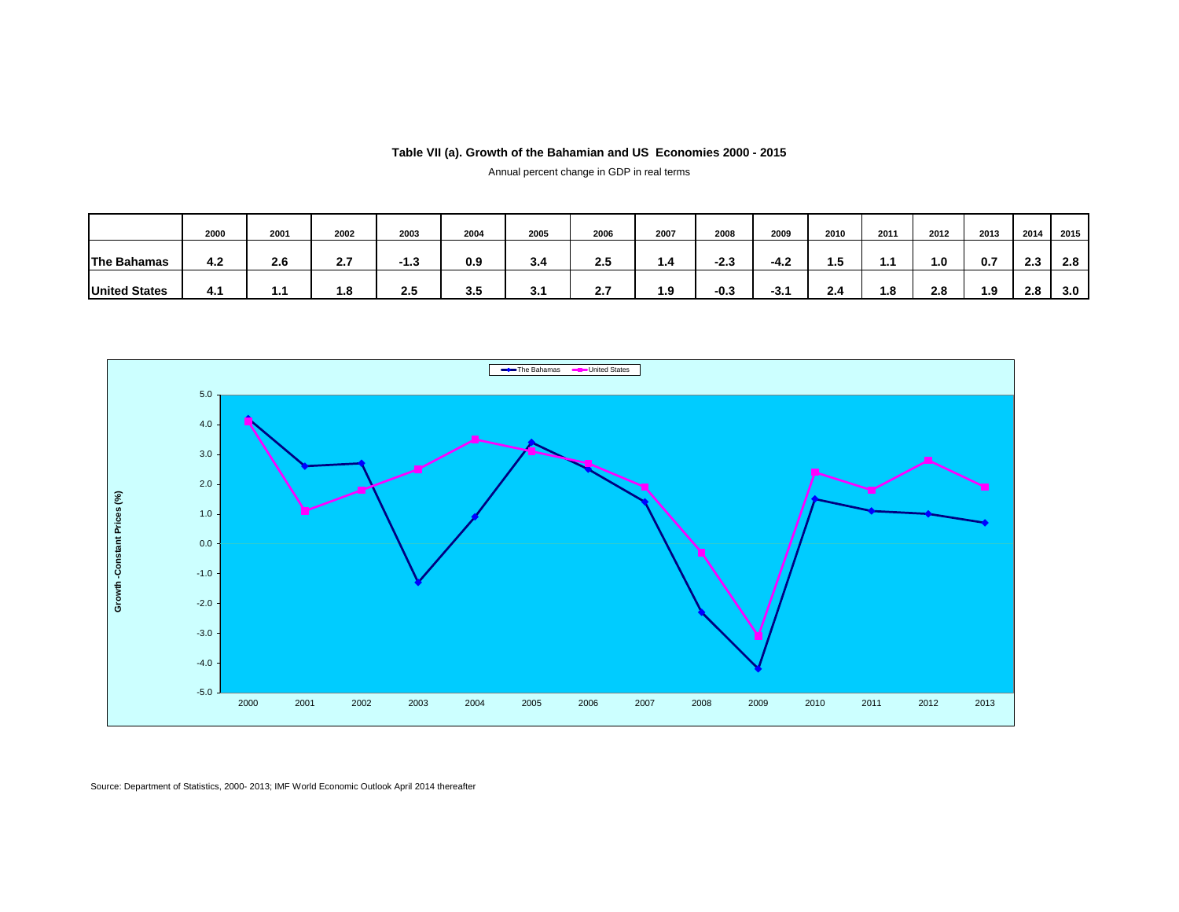**Table VII (a). Growth of the Bahamian and US Economies 2000 - 2015**

Annual percent change in GDP in real terms

| | 2000 | 2001 | 2002 | 2003 | 2004 | 2005 | 2006 | 2007 | 2008 | 2009 | 2010 | 2011 | 2012 | 2013 | 2014 | 2015 |
|---|---|---|---|---|---|---|---|---|---|---|---|---|---|---|---|---|
| **The Bahamas** | 4.2 | 2.6 | 2.7 | -1.3 | 0.9 | 3.4 | 2.5 | 1.4 | -2.3 | -4.2 | 1.5 | 1.1 | 1.0 | 0.7 | 2.3 | 2.8 |
| **United States** | 4.1 | 1.1 | 1.8 | 2.5 | 3.5 | 3.1 | 2.7 | 1.9 | -0.3 | -3.1 | 2.4 | 1.8 | 2.8 | 1.9 | 2.8 | 3.0 |

Source: Department of Statistics, 2000- 2013; IMF World Economic Outlook April 2014 thereafter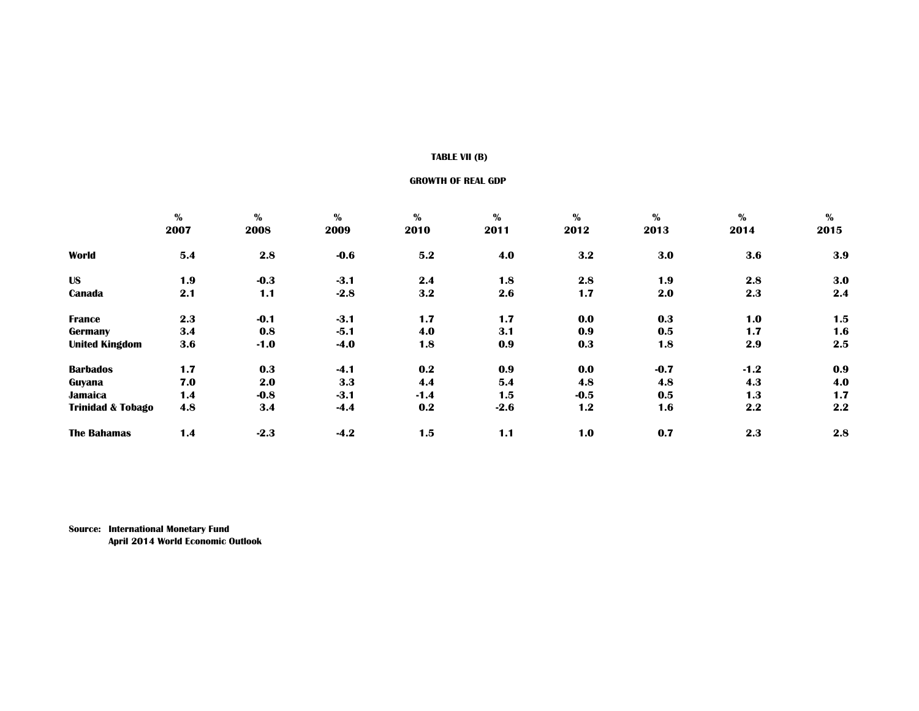**TABLE VII (B)**

**GROWTH OF REAL GDP**

| | % 2007 | % 2008 | % 2009 | % 2010 | % 2011 | % 2012 | % 2013 | % 2014 | % 2015 |
|---|---|---|---|---|---|---|---|---|---|
| **World** | 5.4 | 2.8 | -0.6 | 5.2 | 4.0 | 3.2 | 3.0 | 3.6 | 3.9 |
| | | | | | | | | | |
| **US** | 1.9 | -0.3 | -3.1 | 2.4 | 1.8 | 2.8 | 1.9 | 2.8 | 3.0 |
| **Canada** | 2.1 | 1.1 | -2.8 | 3.2 | 2.6 | 1.7 | 2.0 | 2.3 | 2.4 |
| | | | | | | | | | |
| **France** | 2.3 | -0.1 | -3.1 | 1.7 | 1.7 | 0.0 | 0.3 | 1.0 | 1.5 |
| **Germany** | 3.4 | 0.8 | -5.1 | 4.0 | 3.1 | 0.9 | 0.5 | 1.7 | 1.6 |
| **United Kingdom** | 3.6 | -1.0 | -4.0 | 1.8 | 0.9 | 0.3 | 1.8 | 2.9 | 2.5 |
| | | | | | | | | | |
| **Barbados** | 1.7 | 0.3 | -4.1 | 0.2 | 0.9 | 0.0 | -0.7 | -1.2 | 0.9 |
| **Guyana** | 7.0 | 2.0 | 3.3 | 4.4 | 5.4 | 4.8 | 4.8 | 4.3 | 4.0 |
| **Jamaica** | 1.4 | -0.8 | -3.1 | -1.4 | 1.5 | -0.5 | 0.5 | 1.3 | 1.7 |
| **Trinidad & Tobago** | 4.8 | 3.4 | -4.4 | 0.2 | -2.6 | 1.2 | 1.6 | 2.2 | 2.2 |
| | | | | | | | | | |
| **The Bahamas** | 1.4 | -2.3 | -4.2 | 1.5 | 1.1 | 1.0 | 0.7 | 2.3 | 2.8 |

**Source: International Monetary Fund**
**April 2014 World Economic Outlook**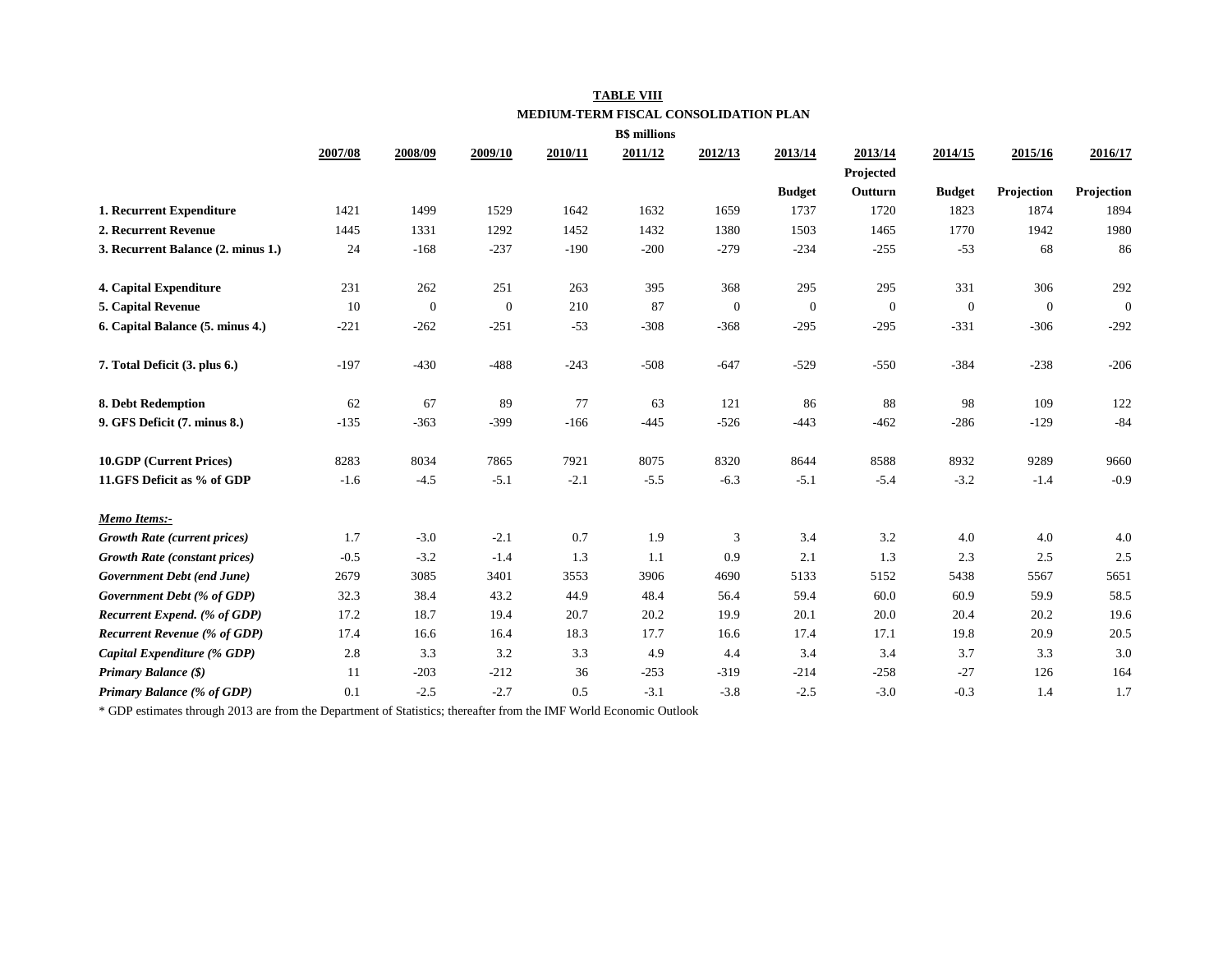**TABLE VIII**

**MEDIUM-TERM FISCAL CONSOLIDATION PLAN**

**B$ millions**

| | 2007/08 | 2008/09 | 2009/10 | 2010/11 | 2011/12 | 2012/13 | 2013/14 | 2013/14 | 2014/15 | 2015/16 | 2016/17 |
|---|---|---|---|---|---|---|---|---|---|---|---|
| | | | | | | | Budget | Projected Outturn | Budget | Projection | Projection |
| **1. Recurrent Expenditure** | 1421 | 1499 | 1529 | 1642 | 1632 | 1659 | 1737 | 1720 | 1823 | 1874 | 1894 |
| **2. Recurrent Revenue** | 1445 | 1331 | 1292 | 1452 | 1432 | 1380 | 1503 | 1465 | 1770 | 1942 | 1980 |
| **3. Recurrent Balance (2. minus 1.)** | 24 | -168 | -237 | -190 | -200 | -279 | -234 | -255 | -53 | 68 | 86 |
| **4. Capital Expenditure** | 231 | 262 | 251 | 263 | 395 | 368 | 295 | 295 | 331 | 306 | 292 |
| **5. Capital Revenue** | 10 | 0 | 0 | 210 | 87 | 0 | 0 | 0 | 0 | 0 | 0 |
| **6. Capital Balance (5. minus 4.)** | -221 | -262 | -251 | -53 | -308 | -368 | -295 | -295 | -331 | -306 | -292 |
| **7. Total Deficit (3. plus 6.)** | -197 | -430 | -488 | -243 | -508 | -647 | -529 | -550 | -384 | -238 | -206 |
| **8. Debt Redemption** | 62 | 67 | 89 | 77 | 63 | 121 | 86 | 88 | 98 | 109 | 122 |
| **9. GFS Deficit (7. minus 8.)** | -135 | -363 | -399 | -166 | -445 | -526 | -443 | -462 | -286 | -129 | -84 |
| **10.GDP (Current Prices)** | 8283 | 8034 | 7865 | 7921 | 8075 | 8320 | 8644 | 8588 | 8932 | 9289 | 9660 |
| **11.GFS Deficit as % of GDP** | -1.6 | -4.5 | -5.1 | -2.1 | -5.5 | -6.3 | -5.1 | -5.4 | -3.2 | -1.4 | -0.9 |
| ***Memo Items:-*** | | | | | | | | | | | |
| ***Growth Rate (current prices)*** | 1.7 | -3.0 | -2.1 | 0.7 | 1.9 | 3 | 3.4 | 3.2 | 4.0 | 4.0 | 4.0 |
| ***Growth Rate (constant prices)*** | -0.5 | -3.2 | -1.4 | 1.3 | 1.1 | 0.9 | 2.1 | 1.3 | 2.3 | 2.5 | 2.5 |
| ***Government Debt (end June)*** | 2679 | 3085 | 3401 | 3553 | 3906 | 4690 | 5133 | 5152 | 5438 | 5567 | 5651 |
| ***Government Debt (% of GDP)*** | 32.3 | 38.4 | 43.2 | 44.9 | 48.4 | 56.4 | 59.4 | 60.0 | 60.9 | 59.9 | 58.5 |
| ***Recurrent Expend. (% of GDP)*** | 17.2 | 18.7 | 19.4 | 20.7 | 20.2 | 19.9 | 20.1 | 20.0 | 20.4 | 20.2 | 19.6 |
| ***Recurrent Revenue (% of GDP)*** | 17.4 | 16.6 | 16.4 | 18.3 | 17.7 | 16.6 | 17.4 | 17.1 | 19.8 | 20.9 | 20.5 |
| ***Capital Expenditure (% GDP)*** | 2.8 | 3.3 | 3.2 | 3.3 | 4.9 | 4.4 | 3.4 | 3.4 | 3.7 | 3.3 | 3.0 |
| ***Primary Balance ($)*** | 11 | -203 | -212 | 36 | -253 | -319 | -214 | -258 | -27 | 126 | 164 |
| ***Primary Balance (% of GDP)*** | 0.1 | -2.5 | -2.7 | 0.5 | -3.1 | -3.8 | -2.5 | -3.0 | -0.3 | 1.4 | 1.7 |

* GDP estimates through 2013 are from the Department of Statistics; thereafter from the IMF World Economic Outlook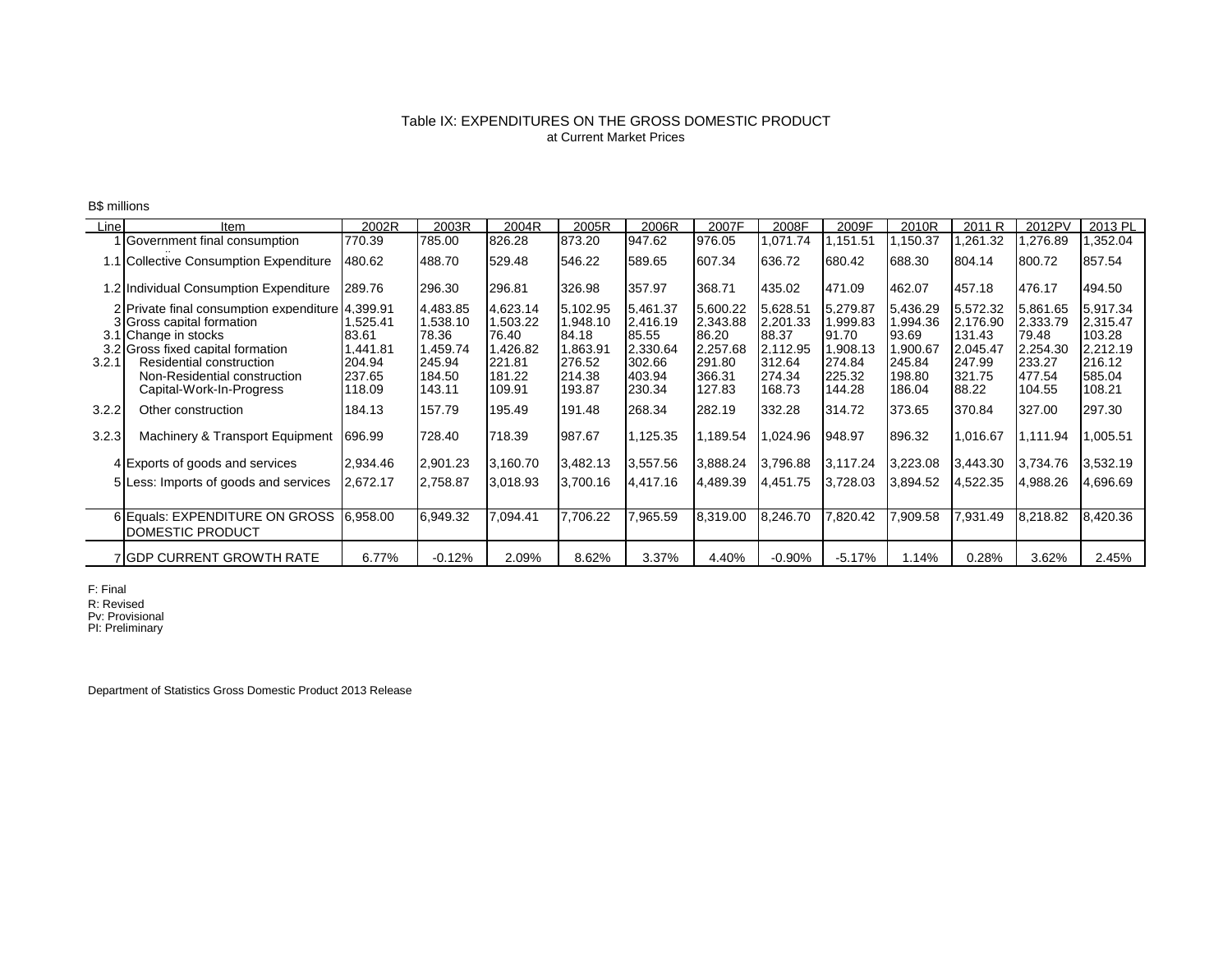Table IX: EXPENDITURES ON THE GROSS DOMESTIC PRODUCT
at Current Market Prices

B$ millions

| Line | Item | 2002R | 2003R | 2004R | 2005R | 2006R | 2007F | 2008F | 2009F | 2010R | 2011 R | 2012PV | 2013 PL |
|---|---|---|---|---|---|---|---|---|---|---|---|---|---|
| 1 | Government final consumption | 770.39 | 785.00 | 826.28 | 873.20 | 947.62 | 976.05 | 1,071.74 | 1,151.51 | 1,150.37 | 1,261.32 | 1,276.89 | 1,352.04 |
| 1.1 | Collective Consumption Expenditure | 480.62 | 488.70 | 529.48 | 546.22 | 589.65 | 607.34 | 636.72 | 680.42 | 688.30 | 804.14 | 800.72 | 857.54 |
| 1.2 | Individual Consumption Expenditure | 289.76 | 296.30 | 296.81 | 326.98 | 357.97 | 368.71 | 435.02 | 471.09 | 462.07 | 457.18 | 476.17 | 494.50 |
| 2 | Private final consumption expenditure | 4,399.91 | 4,483.85 | 4,623.14 | 5,102.95 | 5,461.37 | 5,600.22 | 5,628.51 | 5,279.87 | 5,436.29 | 5,572.32 | 5,861.65 | 5,917.34 |
| 3 | Gross capital formation | 1,525.41 | 1,538.10 | 1,503.22 | 1,948.10 | 2,416.19 | 2,343.88 | 2,201.33 | 1,999.83 | 1,994.36 | 2,176.90 | 2,333.79 | 2,315.47 |
| 3.1 | Change in stocks | 83.61 | 78.36 | 76.40 | 84.18 | 85.55 | 86.20 | 88.37 | 91.70 | 93.69 | 131.43 | 79.48 | 103.28 |
| 3.2 | Gross fixed capital formation | 1,441.81 | 1,459.74 | 1,426.82 | 1,863.91 | 2,330.64 | 2,257.68 | 2,112.95 | 1,908.13 | 1,900.67 | 2,045.47 | 2,254.30 | 2,212.19 |
| 3.2.1 | Residential construction | 204.94 | 245.94 | 221.81 | 276.52 | 302.66 | 291.80 | 312.64 | 274.84 | 245.84 | 247.99 | 233.27 | 216.12 |
| | Non-Residential construction | 237.65 | 184.50 | 181.22 | 214.38 | 403.94 | 366.31 | 274.34 | 225.32 | 198.80 | 321.75 | 477.54 | 585.04 |
| | Capital-Work-In-Progress | 118.09 | 143.11 | 109.91 | 193.87 | 230.34 | 127.83 | 168.73 | 144.28 | 186.04 | 88.22 | 104.55 | 108.21 |
| 3.2.2 | Other construction | 184.13 | 157.79 | 195.49 | 191.48 | 268.34 | 282.19 | 332.28 | 314.72 | 373.65 | 370.84 | 327.00 | 297.30 |
| 3.2.3 | Machinery & Transport Equipment | 696.99 | 728.40 | 718.39 | 987.67 | 1,125.35 | 1,189.54 | 1,024.96 | 948.97 | 896.32 | 1,016.67 | 1,111.94 | 1,005.51 |
| 4 | Exports of goods and services | 2,934.46 | 2,901.23 | 3,160.70 | 3,482.13 | 3,557.56 | 3,888.24 | 3,796.88 | 3,117.24 | 3,223.08 | 3,443.30 | 3,734.76 | 3,532.19 |
| 5 | Less: Imports of goods and services | 2,672.17 | 2,758.87 | 3,018.93 | 3,700.16 | 4,417.16 | 4,489.39 | 4,451.75 | 3,728.03 | 3,894.52 | 4,522.35 | 4,988.26 | 4,696.69 |
| 6 | Equals: EXPENDITURE ON GROSS DOMESTIC PRODUCT | 6,958.00 | 6,949.32 | 7,094.41 | 7,706.22 | 7,965.59 | 8,319.00 | 8,246.70 | 7,820.42 | 7,909.58 | 7,931.49 | 8,218.82 | 8,420.36 |
| 7 | GDP CURRENT GROWTH RATE | 6.77% | -0.12% | 2.09% | 8.62% | 3.37% | 4.40% | -0.90% | -5.17% | 1.14% | 0.28% | 3.62% | 2.45% |

F: Final
R: Revised
Pv: Provisional
Pl: Preliminary

Department of Statistics Gross Domestic Product 2013 Release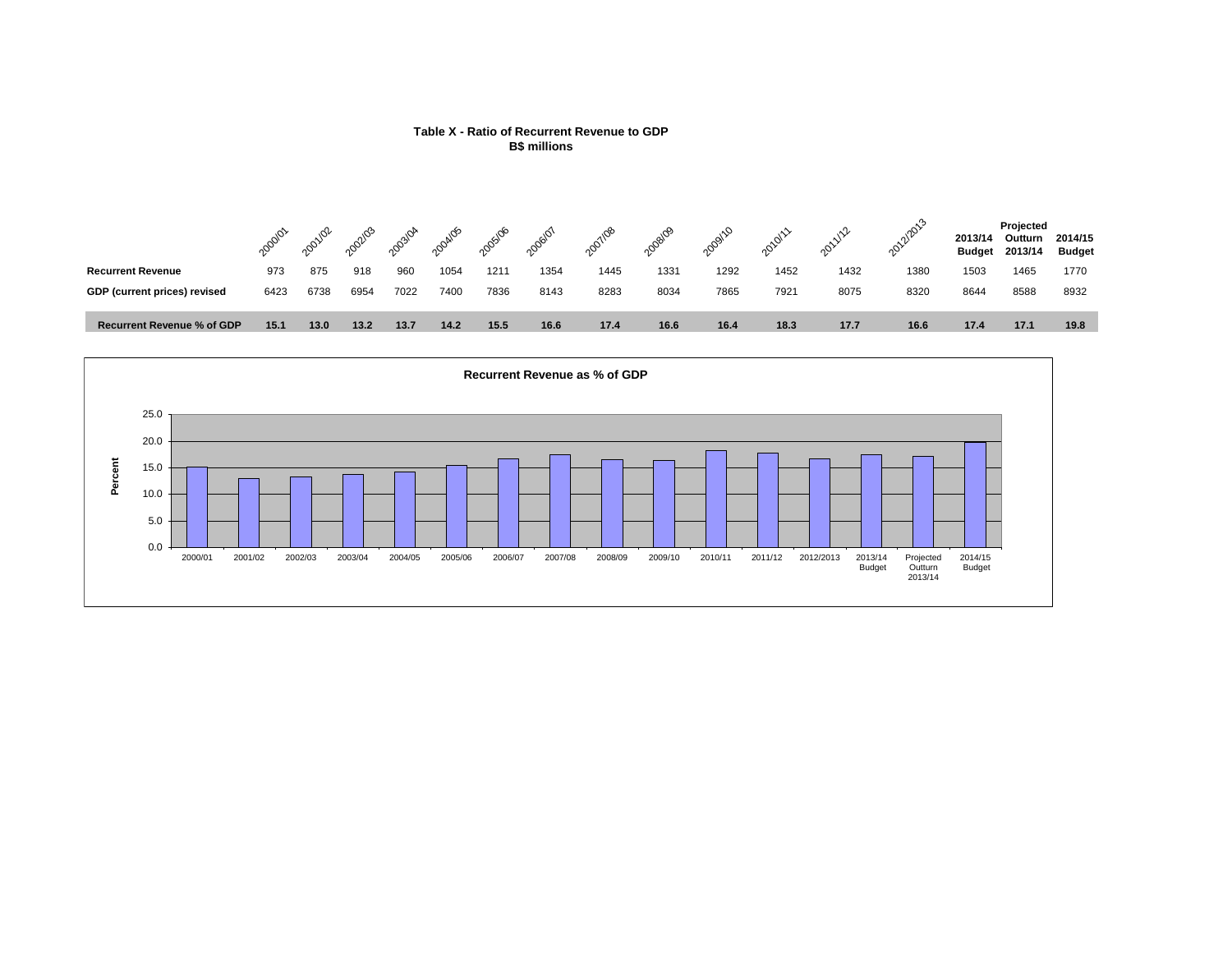**Table X - Ratio of Recurrent Revenue to GDP**
**B$ millions**

| | 2000/01 | 2001/02 | 2002/03 | 2003/04 | 2004/05 | 2005/06 | 2006/07 | 2007/08 | 2008/09 | 2009/10 | 2010/11 | 2011/12 | 2012/2013 | 2013/14 Budget | Projected Outturn 2013/14 | 2014/15 Budget |
|---|---|---|---|---|---|---|---|---|---|---|---|---|---|---|---|---|
| **Recurrent Revenue** | 973 | 875 | 918 | 960 | 1054 | 1211 | 1354 | 1445 | 1331 | 1292 | 1452 | 1432 | 1380 | 1503 | 1465 | 1770 |
| **GDP (current prices) revised** | 6423 | 6738 | 6954 | 7022 | 7400 | 7836 | 8143 | 8283 | 8034 | 7865 | 7921 | 8075 | 8320 | 8644 | 8588 | 8932 |
| **Recurrent Revenue % of GDP** | **15.1** | **13.0** | **13.2** | **13.7** | **14.2** | **15.5** | **16.6** | **17.4** | **16.6** | **16.4** | **18.3** | **17.7** | **16.6** | **17.4** | **17.1** | **19.8** |

**Recurrent Revenue as % of GDP**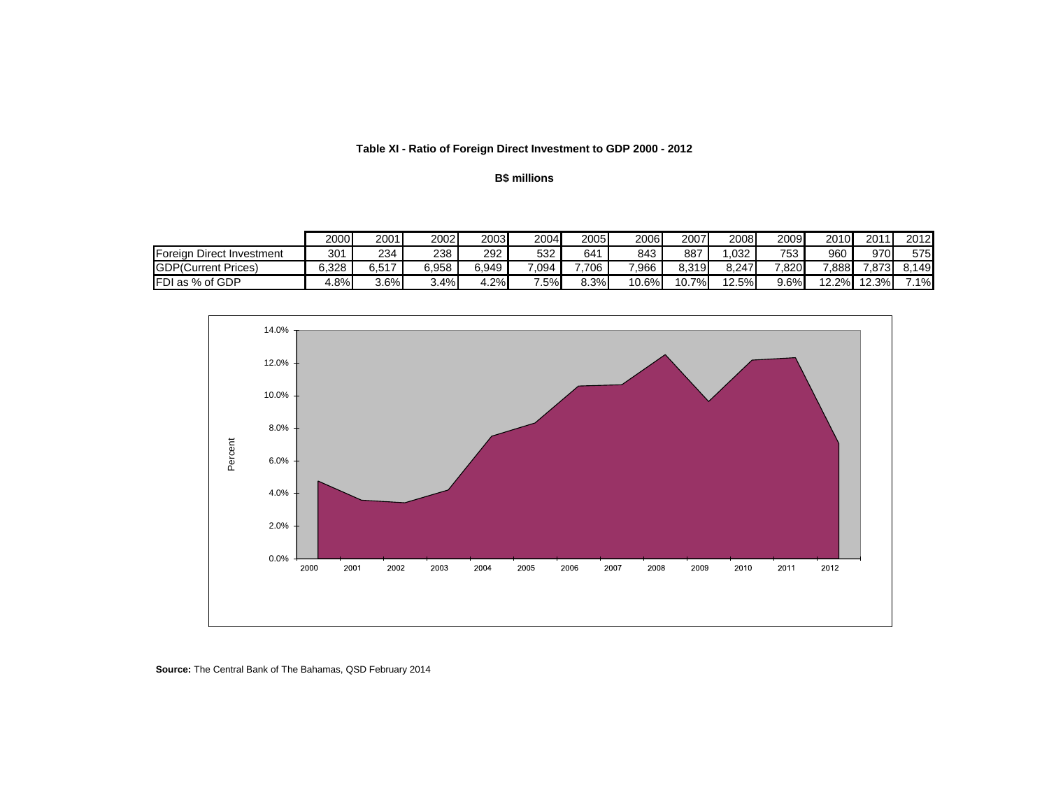**Table XI - Ratio of Foreign Direct Investment to GDP 2000 - 2012**

**B$ millions**

| | 2000 | 2001 | 2002 | 2003 | 2004 | 2005 | 2006 | 2007 | 2008 | 2009 | 2010 | 2011 | 2012 |
|---|---|---|---|---|---|---|---|---|---|---|---|---|---|
| Foreign Direct Investment | 301 | 234 | 238 | 292 | 532 | 641 | 843 | 887 | 1,032 | 753 | 960 | 970 | 575 |
| GDP(Current Prices) | 6,328 | 6,517 | 6,958 | 6,949 | 7,094 | 7,706 | 7,966 | 8,319 | 8,247 | 7,820 | 7,888 | 7,873 | 8,149 |
| FDI as % of GDP | 4.8% | 3.6% | 3.4% | 4.2% | 7.5% | 8.3% | 10.6% | 10.7% | 12.5% | 9.6% | 12.2% | 12.3% | 7.1% |

**Source:** The Central Bank of The Bahamas, QSD February 2014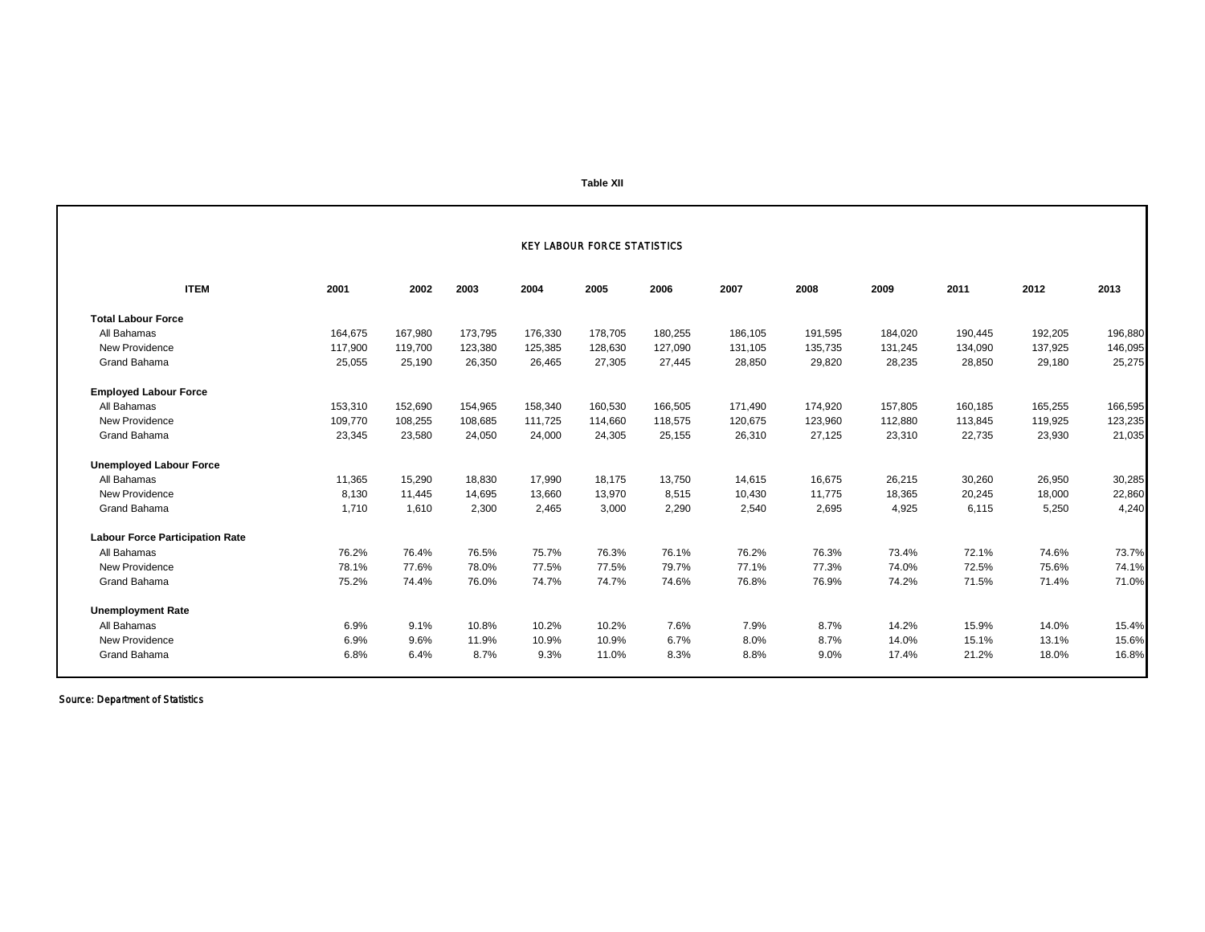**Table XII**

KEY LABOUR FORCE STATISTICS

| ITEM | 2001 | 2002 | 2003 | 2004 | 2005 | 2006 | 2007 | 2008 | 2009 | 2011 | 2012 | 2013 |
|---|---|---|---|---|---|---|---|---|---|---|---|---|
| **Total Labour Force** | | | | | | | | | | | | |
| All Bahamas | 164,675 | 167,980 | 173,795 | 176,330 | 178,705 | 180,255 | 186,105 | 191,595 | 184,020 | 190,445 | 192,205 | 196,880 |
| New Providence | 117,900 | 119,700 | 123,380 | 125,385 | 128,630 | 127,090 | 131,105 | 135,735 | 131,245 | 134,090 | 137,925 | 146,095 |
| Grand Bahama | 25,055 | 25,190 | 26,350 | 26,465 | 27,305 | 27,445 | 28,850 | 29,820 | 28,235 | 28,850 | 29,180 | 25,275 |
| **Employed Labour Force** | | | | | | | | | | | | |
| All Bahamas | 153,310 | 152,690 | 154,965 | 158,340 | 160,530 | 166,505 | 171,490 | 174,920 | 157,805 | 160,185 | 165,255 | 166,595 |
| New Providence | 109,770 | 108,255 | 108,685 | 111,725 | 114,660 | 118,575 | 120,675 | 123,960 | 112,880 | 113,845 | 119,925 | 123,235 |
| Grand Bahama | 23,345 | 23,580 | 24,050 | 24,000 | 24,305 | 25,155 | 26,310 | 27,125 | 23,310 | 22,735 | 23,930 | 21,035 |
| **Unemployed Labour Force** | | | | | | | | | | | | |
| All Bahamas | 11,365 | 15,290 | 18,830 | 17,990 | 18,175 | 13,750 | 14,615 | 16,675 | 26,215 | 30,260 | 26,950 | 30,285 |
| New Providence | 8,130 | 11,445 | 14,695 | 13,660 | 13,970 | 8,515 | 10,430 | 11,775 | 18,365 | 20,245 | 18,000 | 22,860 |
| Grand Bahama | 1,710 | 1,610 | 2,300 | 2,465 | 3,000 | 2,290 | 2,540 | 2,695 | 4,925 | 6,115 | 5,250 | 4,240 |
| **Labour Force Participation Rate** | | | | | | | | | | | | |
| All Bahamas | 76.2% | 76.4% | 76.5% | 75.7% | 76.3% | 76.1% | 76.2% | 76.3% | 73.4% | 72.1% | 74.6% | 73.7% |
| New Providence | 78.1% | 77.6% | 78.0% | 77.5% | 77.5% | 79.7% | 77.1% | 77.3% | 74.0% | 72.5% | 75.6% | 74.1% |
| Grand Bahama | 75.2% | 74.4% | 76.0% | 74.7% | 74.7% | 74.6% | 76.8% | 76.9% | 74.2% | 71.5% | 71.4% | 71.0% |
| **Unemployment Rate** | | | | | | | | | | | | |
| All Bahamas | 6.9% | 9.1% | 10.8% | 10.2% | 10.2% | 7.6% | 7.9% | 8.7% | 14.2% | 15.9% | 14.0% | 15.4% |
| New Providence | 6.9% | 9.6% | 11.9% | 10.9% | 10.9% | 6.7% | 8.0% | 8.7% | 14.0% | 15.1% | 13.1% | 15.6% |
| Grand Bahama | 6.8% | 6.4% | 8.7% | 9.3% | 11.0% | 8.3% | 8.8% | 9.0% | 17.4% | 21.2% | 18.0% | 16.8% |

Source: Department of Statistics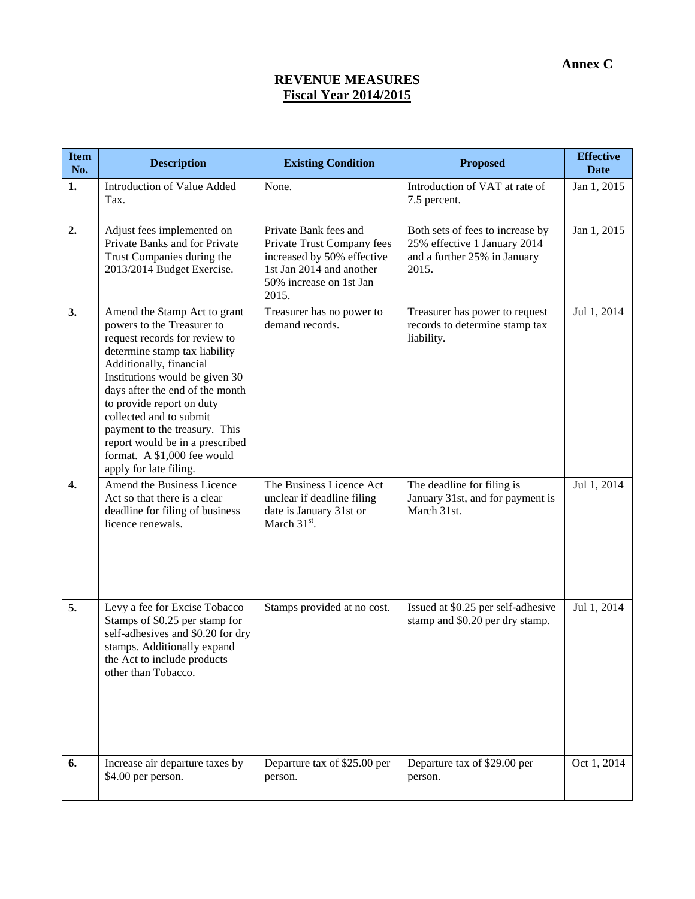**Annex C**

# REVENUE MEASURES
## Fiscal Year 2014/2015

| Item No. | Description | Existing Condition | Proposed | Effective Date |
|---|---|---|---|---|
| **1.** | Introduction of Value Added Tax. | None. | Introduction of VAT at rate of 7.5 percent. | Jan 1, 2015 |
| **2.** | Adjust fees implemented on Private Banks and for Private Trust Companies during the 2013/2014 Budget Exercise. | Private Bank fees and Private Trust Company fees increased by 50% effective 1st Jan 2014 and another 50% increase on 1st Jan 2015. | Both sets of fees to increase by 25% effective 1 January 2014 and a further 25% in January 2015. | Jan 1, 2015 |
| **3.** | Amend the Stamp Act to grant powers to the Treasurer to request records for review to determine stamp tax liability Additionally, financial Institutions would be given 30 days after the end of the month to provide report on duty collected and to submit payment to the treasury. This report would be in a prescribed format. A $1,000 fee would apply for late filing. | Treasurer has no power to demand records. | Treasurer has power to request records to determine stamp tax liability. | Jul 1, 2014 |
| **4.** | Amend the Business Licence Act so that there is a clear deadline for filing of business licence renewals. | The Business Licence Act unclear if deadline filing date is January 31st or March 31st. | The deadline for filing is January 31st, and for payment is March 31st. | Jul 1, 2014 |
| **5.** | Levy a fee for Excise Tobacco Stamps of $0.25 per stamp for self-adhesives and $0.20 for dry stamps. Additionally expand the Act to include products other than Tobacco. | Stamps provided at no cost. | Issued at $0.25 per self-adhesive stamp and $0.20 per dry stamp. | Jul 1, 2014 |
| **6.** | Increase air departure taxes by $4.00 per person. | Departure tax of $25.00 per person. | Departure tax of $29.00 per person. | Oct 1, 2014 |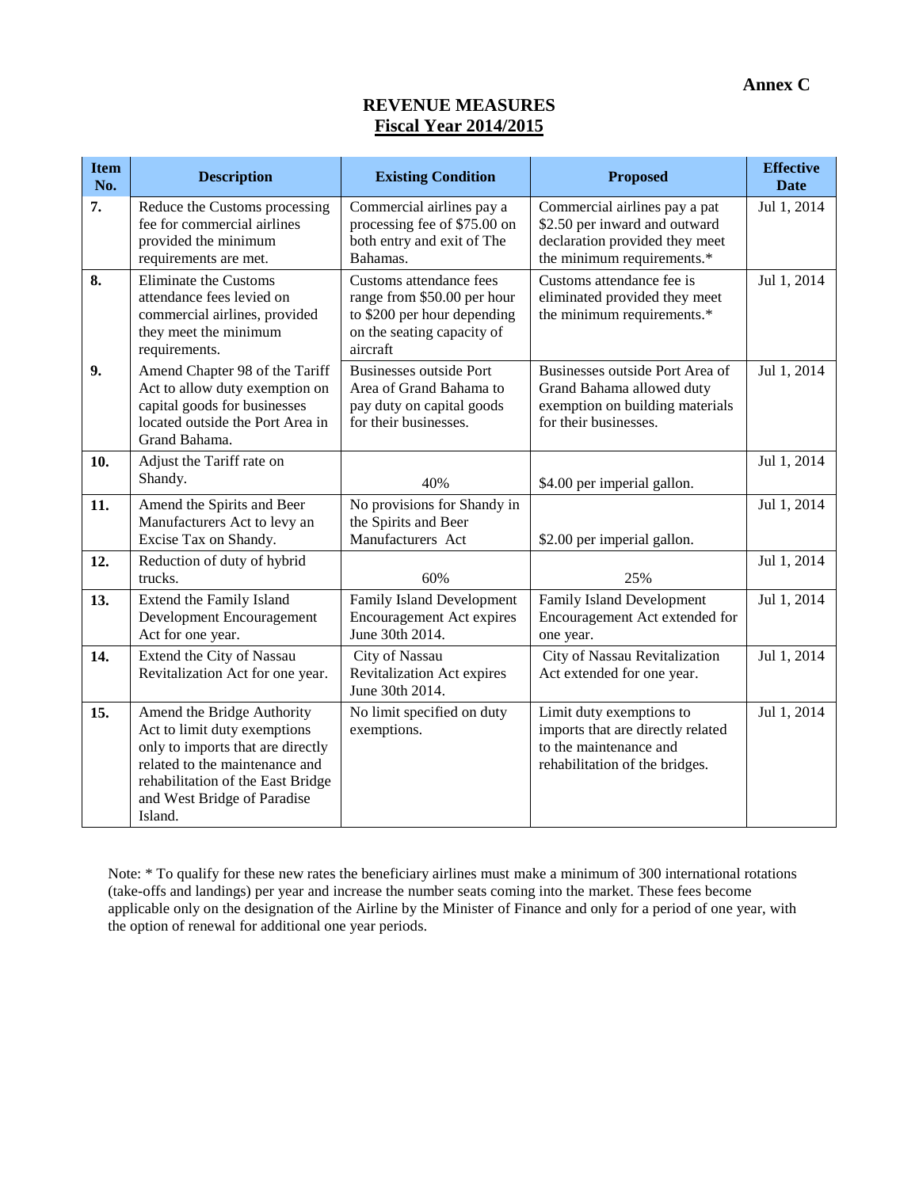**Annex C**

# REVENUE MEASURES
## Fiscal Year 2014/2015

| Item No. | Description | Existing Condition | Proposed | Effective Date |
|---|---|---|---|---|
| **7.** | Reduce the Customs processing fee for commercial airlines provided the minimum requirements are met. | Commercial airlines pay a processing fee of $75.00 on both entry and exit of The Bahamas. | Commercial airlines pay a pat $2.50 per inward and outward declaration provided they meet the minimum requirements.* | Jul 1, 2014 |
| **8.** | Eliminate the Customs attendance fees levied on commercial airlines, provided they meet the minimum requirements. | Customs attendance fees range from $50.00 per hour to $200 per hour depending on the seating capacity of aircraft | Customs attendance fee is eliminated provided they meet the minimum requirements.* | Jul 1, 2014 |
| **9.** | Amend Chapter 98 of the Tariff Act to allow duty exemption on capital goods for businesses located outside the Port Area in Grand Bahama. | Businesses outside Port Area of Grand Bahama to pay duty on capital goods for their businesses. | Businesses outside Port Area of Grand Bahama allowed duty exemption on building materials for their businesses. | Jul 1, 2014 |
| **10.** | Adjust the Tariff rate on Shandy. | 40% | $4.00 per imperial gallon. | Jul 1, 2014 |
| **11.** | Amend the Spirits and Beer Manufacturers Act to levy an Excise Tax on Shandy. | No provisions for Shandy in the Spirits and Beer Manufacturers Act | $2.00 per imperial gallon. | Jul 1, 2014 |
| **12.** | Reduction of duty of hybrid trucks. | 60% | 25% | Jul 1, 2014 |
| **13.** | Extend the Family Island Development Encouragement Act for one year. | Family Island Development Encouragement Act expires June 30th 2014. | Family Island Development Encouragement Act extended for one year. | Jul 1, 2014 |
| **14.** | Extend the City of Nassau Revitalization Act for one year. | City of Nassau Revitalization Act expires June 30th 2014. | City of Nassau Revitalization Act extended for one year. | Jul 1, 2014 |
| **15.** | Amend the Bridge Authority Act to limit duty exemptions only to imports that are directly related to the maintenance and rehabilitation of the East Bridge and West Bridge of Paradise Island. | No limit specified on duty exemptions. | Limit duty exemptions to imports that are directly related to the maintenance and rehabilitation of the bridges. | Jul 1, 2014 |

Note: * To qualify for these new rates the beneficiary airlines must make a minimum of 300 international rotations (take-offs and landings) per year and increase the number seats coming into the market. These fees become applicable only on the designation of the Airline by the Minister of Finance and only for a period of one year, with the option of renewal for additional one year periods.